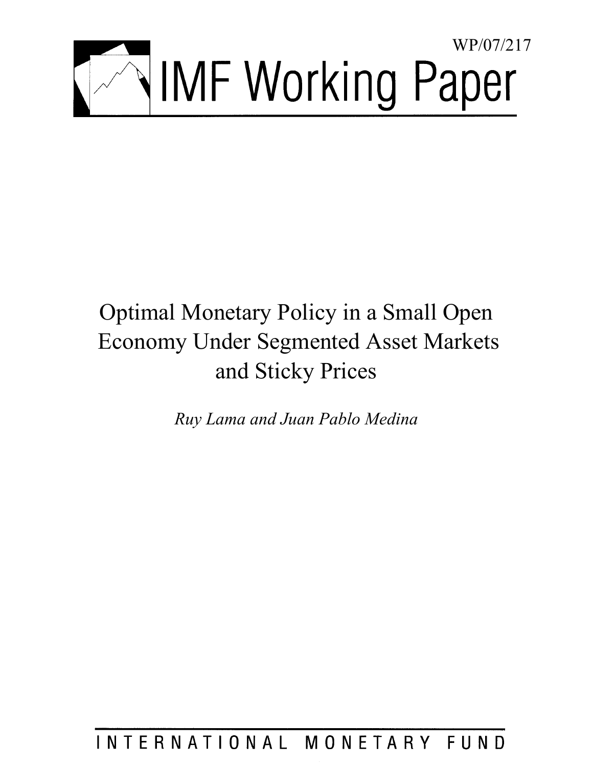WP/07/217

# IMF Working Paper

# Optimal Monetary Policy in a Small Open Economy Under Segmented Asset Markets and Sticky Prices

*Ruy Lama and Juan Pablo Medina*

INTERNATIONAL MONETARY FUND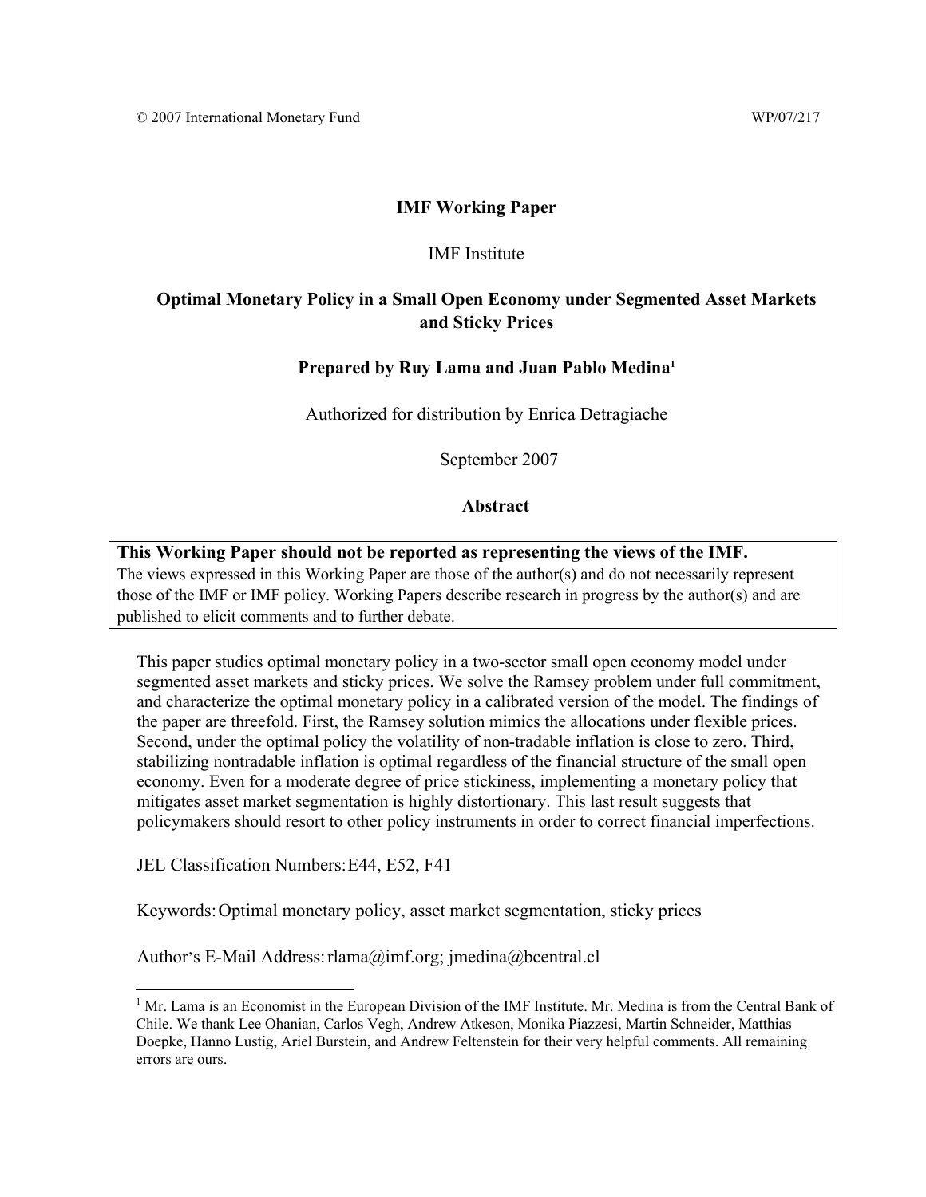© 2007 International Monetary Fund WP/07/217

**IMF Working Paper**

IMF Institute

**Optimal Monetary Policy in a Small Open Economy under Segmented Asset Markets and Sticky Prices**

**Prepared by Ruy Lama and Juan Pablo Medina[1]**

Authorized for distribution by Enrica Detragiache

September 2007

**Abstract**

**This Working Paper should not be reported as representing the views of the IMF.**
The views expressed in this Working Paper are those of the author(s) and do not necessarily represent those of the IMF or IMF policy. Working Papers describe research in progress by the author(s) and are published to elicit comments and to further debate.

This paper studies optimal monetary policy in a two-sector small open economy model under segmented asset markets and sticky prices. We solve the Ramsey problem under full commitment, and characterize the optimal monetary policy in a calibrated version of the model. The findings of the paper are threefold. First, the Ramsey solution mimics the allocations under flexible prices. Second, under the optimal policy the volatility of non-tradable inflation is close to zero. Third, stabilizing nontradable inflation is optimal regardless of the financial structure of the small open economy. Even for a moderate degree of price stickiness, implementing a monetary policy that mitigates asset market segmentation is highly distortionary. This last result suggests that policymakers should resort to other policy instruments in order to correct financial imperfections.

JEL Classification Numbers: E44, E52, F41

Keywords: Optimal monetary policy, asset market segmentation, sticky prices

Author's E-Mail Address: rlama@imf.org; jmedina@bcentral.cl

[1] Mr. Lama is an Economist in the European Division of the IMF Institute. Mr. Medina is from the Central Bank of Chile. We thank Lee Ohanian, Carlos Vegh, Andrew Atkeson, Monika Piazzesi, Martin Schneider, Matthias Doepke, Hanno Lustig, Ariel Burstein, and Andrew Feltenstein for their very helpful comments. All remaining errors are ours.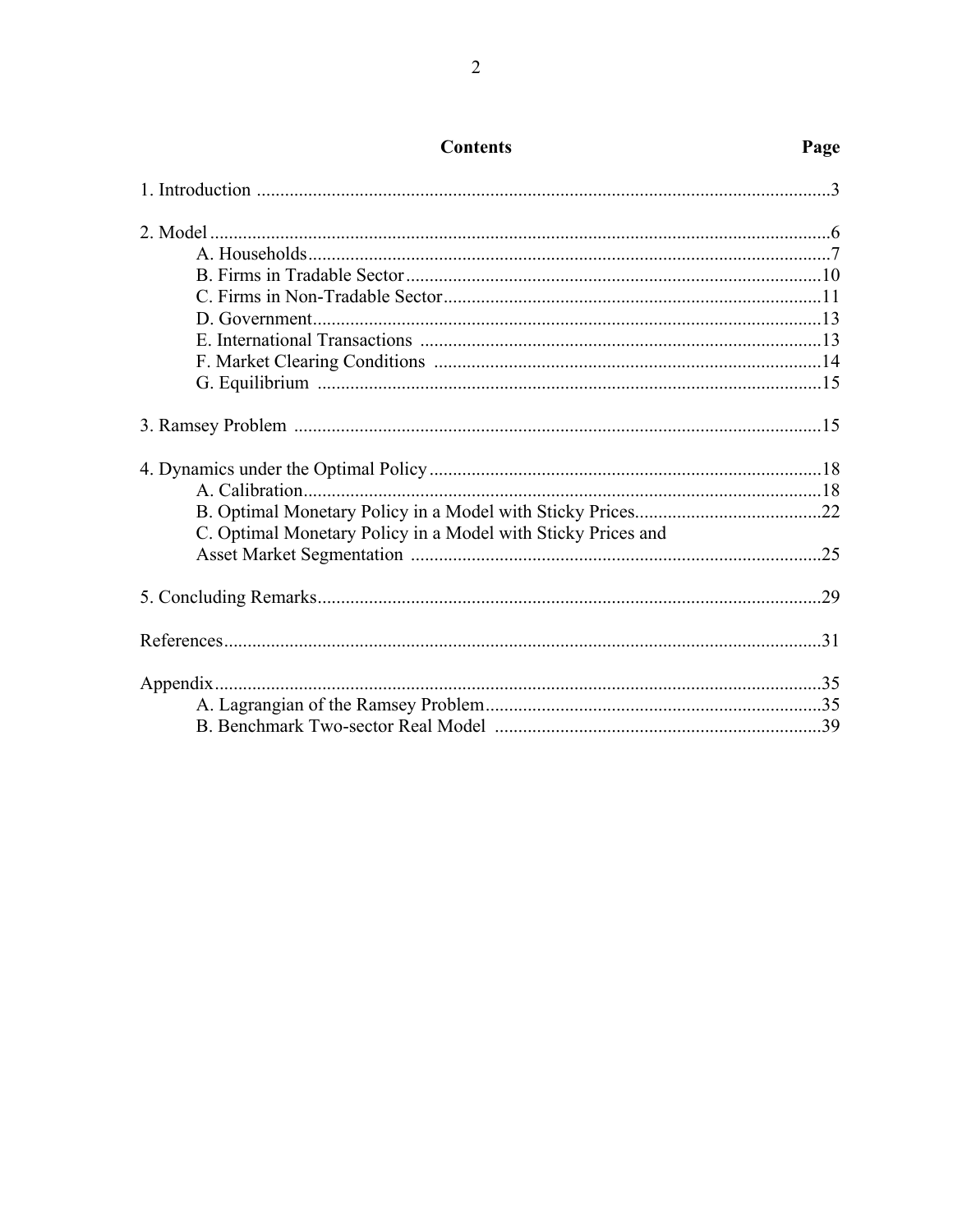## Contents

| | Page |
|---|---|
| 1. Introduction | 3 |
| 2. Model | 6 |
| A. Households | 7 |
| B. Firms in Tradable Sector | 10 |
| C. Firms in Non-Tradable Sector | 11 |
| D. Government | 13 |
| E. International Transactions | 13 |
| F. Market Clearing Conditions | 14 |
| G. Equilibrium | 15 |
| 3. Ramsey Problem | 15 |
| 4. Dynamics under the Optimal Policy | 18 |
| A. Calibration | 18 |
| B. Optimal Monetary Policy in a Model with Sticky Prices | 22 |
| C. Optimal Monetary Policy in a Model with Sticky Prices and Asset Market Segmentation | 25 |
| 5. Concluding Remarks | 29 |
| References | 31 |
| Appendix | 35 |
| A. Lagrangian of the Ramsey Problem | 35 |
| B. Benchmark Two-sector Real Model | 39 |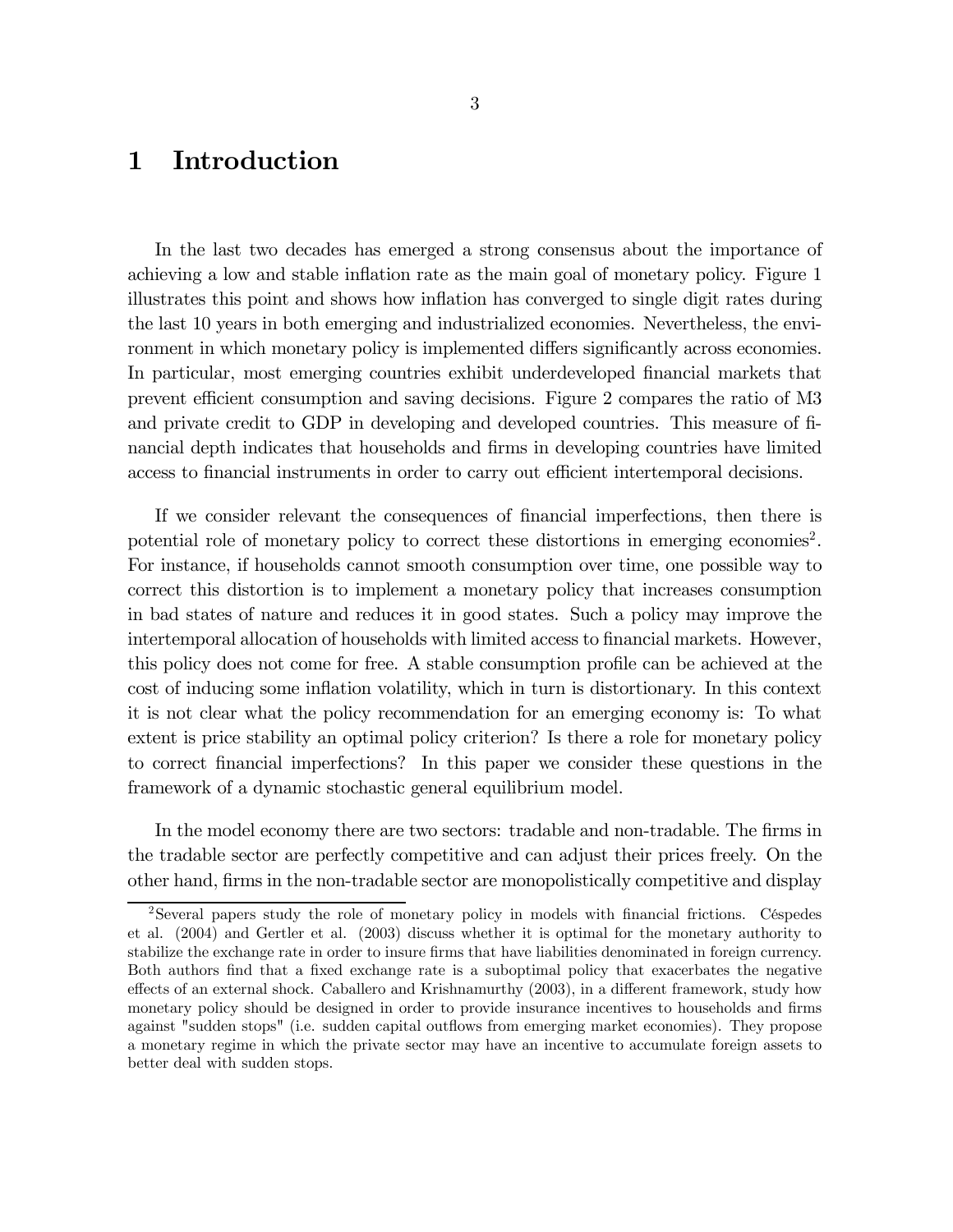# 1 Introduction

In the last two decades has emerged a strong consensus about the importance of achieving a low and stable inflation rate as the main goal of monetary policy. Figure 1 illustrates this point and shows how inflation has converged to single digit rates during the last 10 years in both emerging and industrialized economies. Nevertheless, the environment in which monetary policy is implemented differs significantly across economies. In particular, most emerging countries exhibit underdeveloped financial markets that prevent efficient consumption and saving decisions. Figure 2 compares the ratio of M3 and private credit to GDP in developing and developed countries. This measure of financial depth indicates that households and firms in developing countries have limited access to financial instruments in order to carry out efficient intertemporal decisions.

If we consider relevant the consequences of financial imperfections, then there is potential role of monetary policy to correct these distortions in emerging economies[2]. For instance, if households cannot smooth consumption over time, one possible way to correct this distortion is to implement a monetary policy that increases consumption in bad states of nature and reduces it in good states. Such a policy may improve the intertemporal allocation of households with limited access to financial markets. However, this policy does not come for free. A stable consumption profile can be achieved at the cost of inducing some inflation volatility, which in turn is distortionary. In this context it is not clear what the policy recommendation for an emerging economy is: To what extent is price stability an optimal policy criterion? Is there a role for monetary policy to correct financial imperfections? In this paper we consider these questions in the framework of a dynamic stochastic general equilibrium model.

In the model economy there are two sectors: tradable and non-tradable. The firms in the tradable sector are perfectly competitive and can adjust their prices freely. On the other hand, firms in the non-tradable sector are monopolistically competitive and display

[2]Several papers study the role of monetary policy in models with financial frictions. Céspedes et al. (2004) and Gertler et al. (2003) discuss whether it is optimal for the monetary authority to stabilize the exchange rate in order to insure firms that have liabilities denominated in foreign currency. Both authors find that a fixed exchange rate is a suboptimal policy that exacerbates the negative effects of an external shock. Caballero and Krishnamurthy (2003), in a different framework, study how monetary policy should be designed in order to provide insurance incentives to households and firms against "sudden stops" (i.e. sudden capital outflows from emerging market economies). They propose a monetary regime in which the private sector may have an incentive to accumulate foreign assets to better deal with sudden stops.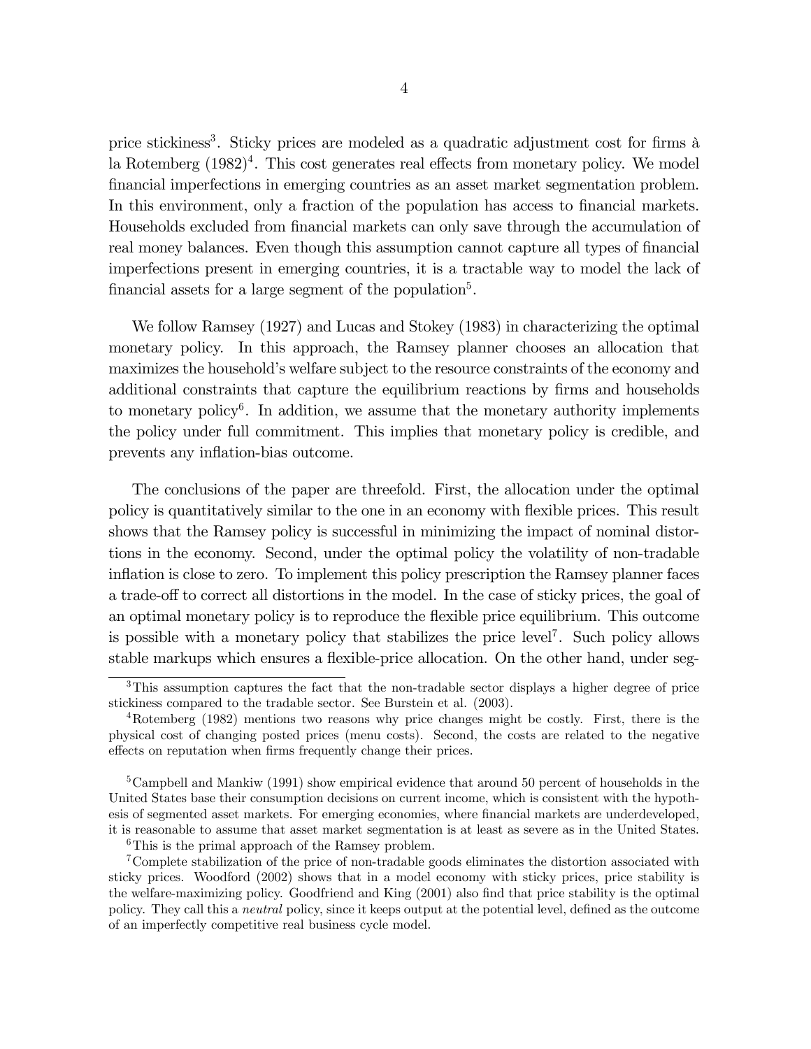price stickiness[3]. Sticky prices are modeled as a quadratic adjustment cost for firms à la Rotemberg (1982)[4]. This cost generates real effects from monetary policy. We model financial imperfections in emerging countries as an asset market segmentation problem. In this environment, only a fraction of the population has access to financial markets. Households excluded from financial markets can only save through the accumulation of real money balances. Even though this assumption cannot capture all types of financial imperfections present in emerging countries, it is a tractable way to model the lack of financial assets for a large segment of the population[5].

We follow Ramsey (1927) and Lucas and Stokey (1983) in characterizing the optimal monetary policy. In this approach, the Ramsey planner chooses an allocation that maximizes the household's welfare subject to the resource constraints of the economy and additional constraints that capture the equilibrium reactions by firms and households to monetary policy[6]. In addition, we assume that the monetary authority implements the policy under full commitment. This implies that monetary policy is credible, and prevents any inflation-bias outcome.

The conclusions of the paper are threefold. First, the allocation under the optimal policy is quantitatively similar to the one in an economy with flexible prices. This result shows that the Ramsey policy is successful in minimizing the impact of nominal distortions in the economy. Second, under the optimal policy the volatility of non-tradable inflation is close to zero. To implement this policy prescription the Ramsey planner faces a trade-off to correct all distortions in the model. In the case of sticky prices, the goal of an optimal monetary policy is to reproduce the flexible price equilibrium. This outcome is possible with a monetary policy that stabilizes the price level[7]. Such policy allows stable markups which ensures a flexible-price allocation. On the other hand, under seg-

---

[3] This assumption captures the fact that the non-tradable sector displays a higher degree of price stickiness compared to the tradable sector. See Burstein et al. (2003).

[4] Rotemberg (1982) mentions two reasons why price changes might be costly. First, there is the physical cost of changing posted prices (menu costs). Second, the costs are related to the negative effects on reputation when firms frequently change their prices.

[5] Campbell and Mankiw (1991) show empirical evidence that around 50 percent of households in the United States base their consumption decisions on current income, which is consistent with the hypothesis of segmented asset markets. For emerging economies, where financial markets are underdeveloped, it is reasonable to assume that asset market segmentation is at least as severe as in the United States.

[6] This is the primal approach of the Ramsey problem.

[7] Complete stabilization of the price of non-tradable goods eliminates the distortion associated with sticky prices. Woodford (2002) shows that in a model economy with sticky prices, price stability is the welfare-maximizing policy. Goodfriend and King (2001) also find that price stability is the optimal policy. They call this a *neutral* policy, since it keeps output at the potential level, defined as the outcome of an imperfectly competitive real business cycle model.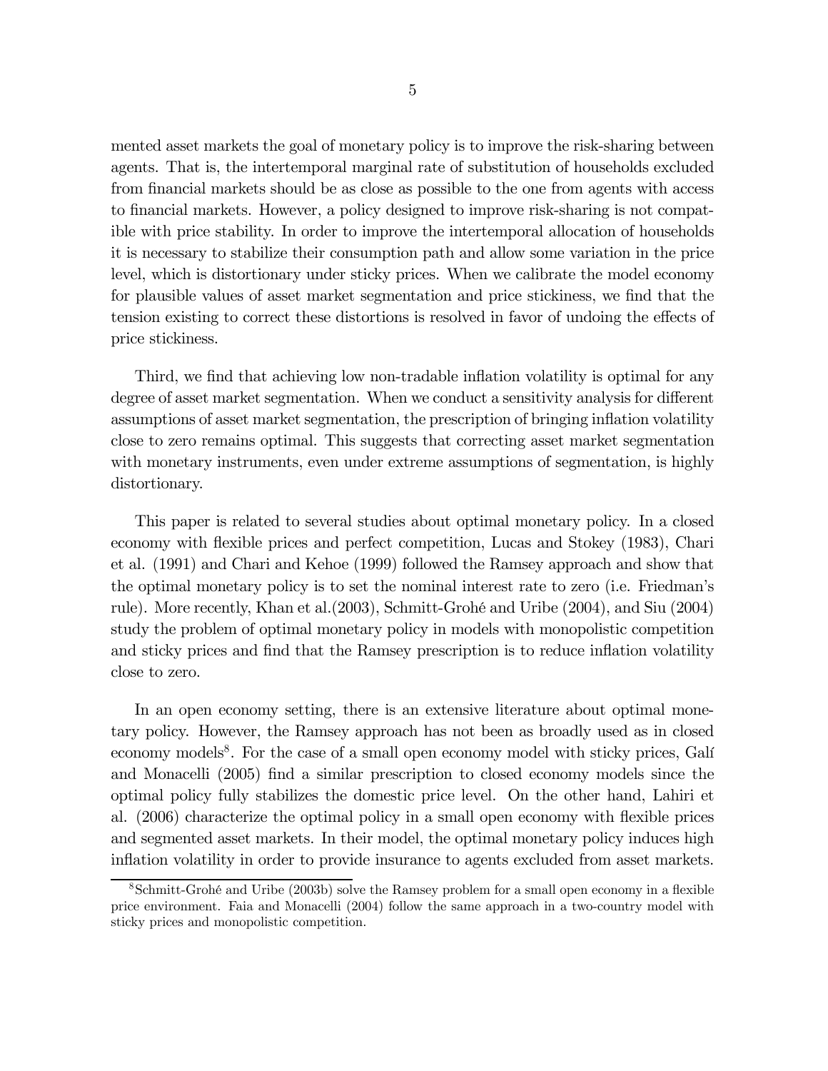mented asset markets the goal of monetary policy is to improve the risk-sharing between agents. That is, the intertemporal marginal rate of substitution of households excluded from financial markets should be as close as possible to the one from agents with access to financial markets. However, a policy designed to improve risk-sharing is not compatible with price stability. In order to improve the intertemporal allocation of households it is necessary to stabilize their consumption path and allow some variation in the price level, which is distortionary under sticky prices. When we calibrate the model economy for plausible values of asset market segmentation and price stickiness, we find that the tension existing to correct these distortions is resolved in favor of undoing the effects of price stickiness.

Third, we find that achieving low non-tradable inflation volatility is optimal for any degree of asset market segmentation. When we conduct a sensitivity analysis for different assumptions of asset market segmentation, the prescription of bringing inflation volatility close to zero remains optimal. This suggests that correcting asset market segmentation with monetary instruments, even under extreme assumptions of segmentation, is highly distortionary.

This paper is related to several studies about optimal monetary policy. In a closed economy with flexible prices and perfect competition, Lucas and Stokey (1983), Chari et al. (1991) and Chari and Kehoe (1999) followed the Ramsey approach and show that the optimal monetary policy is to set the nominal interest rate to zero (i.e. Friedman's rule). More recently, Khan et al.(2003), Schmitt-Grohé and Uribe (2004), and Siu (2004) study the problem of optimal monetary policy in models with monopolistic competition and sticky prices and find that the Ramsey prescription is to reduce inflation volatility close to zero.

In an open economy setting, there is an extensive literature about optimal monetary policy. However, the Ramsey approach has not been as broadly used as in closed economy models[8]. For the case of a small open economy model with sticky prices, Galí and Monacelli (2005) find a similar prescription to closed economy models since the optimal policy fully stabilizes the domestic price level. On the other hand, Lahiri et al. (2006) characterize the optimal policy in a small open economy with flexible prices and segmented asset markets. In their model, the optimal monetary policy induces high inflation volatility in order to provide insurance to agents excluded from asset markets.

[8] Schmitt-Grohé and Uribe (2003b) solve the Ramsey problem for a small open economy in a flexible price environment. Faia and Monacelli (2004) follow the same approach in a two-country model with sticky prices and monopolistic competition.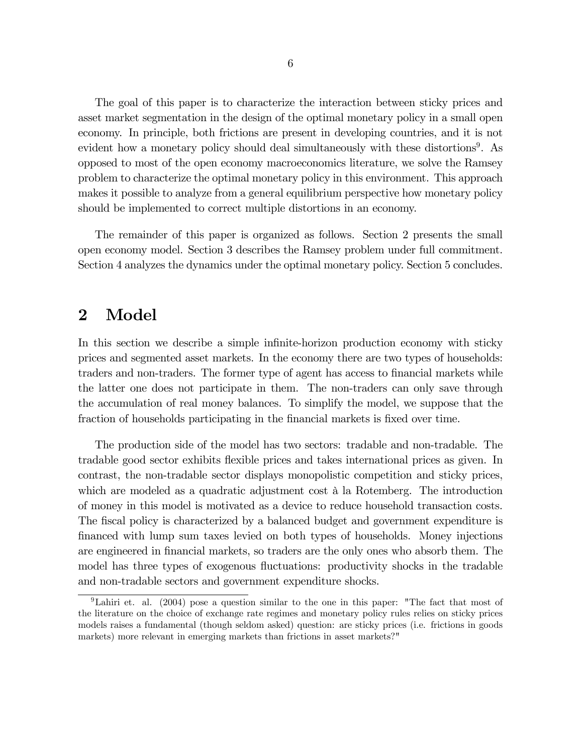The goal of this paper is to characterize the interaction between sticky prices and asset market segmentation in the design of the optimal monetary policy in a small open economy. In principle, both frictions are present in developing countries, and it is not evident how a monetary policy should deal simultaneously with these distortions[9]. As opposed to most of the open economy macroeconomics literature, we solve the Ramsey problem to characterize the optimal monetary policy in this environment. This approach makes it possible to analyze from a general equilibrium perspective how monetary policy should be implemented to correct multiple distortions in an economy.

The remainder of this paper is organized as follows. Section 2 presents the small open economy model. Section 3 describes the Ramsey problem under full commitment. Section 4 analyzes the dynamics under the optimal monetary policy. Section 5 concludes.

# 2 Model

In this section we describe a simple infinite-horizon production economy with sticky prices and segmented asset markets. In the economy there are two types of households: traders and non-traders. The former type of agent has access to financial markets while the latter one does not participate in them. The non-traders can only save through the accumulation of real money balances. To simplify the model, we suppose that the fraction of households participating in the financial markets is fixed over time.

The production side of the model has two sectors: tradable and non-tradable. The tradable good sector exhibits flexible prices and takes international prices as given. In contrast, the non-tradable sector displays monopolistic competition and sticky prices, which are modeled as a quadratic adjustment cost à la Rotemberg. The introduction of money in this model is motivated as a device to reduce household transaction costs. The fiscal policy is characterized by a balanced budget and government expenditure is financed with lump sum taxes levied on both types of households. Money injections are engineered in financial markets, so traders are the only ones who absorb them. The model has three types of exogenous fluctuations: productivity shocks in the tradable and non-tradable sectors and government expenditure shocks.

[9] Lahiri et. al. (2004) pose a question similar to the one in this paper: "The fact that most of the literature on the choice of exchange rate regimes and monetary policy rules relies on sticky prices models raises a fundamental (though seldom asked) question: are sticky prices (i.e. frictions in goods markets) more relevant in emerging markets than frictions in asset markets?"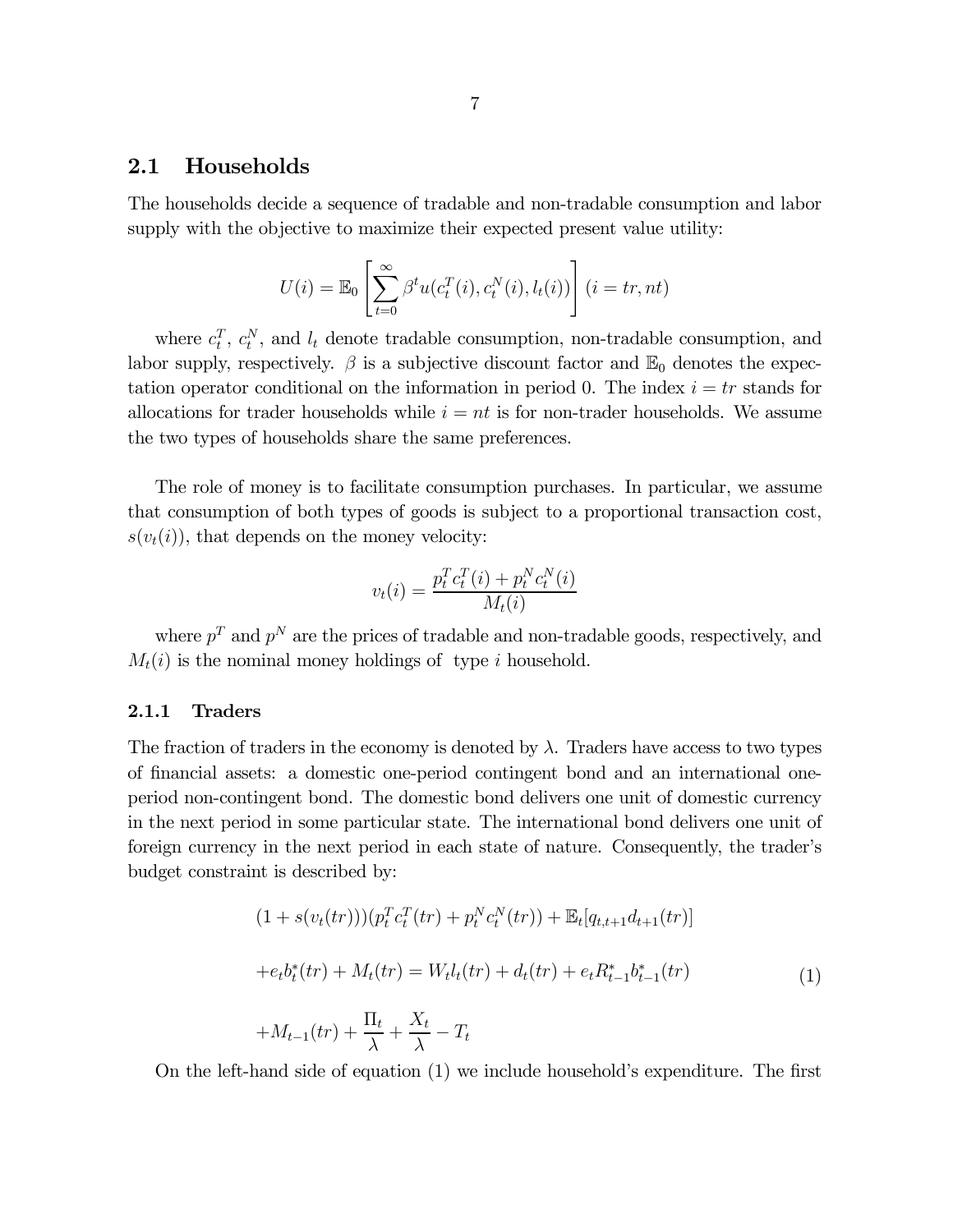## 2.1 Households

The households decide a sequence of tradable and non-tradable consumption and labor supply with the objective to maximize their expected present value utility:

$$U(i) = \mathbb{E}_0 \left[ \sum_{t=0}^{\infty} \beta^t u(c_t^T(i), c_t^N(i), l_t(i)) \right] (i = tr, nt)$$

where $c_t^T$, $c_t^N$, and $l_t$ denote tradable consumption, non-tradable consumption, and labor supply, respectively. $\beta$ is a subjective discount factor and $\mathbb{E}_0$ denotes the expectation operator conditional on the information in period 0. The index $i = tr$ stands for allocations for trader households while $i = nt$ is for non-trader households. We assume the two types of households share the same preferences.

The role of money is to facilitate consumption purchases. In particular, we assume that consumption of both types of goods is subject to a proportional transaction cost, $s(v_t(i))$, that depends on the money velocity:

$$v_t(i) = \frac{p_t^T c_t^T(i) + p_t^N c_t^N(i)}{M_t(i)}$$

where $p^T$ and $p^N$ are the prices of tradable and non-tradable goods, respectively, and $M_t(i)$ is the nominal money holdings of type $i$ household.

### 2.1.1 Traders

The fraction of traders in the economy is denoted by $\lambda$. Traders have access to two types of financial assets: a domestic one-period contingent bond and an international one-period non-contingent bond. The domestic bond delivers one unit of domestic currency in the next period in some particular state. The international bond delivers one unit of foreign currency in the next period in each state of nature. Consequently, the trader's budget constraint is described by:

$$\begin{aligned}
&(1 + s(v_t(tr)))(p_t^T c_t^T(tr) + p_t^N c_t^N(tr)) + \mathbb{E}_t[q_{t,t+1} d_{t+1}(tr)] \\
&+ e_t b_t^*(tr) + M_t(tr) = W_t l_t(tr) + d_t(tr) + e_t R_{t-1}^* b_{t-1}^*(tr) \\
&+ M_{t-1}(tr) + \frac{\Pi_t}{\lambda} + \frac{X_t}{\lambda} - T_t
\end{aligned} \tag{1}$$

On the left-hand side of equation (1) we include household's expenditure. The first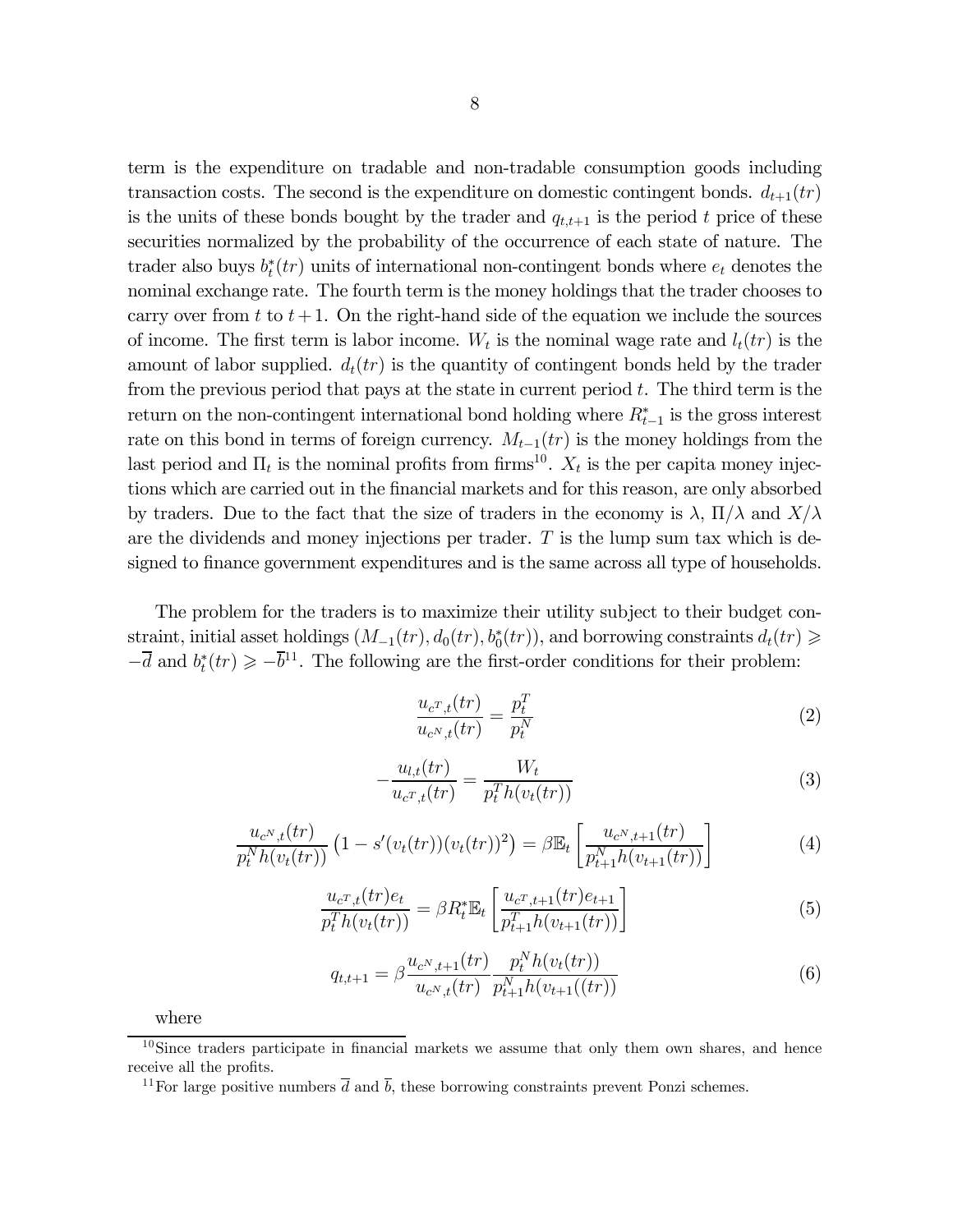term is the expenditure on tradable and non-tradable consumption goods including transaction costs. The second is the expenditure on domestic contingent bonds. $d_{t+1}(tr)$ is the units of these bonds bought by the trader and $q_{t,t+1}$ is the period $t$ price of these securities normalized by the probability of the occurrence of each state of nature. The trader also buys $b_t^*(tr)$ units of international non-contingent bonds where $e_t$ denotes the nominal exchange rate. The fourth term is the money holdings that the trader chooses to carry over from $t$ to $t+1$. On the right-hand side of the equation we include the sources of income. The first term is labor income. $W_t$ is the nominal wage rate and $l_t(tr)$ is the amount of labor supplied. $d_t(tr)$ is the quantity of contingent bonds held by the trader from the previous period that pays at the state in current period $t$. The third term is the return on the non-contingent international bond holding where $R_{t-1}^*$ is the gross interest rate on this bond in terms of foreign currency. $M_{t-1}(tr)$ is the money holdings from the last period and $\Pi_t$ is the nominal profits from firms[10]. $X_t$ is the per capita money injections which are carried out in the financial markets and for this reason, are only absorbed by traders. Due to the fact that the size of traders in the economy is $\lambda$, $\Pi/\lambda$ and $X/\lambda$ are the dividends and money injections per trader. $T$ is the lump sum tax which is designed to finance government expenditures and is the same across all type of households.

The problem for the traders is to maximize their utility subject to their budget constraint, initial asset holdings $(M_{-1}(tr), d_0(tr), b_0^*(tr))$, and borrowing constraints $d_t(tr) \geqslant -\overline{d}$ and $b_t^*(tr) \geqslant -\overline{b}$[11]. The following are the first-order conditions for their problem:

$$\frac{u_{c^T,t}(tr)}{u_{c^N,t}(tr)} = \frac{p_t^T}{p_t^N} \tag{2}$$

$$-\frac{u_{l,t}(tr)}{u_{c^T,t}(tr)} = \frac{W_t}{p_t^T h(v_t(tr))} \tag{3}$$

$$\frac{u_{c^N,t}(tr)}{p_t^N h(v_t(tr))}\left(1 - s'(v_t(tr))(v_t(tr))^2\right) = \beta \mathbb{E}_t\left[\frac{u_{c^N,t+1}(tr)}{p_{t+1}^N h(v_{t+1}(tr))}\right] \tag{4}$$

$$\frac{u_{c^T,t}(tr)e_t}{p_t^T h(v_t(tr))} = \beta R_t^* \mathbb{E}_t\left[\frac{u_{c^T,t+1}(tr)e_{t+1}}{p_{t+1}^T h(v_{t+1}(tr))}\right] \tag{5}$$

$$q_{t,t+1} = \beta \frac{u_{c^N,t+1}(tr)}{u_{c^N,t}(tr)} \frac{p_t^N h(v_t(tr))}{p_{t+1}^N h(v_{t+1}((tr))} \tag{6}$$

where

---

[10] Since traders participate in financial markets we assume that only them own shares, and hence receive all the profits.

[11] For large positive numbers $\overline{d}$ and $\overline{b}$, these borrowing constraints prevent Ponzi schemes.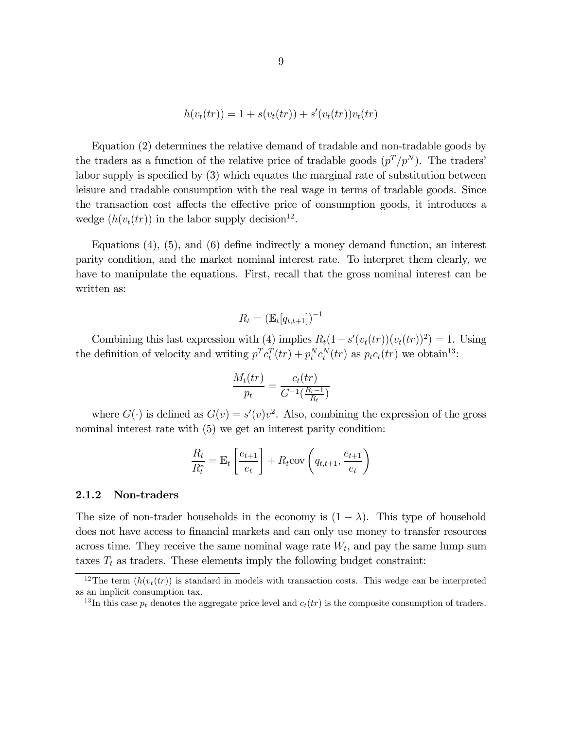$$h(v_t(tr)) = 1 + s(v_t(tr)) + s'(v_t(tr))v_t(tr)$$

Equation (2) determines the relative demand of tradable and non-tradable goods by the traders as a function of the relative price of tradable goods $(p^T/p^N)$. The traders' labor supply is specified by (3) which equates the marginal rate of substitution between leisure and tradable consumption with the real wage in terms of tradable goods. Since the transaction cost affects the effective price of consumption goods, it introduces a wedge $(h(v_t(tr))$ in the labor supply decision[12].

Equations (4), (5), and (6) define indirectly a money demand function, an interest parity condition, and the market nominal interest rate. To interpret them clearly, we have to manipulate the equations. First, recall that the gross nominal interest can be written as:

$$R_t = (\mathbb{E}_t[q_{t,t+1}])^{-1}$$

Combining this last expression with (4) implies $R_t(1 - s'(v_t(tr))(v_t(tr))^2) = 1$. Using the definition of velocity and writing $p^T c_t^T(tr) + p_t^N c_t^N(tr)$ as $p_t c_t(tr)$ we obtain[13]:

$$\frac{M_t(tr)}{p_t} = \frac{c_t(tr)}{G^{-1}(\frac{R_t - 1}{R_t})}$$

where $G(\cdot)$ is defined as $G(v) = s'(v)v^2$. Also, combining the expression of the gross nominal interest rate with (5) we get an interest parity condition:

$$\frac{R_t}{R_t^*} = \mathbb{E}_t\left[\frac{e_{t+1}}{e_t}\right] + R_t \text{cov}\left(q_{t,t+1}, \frac{e_{t+1}}{e_t}\right)$$

### 2.1.2 Non-traders

The size of non-trader households in the economy is $(1 - \lambda)$. This type of household does not have access to financial markets and can only use money to transfer resources across time. They receive the same nominal wage rate $W_t$, and pay the same lump sum taxes $T_t$ as traders. These elements imply the following budget constraint:

[12] The term $(h(v_t(tr))$ is standard in models with transaction costs. This wedge can be interpreted as an implicit consumption tax.

[13] In this case $p_t$ denotes the aggregate price level and $c_t(tr)$ is the composite consumption of traders.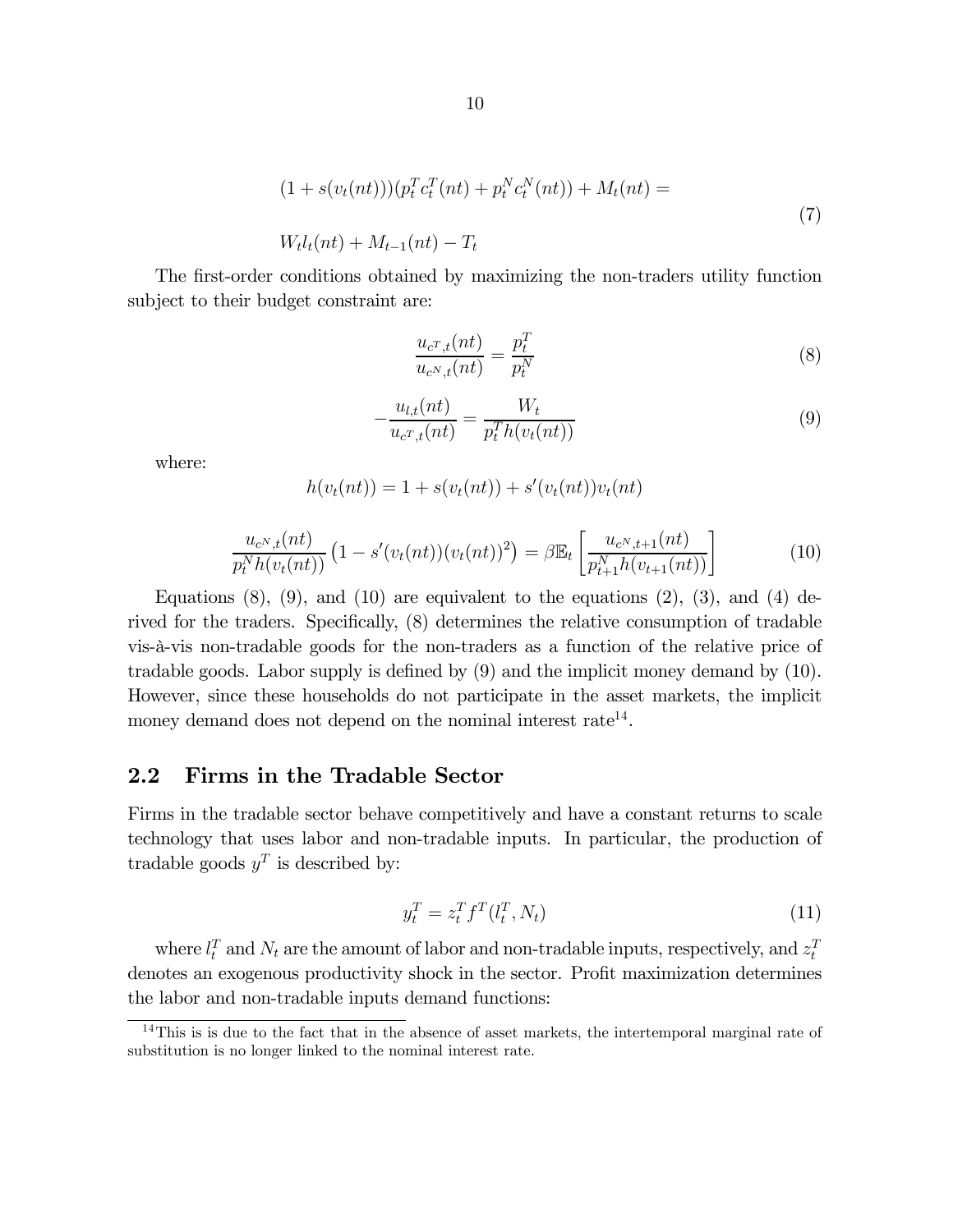$$(1+s(v_t(nt)))(p_t^T c_t^T(nt)+p_t^N c_t^N(nt))+M_t(nt)= \\ W_t l_t(nt)+M_{t-1}(nt)-T_t \tag{7}$$

The first-order conditions obtained by maximizing the non-traders utility function subject to their budget constraint are:

$$\frac{u_{c^T,t}(nt)}{u_{c^N,t}(nt)}=\frac{p_t^T}{p_t^N} \tag{8}$$

$$-\frac{u_{l,t}(nt)}{u_{c^T,t}(nt)}=\frac{W_t}{p_t^T h(v_t(nt))} \tag{9}$$

where:

$$h(v_t(nt))=1+s(v_t(nt))+s'(v_t(nt))v_t(nt)$$

$$\frac{u_{c^N,t}(nt)}{p_t^N h(v_t(nt))}\left(1-s'(v_t(nt))(v_t(nt))^2\right)=\beta\mathbb{E}_t\left[\frac{u_{c^N,t+1}(nt)}{p_{t+1}^N h(v_{t+1}(nt))}\right] \tag{10}$$

Equations (8), (9), and (10) are equivalent to the equations (2), (3), and (4) derived for the traders. Specifically, (8) determines the relative consumption of tradable vis-à-vis non-tradable goods for the non-traders as a function of the relative price of tradable goods. Labor supply is defined by (9) and the implicit money demand by (10). However, since these households do not participate in the asset markets, the implicit money demand does not depend on the nominal interest rate[14].

## 2.2 Firms in the Tradable Sector

Firms in the tradable sector behave competitively and have a constant returns to scale technology that uses labor and non-tradable inputs. In particular, the production of tradable goods $y^T$ is described by:

$$y_t^T=z_t^T f^T(l_t^T,N_t) \tag{11}$$

where $l_t^T$ and $N_t$ are the amount of labor and non-tradable inputs, respectively, and $z_t^T$ denotes an exogenous productivity shock in the sector. Profit maximization determines the labor and non-tradable inputs demand functions:

[14] This is is due to the fact that in the absence of asset markets, the intertemporal marginal rate of substitution is no longer linked to the nominal interest rate.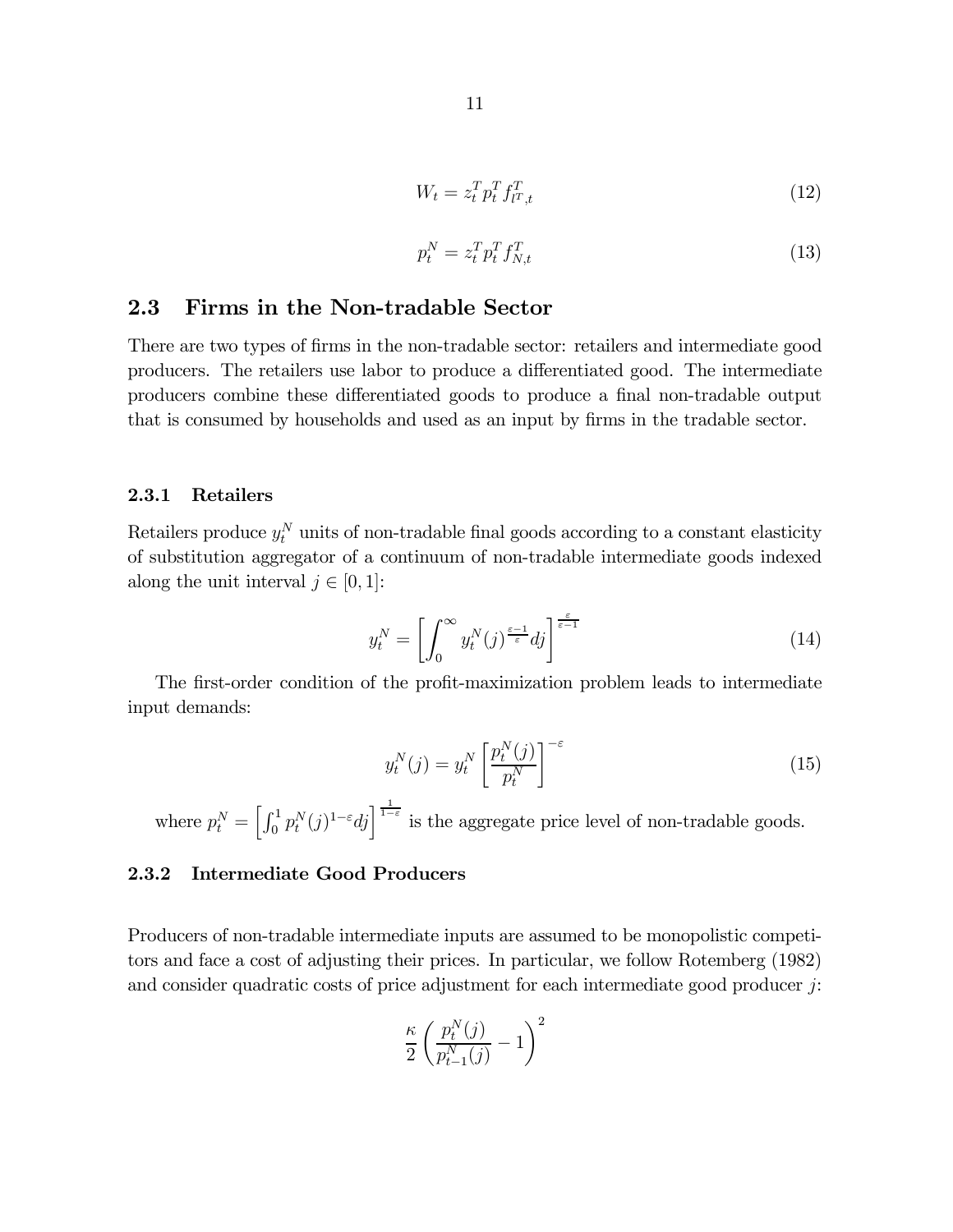$$W_t = z_t^T p_t^T f_{l^T,t}^T \tag{12}$$

$$p_t^N = z_t^T p_t^T f_{N,t}^T \tag{13}$$

## 2.3 Firms in the Non-tradable Sector

There are two types of firms in the non-tradable sector: retailers and intermediate good producers. The retailers use labor to produce a differentiated good. The intermediate producers combine these differentiated goods to produce a final non-tradable output that is consumed by households and used as an input by firms in the tradable sector.

### 2.3.1 Retailers

Retailers produce $y_t^N$ units of non-tradable final goods according to a constant elasticity of substitution aggregator of a continuum of non-tradable intermediate goods indexed along the unit interval $j \in [0, 1]$:

$$y_t^N = \left[ \int_0^\infty y_t^N(j)^{\frac{\varepsilon-1}{\varepsilon}} dj \right]^{\frac{\varepsilon}{\varepsilon-1}} \tag{14}$$

The first-order condition of the profit-maximization problem leads to intermediate input demands:

$$y_t^N(j) = y_t^N \left[ \frac{p_t^N(j)}{p_t^N} \right]^{-\varepsilon} \tag{15}$$

where $p_t^N = \left[ \int_0^1 p_t^N(j)^{1-\varepsilon} dj \right]^{\frac{1}{1-\varepsilon}}$ is the aggregate price level of non-tradable goods.

### 2.3.2 Intermediate Good Producers

Producers of non-tradable intermediate inputs are assumed to be monopolistic competitors and face a cost of adjusting their prices. In particular, we follow Rotemberg (1982) and consider quadratic costs of price adjustment for each intermediate good producer $j$:

$$\frac{\kappa}{2} \left( \frac{p_t^N(j)}{p_{t-1}^N(j)} - 1 \right)^2$$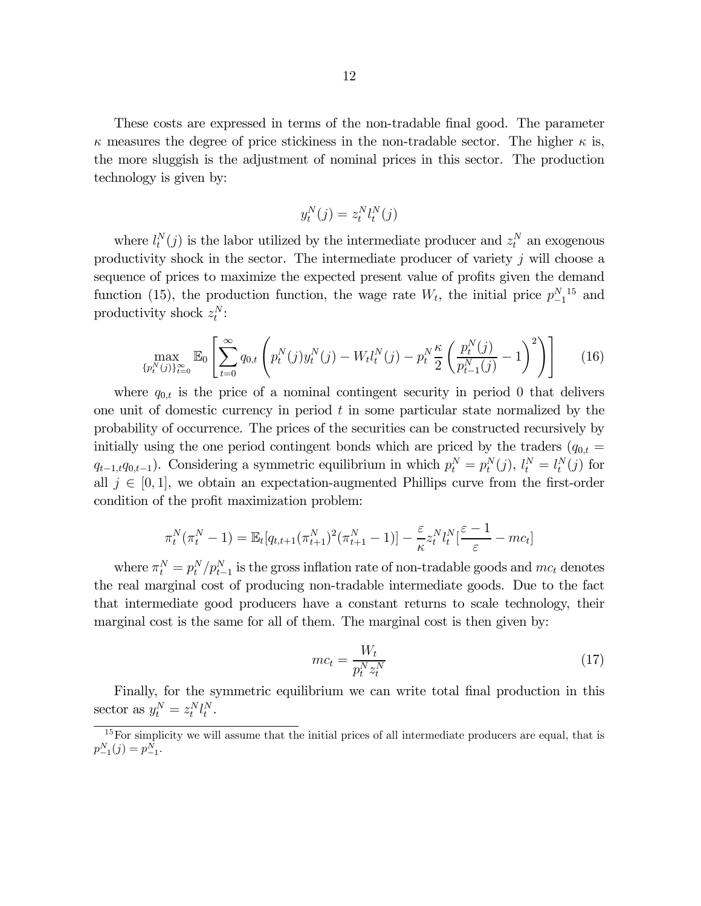These costs are expressed in terms of the non-tradable final good. The parameter $\kappa$ measures the degree of price stickiness in the non-tradable sector. The higher $\kappa$ is, the more sluggish is the adjustment of nominal prices in this sector. The production technology is given by:

$$y_t^N(j) = z_t^N l_t^N(j)$$

where $l_t^N(j)$ is the labor utilized by the intermediate producer and $z_t^N$ an exogenous productivity shock in the sector. The intermediate producer of variety $j$ will choose a sequence of prices to maximize the expected present value of profits given the demand function (15), the production function, the wage rate $W_t$, the initial price $p_{-1}^N$[15] and productivity shock $z_t^N$:

$$\max_{\{p_t^N(j)\}_{t=0}^{\infty}} \mathbb{E}_0 \left[ \sum_{t=0}^{\infty} q_{0,t} \left( p_t^N(j) y_t^N(j) - W_t l_t^N(j) - p_t^N \frac{\kappa}{2} \left( \frac{p_t^N(j)}{p_{t-1}^N(j)} - 1 \right)^2 \right) \right] \tag{16}$$

where $q_{0,t}$ is the price of a nominal contingent security in period 0 that delivers one unit of domestic currency in period $t$ in some particular state normalized by the probability of occurrence. The prices of the securities can be constructed recursively by initially using the one period contingent bonds which are priced by the traders ($q_{0,t} = q_{t-1,t} q_{0,t-1}$). Considering a symmetric equilibrium in which $p_t^N = p_t^N(j)$, $l_t^N = l_t^N(j)$ for all $j \in [0,1]$, we obtain an expectation-augmented Phillips curve from the first-order condition of the profit maximization problem:

$$\pi_t^N(\pi_t^N - 1) = \mathbb{E}_t[q_{t,t+1}(\pi_{t+1}^N)^2(\pi_{t+1}^N - 1)] - \frac{\varepsilon}{\kappa} z_t^N l_t^N [\frac{\varepsilon - 1}{\varepsilon} - mc_t]$$

where $\pi_t^N = p_t^N / p_{t-1}^N$ is the gross inflation rate of non-tradable goods and $mc_t$ denotes the real marginal cost of producing non-tradable intermediate goods. Due to the fact that intermediate good producers have a constant returns to scale technology, their marginal cost is the same for all of them. The marginal cost is then given by:

$$mc_t = \frac{W_t}{p_t^N z_t^N} \tag{17}$$

Finally, for the symmetric equilibrium we can write total final production in this sector as $y_t^N = z_t^N l_t^N$.

---

[15] For simplicity we will assume that the initial prices of all intermediate producers are equal, that is $p_{-1}^N(j) = p_{-1}^N$.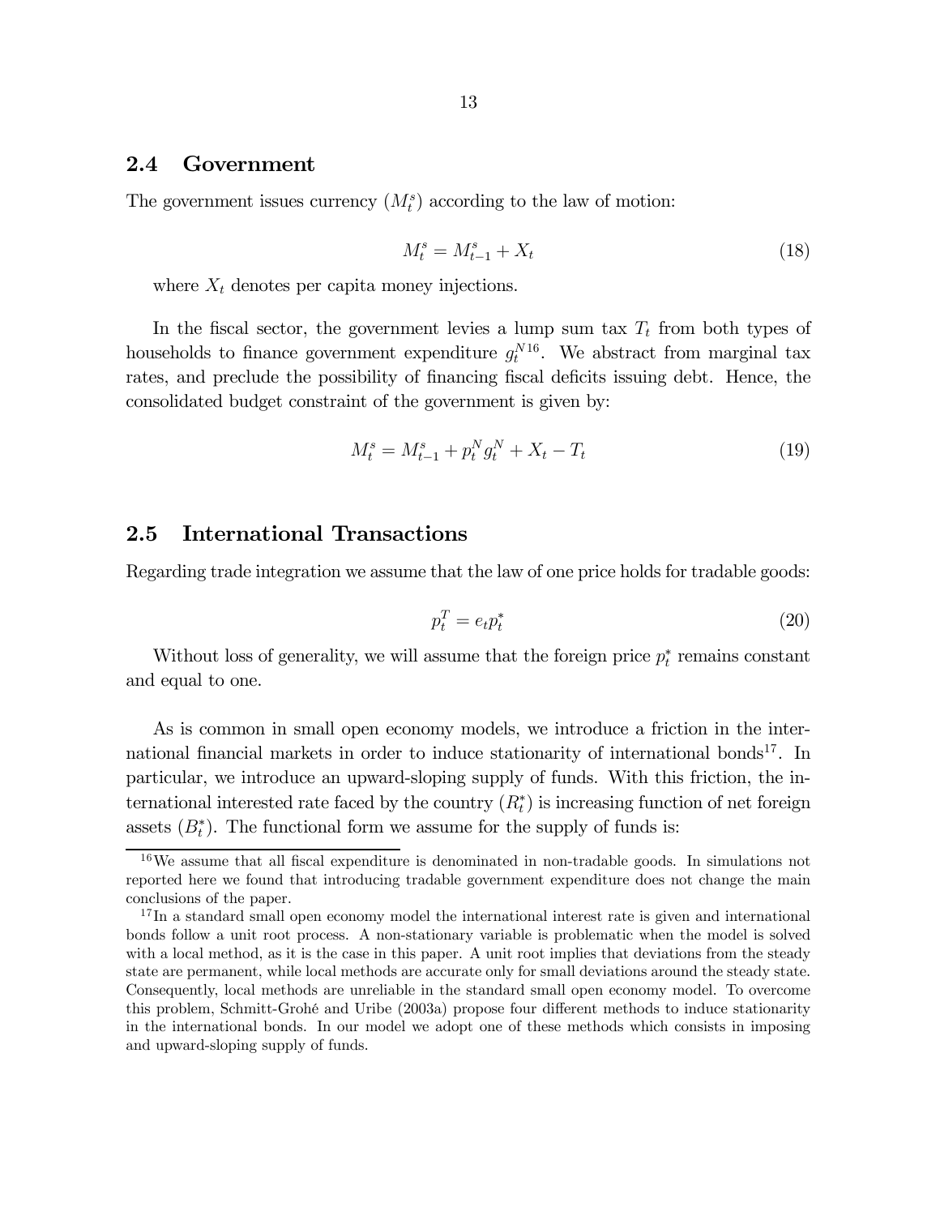## 2.4 Government

The government issues currency ($M_t^s$) according to the law of motion:

$$M_t^s = M_{t-1}^s + X_t \tag{18}$$

where $X_t$ denotes per capita money injections.

In the fiscal sector, the government levies a lump sum tax $T_t$ from both types of households to finance government expenditure $g_t^N$[16]. We abstract from marginal tax rates, and preclude the possibility of financing fiscal deficits issuing debt. Hence, the consolidated budget constraint of the government is given by:

$$M_t^s = M_{t-1}^s + p_t^N g_t^N + X_t - T_t \tag{19}$$

## 2.5 International Transactions

Regarding trade integration we assume that the law of one price holds for tradable goods:

$$p_t^T = e_t p_t^* \tag{20}$$

Without loss of generality, we will assume that the foreign price $p_t^*$ remains constant and equal to one.

As is common in small open economy models, we introduce a friction in the international financial markets in order to induce stationarity of international bonds[17]. In particular, we introduce an upward-sloping supply of funds. With this friction, the international interested rate faced by the country ($R_t^*$) is increasing function of net foreign assets ($B_t^*$). The functional form we assume for the supply of funds is:

[16] We assume that all fiscal expenditure is denominated in non-tradable goods. In simulations not reported here we found that introducing tradable government expenditure does not change the main conclusions of the paper.

[17] In a standard small open economy model the international interest rate is given and international bonds follow a unit root process. A non-stationary variable is problematic when the model is solved with a local method, as it is the case in this paper. A unit root implies that deviations from the steady state are permanent, while local methods are accurate only for small deviations around the steady state. Consequently, local methods are unreliable in the standard small open economy model. To overcome this problem, Schmitt-Grohé and Uribe (2003a) propose four different methods to induce stationarity in the international bonds. In our model we adopt one of these methods which consists in imposing and upward-sloping supply of funds.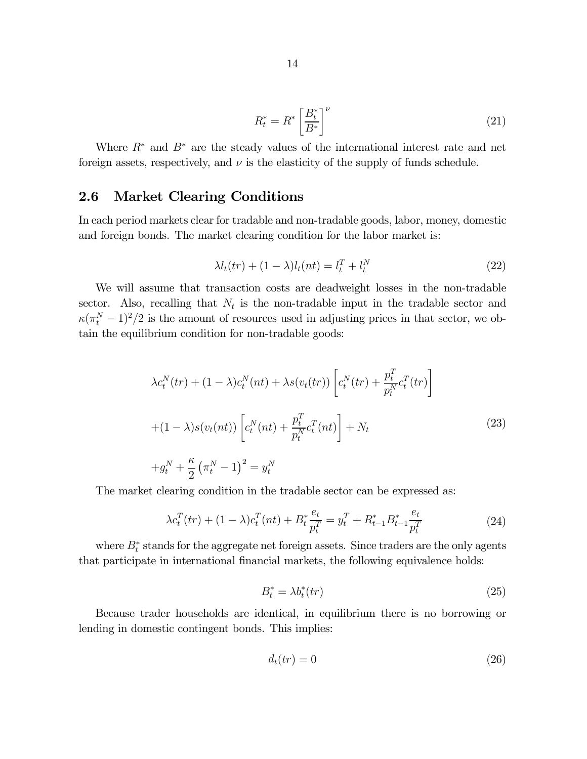$$R_t^* = R^* \left[ \frac{B_t^*}{B^*} \right]^{\nu} \tag{21}$$

Where $R^*$ and $B^*$ are the steady values of the international interest rate and net foreign assets, respectively, and $\nu$ is the elasticity of the supply of funds schedule.

## 2.6 Market Clearing Conditions

In each period markets clear for tradable and non-tradable goods, labor, money, domestic and foreign bonds. The market clearing condition for the labor market is:

$$\lambda l_t(tr) + (1 - \lambda) l_t(nt) = l_t^T + l_t^N \tag{22}$$

We will assume that transaction costs are deadweight losses in the non-tradable sector. Also, recalling that $N_t$ is the non-tradable input in the tradable sector and $\kappa(\pi_t^N - 1)^2/2$ is the amount of resources used in adjusting prices in that sector, we obtain the equilibrium condition for non-tradable goods:

$$\begin{aligned} &\lambda c_t^N(tr) + (1 - \lambda) c_t^N(nt) + \lambda s(v_t(tr)) \left[ c_t^N(tr) + \frac{p_t^T}{p_t^N} c_t^T(tr) \right] \\ &+ (1 - \lambda) s(v_t(nt)) \left[ c_t^N(nt) + \frac{p_t^T}{p_t^N} c_t^T(nt) \right] + N_t \\ &+ g_t^N + \frac{\kappa}{2} \left( \pi_t^N - 1 \right)^2 = y_t^N \end{aligned} \tag{23}$$

The market clearing condition in the tradable sector can be expressed as:

$$\lambda c_t^T(tr) + (1 - \lambda) c_t^T(nt) + B_t^* \frac{e_t}{p_t^T} = y_t^T + R_{t-1}^* B_{t-1}^* \frac{e_t}{p_t^T} \tag{24}$$

where $B_t^*$ stands for the aggregate net foreign assets. Since traders are the only agents that participate in international financial markets, the following equivalence holds:

$$B_t^* = \lambda b_t^*(tr) \tag{25}$$

Because trader households are identical, in equilibrium there is no borrowing or lending in domestic contingent bonds. This implies:

$$d_t(tr) = 0 \tag{26}$$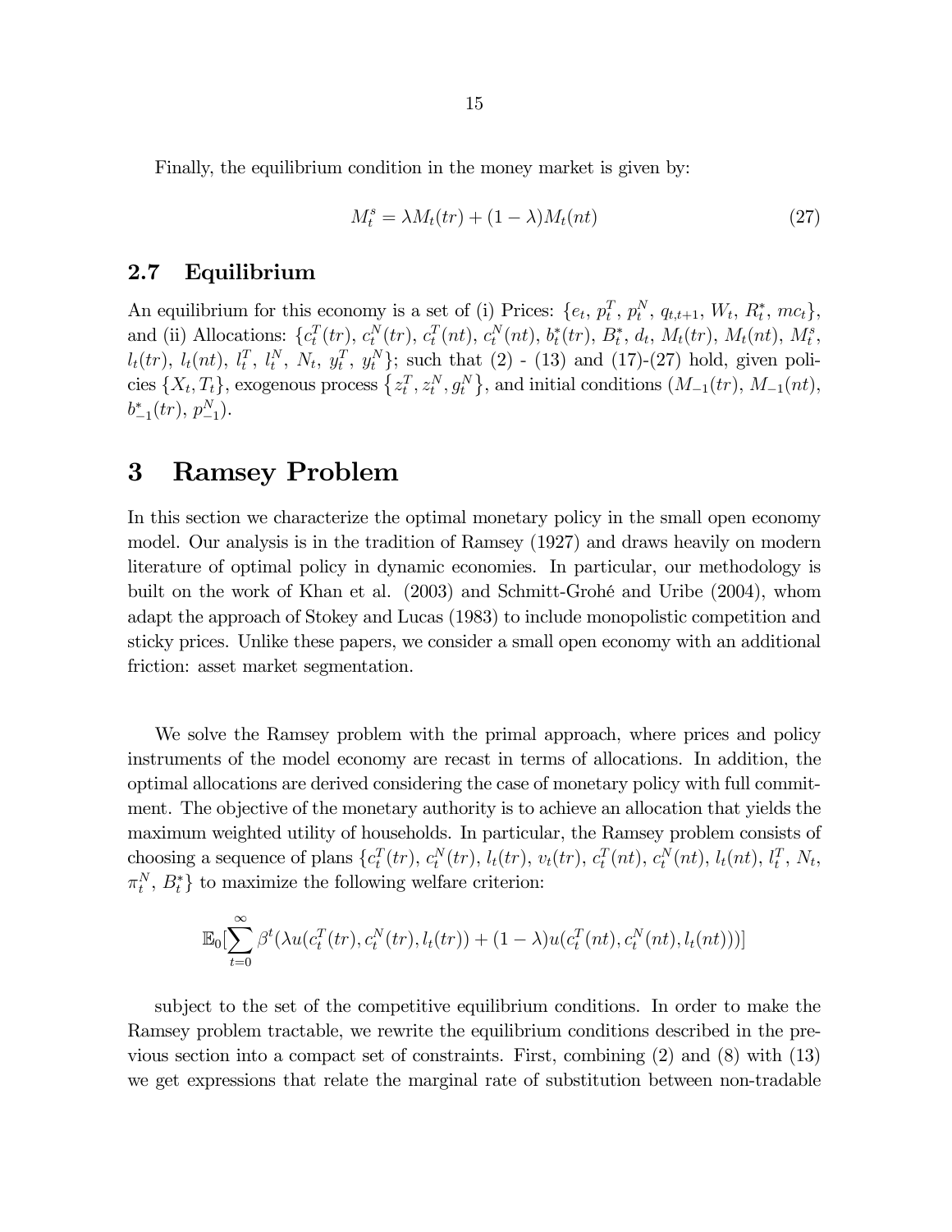Finally, the equilibrium condition in the money market is given by:

$$M_t^s = \lambda M_t(tr) + (1 - \lambda) M_t(nt) \tag{27}$$

### 2.7 Equilibrium

An equilibrium for this economy is a set of (i) Prices: $\{e_t, p_t^T, p_t^N, q_{t,t+1}, W_t, R_t^*, mc_t\}$, and (ii) Allocations: $\{c_t^T(tr), c_t^N(tr), c_t^T(nt), c_t^N(nt), b_t^*(tr), B_t^*, d_t, M_t(tr), M_t(nt), M_t^s, l_t(tr), l_t(nt), l_t^T, l_t^N, N_t, y_t^T, y_t^N\}$; such that (2) - (13) and (17)-(27) hold, given policies $\{X_t, T_t\}$, exogenous process $\{z_t^T, z_t^N, g_t^N\}$, and initial conditions ($M_{-1}(tr)$, $M_{-1}(nt)$, $b_{-1}^*(tr)$, $p_{-1}^N$).

## 3 Ramsey Problem

In this section we characterize the optimal monetary policy in the small open economy model. Our analysis is in the tradition of Ramsey (1927) and draws heavily on modern literature of optimal policy in dynamic economies. In particular, our methodology is built on the work of Khan et al. (2003) and Schmitt-Grohé and Uribe (2004), whom adapt the approach of Stokey and Lucas (1983) to include monopolistic competition and sticky prices. Unlike these papers, we consider a small open economy with an additional friction: asset market segmentation.

We solve the Ramsey problem with the primal approach, where prices and policy instruments of the model economy are recast in terms of allocations. In addition, the optimal allocations are derived considering the case of monetary policy with full commitment. The objective of the monetary authority is to achieve an allocation that yields the maximum weighted utility of households. In particular, the Ramsey problem consists of choosing a sequence of plans $\{c_t^T(tr), c_t^N(tr), l_t(tr), v_t(tr), c_t^T(nt), c_t^N(nt), l_t(nt), l_t^T, N_t, \pi_t^N, B_t^*\}$ to maximize the following welfare criterion:

$$\mathbb{E}_0[\sum_{t=0}^{\infty} \beta^t (\lambda u(c_t^T(tr), c_t^N(tr), l_t(tr)) + (1 - \lambda) u(c_t^T(nt), c_t^N(nt), l_t(nt)))]$$

subject to the set of the competitive equilibrium conditions. In order to make the Ramsey problem tractable, we rewrite the equilibrium conditions described in the previous section into a compact set of constraints. First, combining (2) and (8) with (13) we get expressions that relate the marginal rate of substitution between non-tradable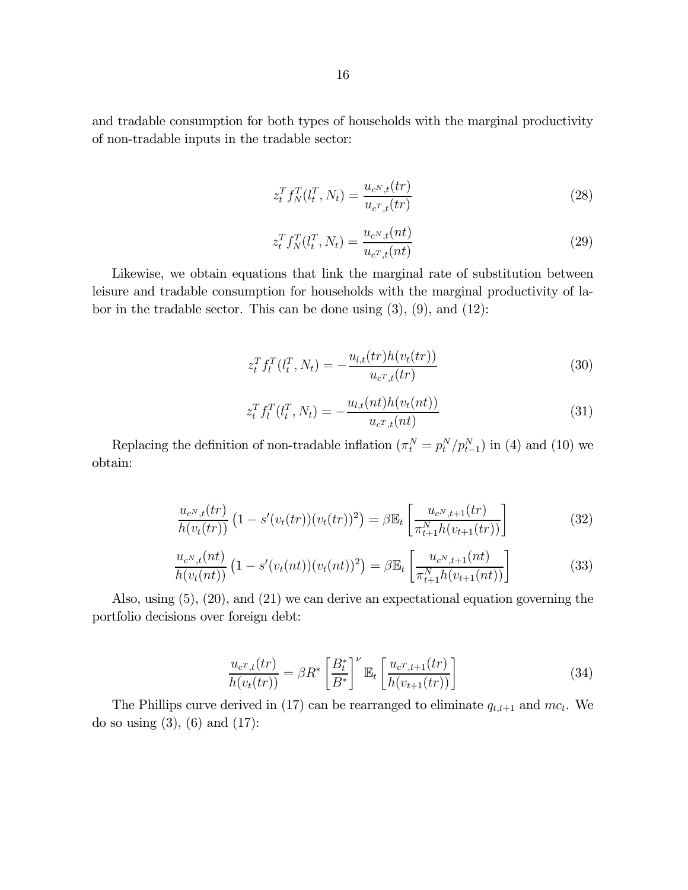and tradable consumption for both types of households with the marginal productivity of non-tradable inputs in the tradable sector:

$$z_t^T f_N^T(l_t^T, N_t) = \frac{u_{c^N,t}(tr)}{u_{c^T,t}(tr)} \tag{28}$$

$$z_t^T f_N^T(l_t^T, N_t) = \frac{u_{c^N,t}(nt)}{u_{c^T,t}(nt)} \tag{29}$$

Likewise, we obtain equations that link the marginal rate of substitution between leisure and tradable consumption for households with the marginal productivity of labor in the tradable sector. This can be done using (3), (9), and (12):

$$z_t^T f_l^T(l_t^T, N_t) = -\frac{u_{l,t}(tr) h(v_t(tr))}{u_{c^T,t}(tr)} \tag{30}$$

$$z_t^T f_l^T(l_t^T, N_t) = -\frac{u_{l,t}(nt) h(v_t(nt))}{u_{c^T,t}(nt)} \tag{31}$$

Replacing the definition of non-tradable inflation ($\pi_t^N = p_t^N / p_{t-1}^N$) in (4) and (10) we obtain:

$$\frac{u_{c^N,t}(tr)}{h(v_t(tr))}\left(1 - s'(v_t(tr))(v_t(tr))^2\right) = \beta \mathbb{E}_t \left[\frac{u_{c^N,t+1}(tr)}{\pi_{t+1}^N h(v_{t+1}(tr))}\right] \tag{32}$$

$$\frac{u_{c^N,t}(nt)}{h(v_t(nt))}\left(1 - s'(v_t(nt))(v_t(nt))^2\right) = \beta \mathbb{E}_t \left[\frac{u_{c^N,t+1}(nt)}{\pi_{t+1}^N h(v_{t+1}(nt))}\right] \tag{33}$$

Also, using (5), (20), and (21) we can derive an expectational equation governing the portfolio decisions over foreign debt:

$$\frac{u_{c^T,t}(tr)}{h(v_t(tr))} = \beta R^* \left[\frac{B_t^*}{B^*}\right]^\nu \mathbb{E}_t \left[\frac{u_{c^T,t+1}(tr)}{h(v_{t+1}(tr))}\right] \tag{34}$$

The Phillips curve derived in (17) can be rearranged to eliminate $q_{t,t+1}$ and $mc_t$. We do so using (3), (6) and (17):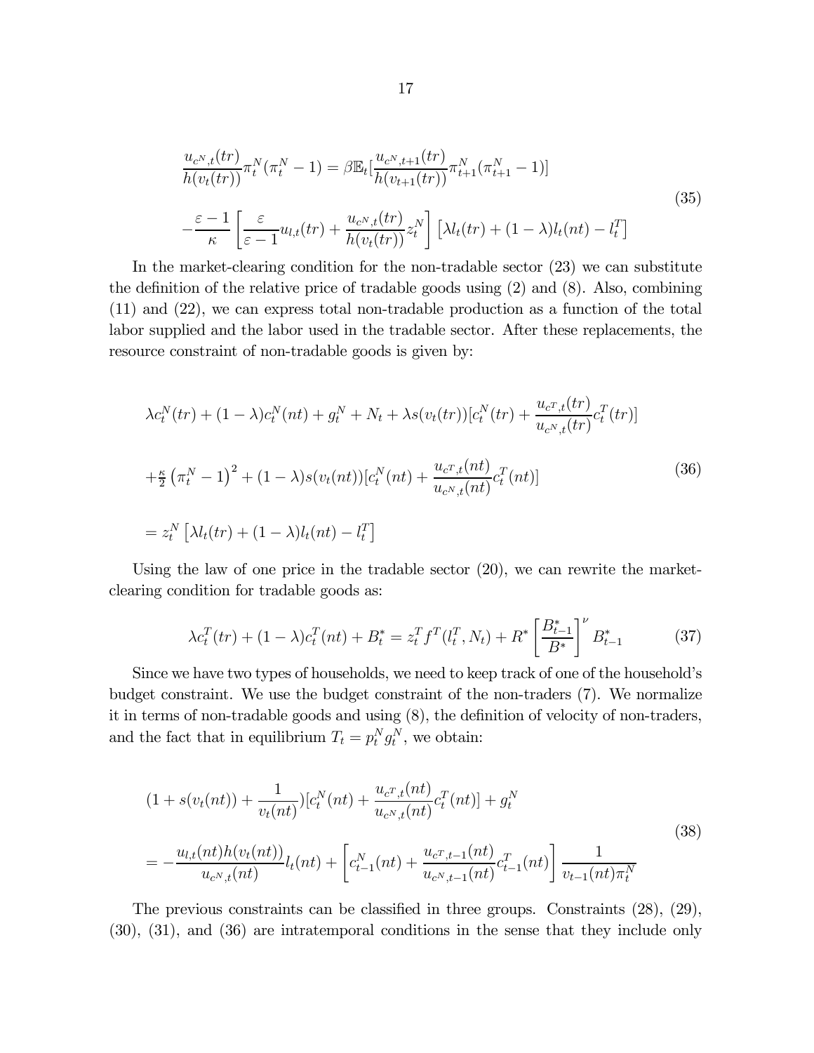$$\frac{u_{c^N,t}(tr)}{h(v_t(tr))}\pi_t^N(\pi_t^N-1)=\beta\mathbb{E}_t[\frac{u_{c^N,t+1}(tr)}{h(v_{t+1}(tr))}\pi_{t+1}^N(\pi_{t+1}^N-1)]$$
$$-\frac{\varepsilon-1}{\kappa}\left[\frac{\varepsilon}{\varepsilon-1}u_{l,t}(tr)+\frac{u_{c^N,t}(tr)}{h(v_t(tr))}z_t^N\right]\left[\lambda l_t(tr)+(1-\lambda)l_t(nt)-l_t^T\right] \tag{35}$$

In the market-clearing condition for the non-tradable sector (23) we can substitute the definition of the relative price of tradable goods using (2) and (8). Also, combining (11) and (22), we can express total non-tradable production as a function of the total labor supplied and the labor used in the tradable sector. After these replacements, the resource constraint of non-tradable goods is given by:

$$\lambda c_t^N(tr)+(1-\lambda)c_t^N(nt)+g_t^N+N_t+\lambda s(v_t(tr))[c_t^N(tr)+\frac{u_{c^T,t}(tr)}{u_{c^N,t}(tr)}c_t^T(tr)]$$
$$+\tfrac{\kappa}{2}\left(\pi_t^N-1\right)^2+(1-\lambda)s(v_t(nt))[c_t^N(nt)+\frac{u_{c^T,t}(nt)}{u_{c^N,t}(nt)}c_t^T(nt)] \tag{36}$$
$$=z_t^N\left[\lambda l_t(tr)+(1-\lambda)l_t(nt)-l_t^T\right]$$

Using the law of one price in the tradable sector (20), we can rewrite the market-clearing condition for tradable goods as:

$$\lambda c_t^T(tr)+(1-\lambda)c_t^T(nt)+B_t^*=z_t^T f^T(l_t^T,N_t)+R^*\left[\frac{B_{t-1}^*}{B^*}\right]^{\nu}B_{t-1}^* \tag{37}$$

Since we have two types of households, we need to keep track of one of the household's budget constraint. We use the budget constraint of the non-traders (7). We normalize it in terms of non-tradable goods and using (8), the definition of velocity of non-traders, and the fact that in equilibrium $T_t=p_t^N g_t^N$, we obtain:

$$(1+s(v_t(nt))+\frac{1}{v_t(nt)})[c_t^N(nt)+\frac{u_{c^T,t}(nt)}{u_{c^N,t}(nt)}c_t^T(nt)]+g_t^N$$
$$=-\frac{u_{l,t}(nt)h(v_t(nt))}{u_{c^N,t}(nt)}l_t(nt)+\left[c_{t-1}^N(nt)+\frac{u_{c^T,t-1}(nt)}{u_{c^N,t-1}(nt)}c_{t-1}^T(nt)\right]\frac{1}{v_{t-1}(nt)\pi_t^N} \tag{38}$$

The previous constraints can be classified in three groups. Constraints (28), (29), (30), (31), and (36) are intratemporal conditions in the sense that they include only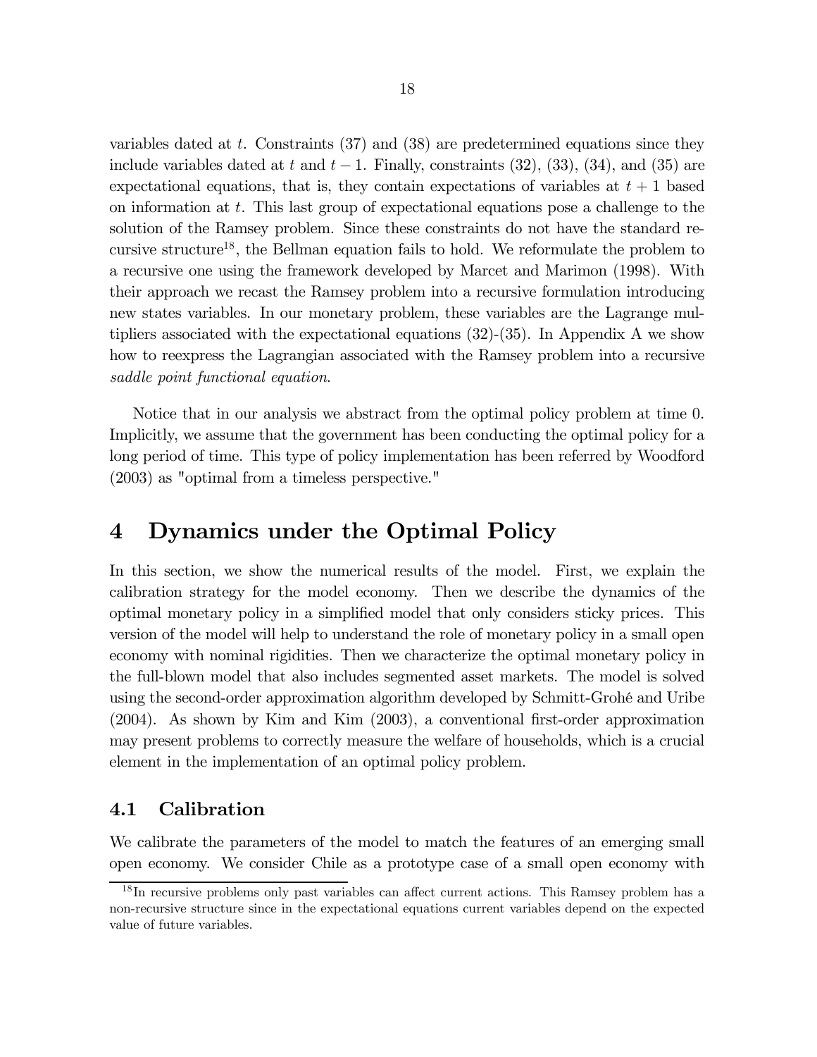variables dated at $t$. Constraints (37) and (38) are predetermined equations since they include variables dated at $t$ and $t-1$. Finally, constraints (32), (33), (34), and (35) are expectational equations, that is, they contain expectations of variables at $t+1$ based on information at $t$. This last group of expectational equations pose a challenge to the solution of the Ramsey problem. Since these constraints do not have the standard recursive structure[18], the Bellman equation fails to hold. We reformulate the problem to a recursive one using the framework developed by Marcet and Marimon (1998). With their approach we recast the Ramsey problem into a recursive formulation introducing new states variables. In our monetary problem, these variables are the Lagrange multipliers associated with the expectational equations (32)-(35). In Appendix A we show how to reexpress the Lagrangian associated with the Ramsey problem into a recursive *saddle point functional equation*.

Notice that in our analysis we abstract from the optimal policy problem at time 0. Implicitly, we assume that the government has been conducting the optimal policy for a long period of time. This type of policy implementation has been referred by Woodford (2003) as "optimal from a timeless perspective."

# 4 Dynamics under the Optimal Policy

In this section, we show the numerical results of the model. First, we explain the calibration strategy for the model economy. Then we describe the dynamics of the optimal monetary policy in a simplified model that only considers sticky prices. This version of the model will help to understand the role of monetary policy in a small open economy with nominal rigidities. Then we characterize the optimal monetary policy in the full-blown model that also includes segmented asset markets. The model is solved using the second-order approximation algorithm developed by Schmitt-Grohé and Uribe (2004). As shown by Kim and Kim (2003), a conventional first-order approximation may present problems to correctly measure the welfare of households, which is a crucial element in the implementation of an optimal policy problem.

## 4.1 Calibration

We calibrate the parameters of the model to match the features of an emerging small open economy. We consider Chile as a prototype case of a small open economy with

[18] In recursive problems only past variables can affect current actions. This Ramsey problem has a non-recursive structure since in the expectational equations current variables depend on the expected value of future variables.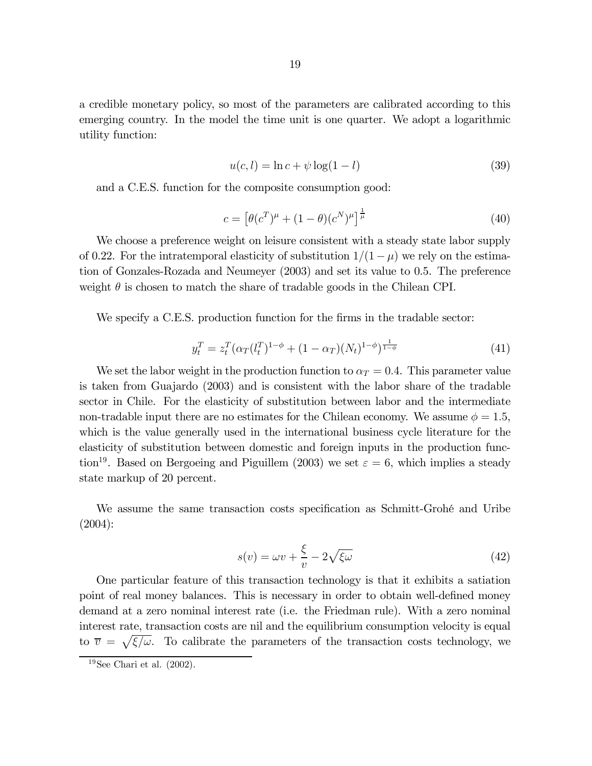a credible monetary policy, so most of the parameters are calibrated according to this emerging country. In the model the time unit is one quarter. We adopt a logarithmic utility function:

$$u(c, l) = \ln c + \psi \log(1 - l) \tag{39}$$

and a C.E.S. function for the composite consumption good:

$$c = \left[\theta (c^T)^\mu + (1 - \theta)(c^N)^\mu\right]^{\frac{1}{\mu}} \tag{40}$$

We choose a preference weight on leisure consistent with a steady state labor supply of 0.22. For the intratemporal elasticity of substitution $1/(1 - \mu)$ we rely on the estimation of Gonzales-Rozada and Neumeyer (2003) and set its value to 0.5. The preference weight $\theta$ is chosen to match the share of tradable goods in the Chilean CPI.

We specify a C.E.S. production function for the firms in the tradable sector:

$$y_t^T = z_t^T (\alpha_T (l_t^T)^{1-\phi} + (1 - \alpha_T)(N_t)^{1-\phi})^{\frac{1}{1-\phi}} \tag{41}$$

We set the labor weight in the production function to $\alpha_T = 0.4$. This parameter value is taken from Guajardo (2003) and is consistent with the labor share of the tradable sector in Chile. For the elasticity of substitution between labor and the intermediate non-tradable input there are no estimates for the Chilean economy. We assume $\phi = 1.5$, which is the value generally used in the international business cycle literature for the elasticity of substitution between domestic and foreign inputs in the production function[19]. Based on Bergoeing and Piguillem (2003) we set $\varepsilon = 6$, which implies a steady state markup of 20 percent.

We assume the same transaction costs specification as Schmitt-Grohé and Uribe (2004):

$$s(v) = \omega v + \frac{\xi}{v} - 2\sqrt{\xi\omega} \tag{42}$$

One particular feature of this transaction technology is that it exhibits a satiation point of real money balances. This is necessary in order to obtain well-defined money demand at a zero nominal interest rate (i.e. the Friedman rule). With a zero nominal interest rate, transaction costs are nil and the equilibrium consumption velocity is equal to $\overline{v} = \sqrt{\xi/\omega}$. To calibrate the parameters of the transaction costs technology, we

[19] See Chari et al. (2002).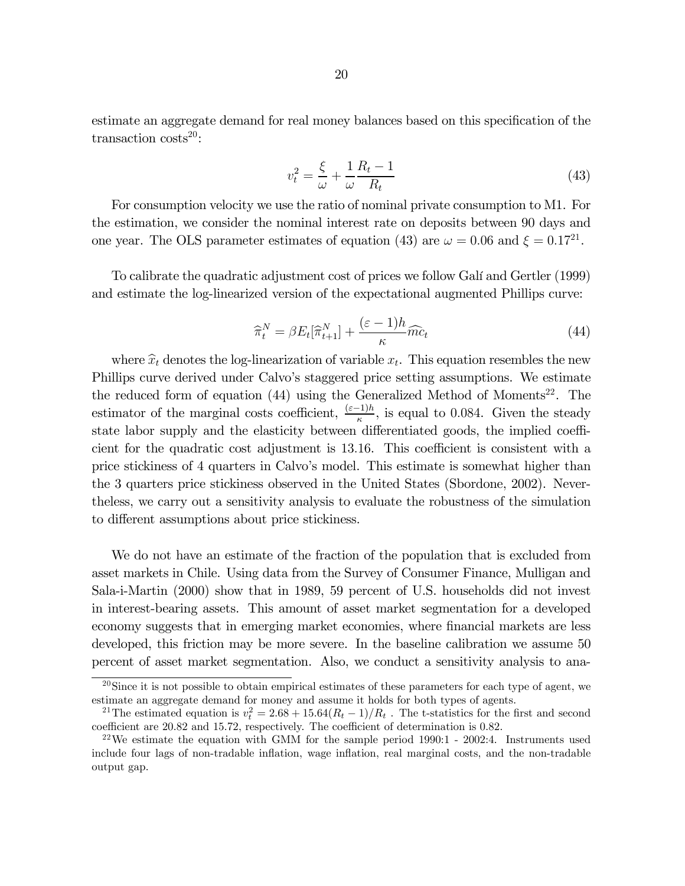estimate an aggregate demand for real money balances based on this specification of the transaction costs[20]:

$$v_t^2 = \frac{\xi}{\omega} + \frac{1}{\omega}\frac{R_t - 1}{R_t} \tag{43}$$

For consumption velocity we use the ratio of nominal private consumption to M1. For the estimation, we consider the nominal interest rate on deposits between 90 days and one year. The OLS parameter estimates of equation (43) are $\omega = 0.06$ and $\xi = 0.17$[21].

To calibrate the quadratic adjustment cost of prices we follow Galí and Gertler (1999) and estimate the log-linearized version of the expectational augmented Phillips curve:

$$\widehat{\pi}_t^N = \beta E_t[\widehat{\pi}_{t+1}^N] + \frac{(\varepsilon - 1)h}{\kappa}\widehat{mc}_t \tag{44}$$

where $\widehat{x}_t$ denotes the log-linearization of variable $x_t$. This equation resembles the new Phillips curve derived under Calvo's staggered price setting assumptions. We estimate the reduced form of equation (44) using the Generalized Method of Moments[22]. The estimator of the marginal costs coefficient, $\frac{(\varepsilon-1)h}{\kappa}$, is equal to 0.084. Given the steady state labor supply and the elasticity between differentiated goods, the implied coefficient for the quadratic cost adjustment is 13.16. This coefficient is consistent with a price stickiness of 4 quarters in Calvo's model. This estimate is somewhat higher than the 3 quarters price stickiness observed in the United States (Sbordone, 2002). Nevertheless, we carry out a sensitivity analysis to evaluate the robustness of the simulation to different assumptions about price stickiness.

We do not have an estimate of the fraction of the population that is excluded from asset markets in Chile. Using data from the Survey of Consumer Finance, Mulligan and Sala-i-Martin (2000) show that in 1989, 59 percent of U.S. households did not invest in interest-bearing assets. This amount of asset market segmentation for a developed economy suggests that in emerging market economies, where financial markets are less developed, this friction may be more severe. In the baseline calibration we assume 50 percent of asset market segmentation. Also, we conduct a sensitivity analysis to ana-

---

[20] Since it is not possible to obtain empirical estimates of these parameters for each type of agent, we estimate an aggregate demand for money and assume it holds for both types of agents.

[21] The estimated equation is $v_t^2 = 2.68 + 15.64(R_t - 1)/R_t$ . The t-statistics for the first and second coefficient are 20.82 and 15.72, respectively. The coefficient of determination is 0.82.

[22] We estimate the equation with GMM for the sample period 1990:1 - 2002:4. Instruments used include four lags of non-tradable inflation, wage inflation, real marginal costs, and the non-tradable output gap.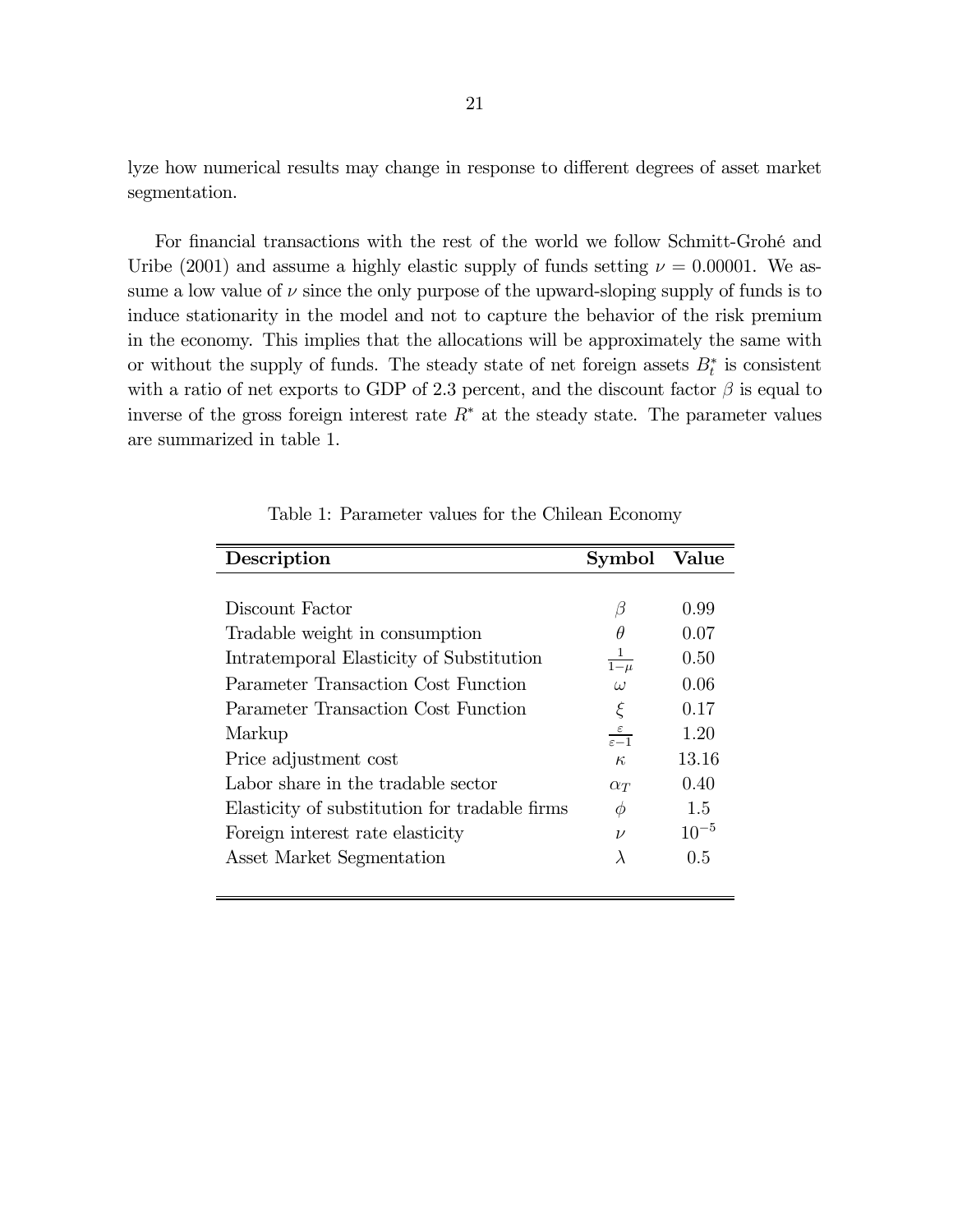lyze how numerical results may change in response to different degrees of asset market segmentation.

For financial transactions with the rest of the world we follow Schmitt-Grohé and Uribe (2001) and assume a highly elastic supply of funds setting $\nu = 0.00001$. We assume a low value of $\nu$ since the only purpose of the upward-sloping supply of funds is to induce stationarity in the model and not to capture the behavior of the risk premium in the economy. This implies that the allocations will be approximately the same with or without the supply of funds. The steady state of net foreign assets $B_t^*$ is consistent with a ratio of net exports to GDP of 2.3 percent, and the discount factor $\beta$ is equal to inverse of the gross foreign interest rate $R^*$ at the steady state. The parameter values are summarized in table 1.

Table 1: Parameter values for the Chilean Economy

| **Description** | **Symbol** | **Value** |
|---|---|---|
| Discount Factor | $\beta$ | 0.99 |
| Tradable weight in consumption | $\theta$ | 0.07 |
| Intratemporal Elasticity of Substitution | $\frac{1}{1-\mu}$ | 0.50 |
| Parameter Transaction Cost Function | $\omega$ | 0.06 |
| Parameter Transaction Cost Function | $\xi$ | 0.17 |
| Markup | $\frac{\varepsilon}{\varepsilon-1}$ | 1.20 |
| Price adjustment cost | $\kappa$ | 13.16 |
| Labor share in the tradable sector | $\alpha_T$ | 0.40 |
| Elasticity of substitution for tradable firms | $\phi$ | 1.5 |
| Foreign interest rate elasticity | $\nu$ | $10^{-5}$ |
| Asset Market Segmentation | $\lambda$ | 0.5 |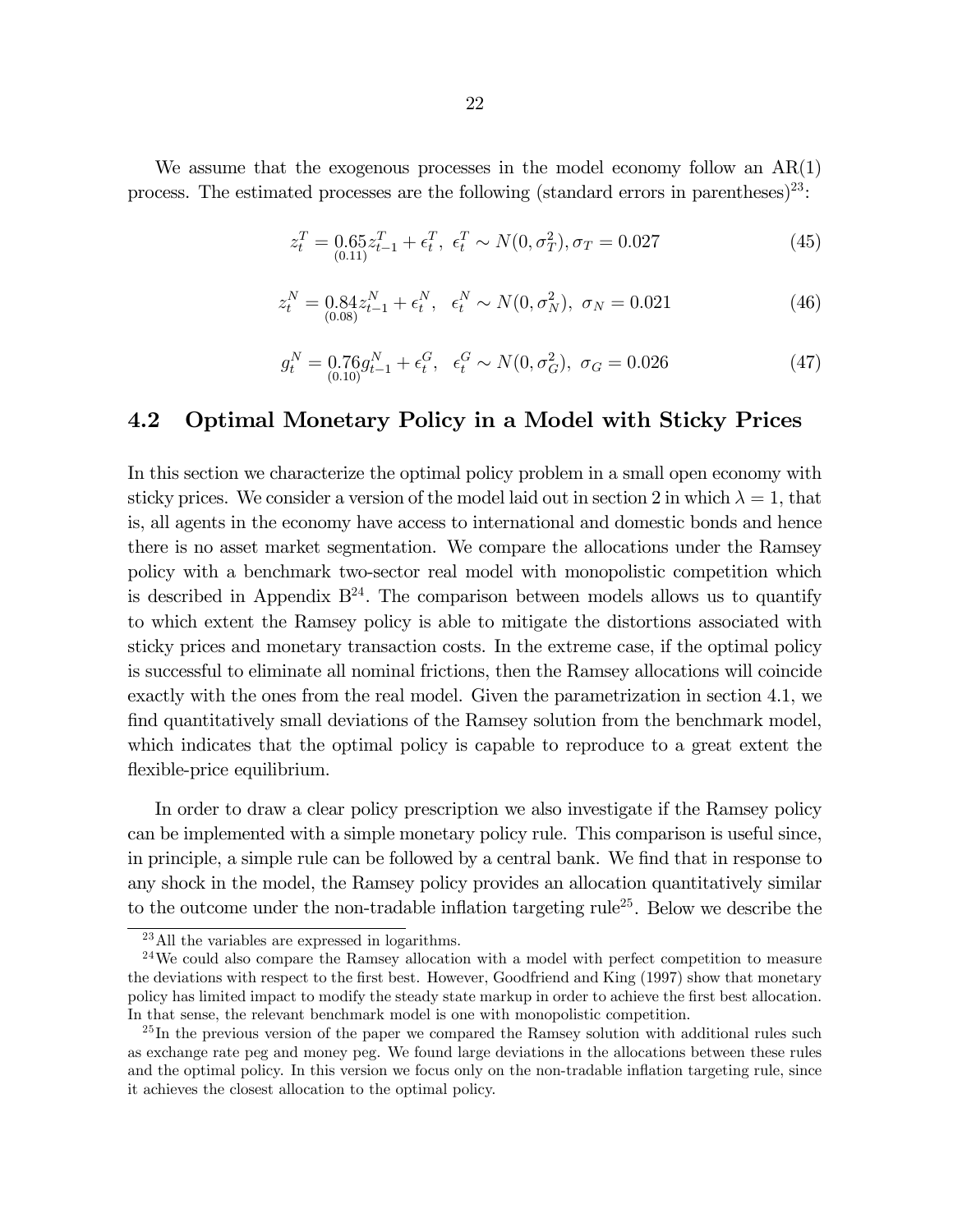We assume that the exogenous processes in the model economy follow an AR(1) process. The estimated processes are the following (standard errors in parentheses)[23]:

$$z_t^T = \underset{(0.11)}{0.65} z_{t-1}^T + \epsilon_t^T, \;\; \epsilon_t^T \sim N(0, \sigma_T^2), \sigma_T = 0.027 \tag{45}$$

$$z_t^N = \underset{(0.08)}{0.84} z_{t-1}^N + \epsilon_t^N, \;\;\; \epsilon_t^N \sim N(0, \sigma_N^2), \; \sigma_N = 0.021 \tag{46}$$

$$g_t^N = \underset{(0.10)}{0.76} g_{t-1}^N + \epsilon_t^G, \;\;\; \epsilon_t^G \sim N(0, \sigma_G^2), \; \sigma_G = 0.026 \tag{47}$$

## 4.2 Optimal Monetary Policy in a Model with Sticky Prices

In this section we characterize the optimal policy problem in a small open economy with sticky prices. We consider a version of the model laid out in section 2 in which $\lambda = 1$, that is, all agents in the economy have access to international and domestic bonds and hence there is no asset market segmentation. We compare the allocations under the Ramsey policy with a benchmark two-sector real model with monopolistic competition which is described in Appendix B[24]. The comparison between models allows us to quantify to which extent the Ramsey policy is able to mitigate the distortions associated with sticky prices and monetary transaction costs. In the extreme case, if the optimal policy is successful to eliminate all nominal frictions, then the Ramsey allocations will coincide exactly with the ones from the real model. Given the parametrization in section 4.1, we find quantitatively small deviations of the Ramsey solution from the benchmark model, which indicates that the optimal policy is capable to reproduce to a great extent the flexible-price equilibrium.

In order to draw a clear policy prescription we also investigate if the Ramsey policy can be implemented with a simple monetary policy rule. This comparison is useful since, in principle, a simple rule can be followed by a central bank. We find that in response to any shock in the model, the Ramsey policy provides an allocation quantitatively similar to the outcome under the non-tradable inflation targeting rule[25]. Below we describe the

[23] All the variables are expressed in logarithms.

[24] We could also compare the Ramsey allocation with a model with perfect competition to measure the deviations with respect to the first best. However, Goodfriend and King (1997) show that monetary policy has limited impact to modify the steady state markup in order to achieve the first best allocation. In that sense, the relevant benchmark model is one with monopolistic competition.

[25] In the previous version of the paper we compared the Ramsey solution with additional rules such as exchange rate peg and money peg. We found large deviations in the allocations between these rules and the optimal policy. In this version we focus only on the non-tradable inflation targeting rule, since it achieves the closest allocation to the optimal policy.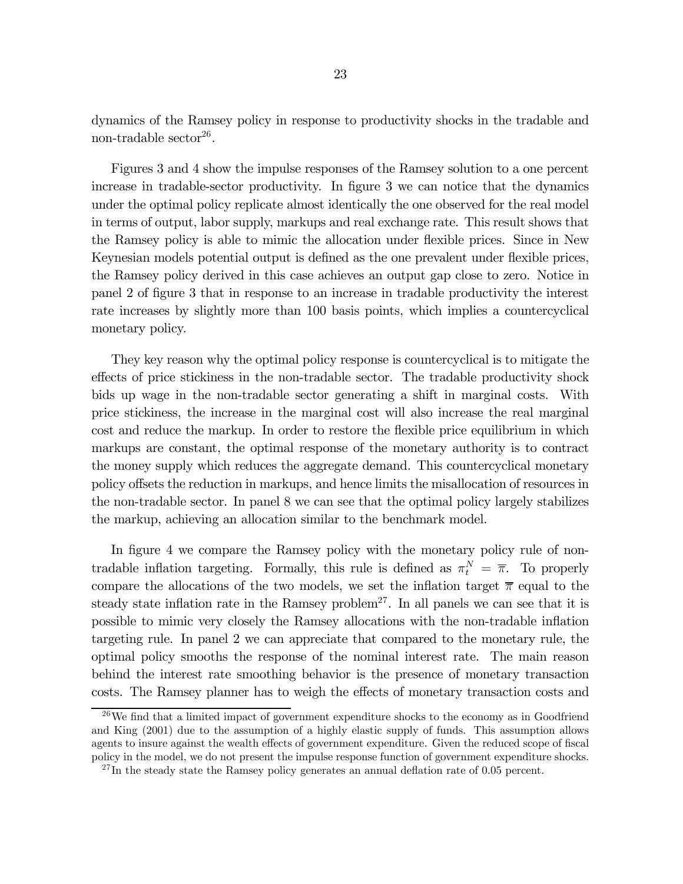dynamics of the Ramsey policy in response to productivity shocks in the tradable and non-tradable sector[26].

Figures 3 and 4 show the impulse responses of the Ramsey solution to a one percent increase in tradable-sector productivity. In figure 3 we can notice that the dynamics under the optimal policy replicate almost identically the one observed for the real model in terms of output, labor supply, markups and real exchange rate. This result shows that the Ramsey policy is able to mimic the allocation under flexible prices. Since in New Keynesian models potential output is defined as the one prevalent under flexible prices, the Ramsey policy derived in this case achieves an output gap close to zero. Notice in panel 2 of figure 3 that in response to an increase in tradable productivity the interest rate increases by slightly more than 100 basis points, which implies a countercyclical monetary policy.

They key reason why the optimal policy response is countercyclical is to mitigate the effects of price stickiness in the non-tradable sector. The tradable productivity shock bids up wage in the non-tradable sector generating a shift in marginal costs. With price stickiness, the increase in the marginal cost will also increase the real marginal cost and reduce the markup. In order to restore the flexible price equilibrium in which markups are constant, the optimal response of the monetary authority is to contract the money supply which reduces the aggregate demand. This countercyclical monetary policy offsets the reduction in markups, and hence limits the misallocation of resources in the non-tradable sector. In panel 8 we can see that the optimal policy largely stabilizes the markup, achieving an allocation similar to the benchmark model.

In figure 4 we compare the Ramsey policy with the monetary policy rule of non-tradable inflation targeting. Formally, this rule is defined as $\pi_t^N = \overline{\pi}$. To properly compare the allocations of the two models, we set the inflation target $\overline{\pi}$ equal to the steady state inflation rate in the Ramsey problem[27]. In all panels we can see that it is possible to mimic very closely the Ramsey allocations with the non-tradable inflation targeting rule. In panel 2 we can appreciate that compared to the monetary rule, the optimal policy smooths the response of the nominal interest rate. The main reason behind the interest rate smoothing behavior is the presence of monetary transaction costs. The Ramsey planner has to weigh the effects of monetary transaction costs and

[26] We find that a limited impact of government expenditure shocks to the economy as in Goodfriend and King (2001) due to the assumption of a highly elastic supply of funds. This assumption allows agents to insure against the wealth effects of government expenditure. Given the reduced scope of fiscal policy in the model, we do not present the impulse response function of government expenditure shocks.

[27] In the steady state the Ramsey policy generates an annual deflation rate of 0.05 percent.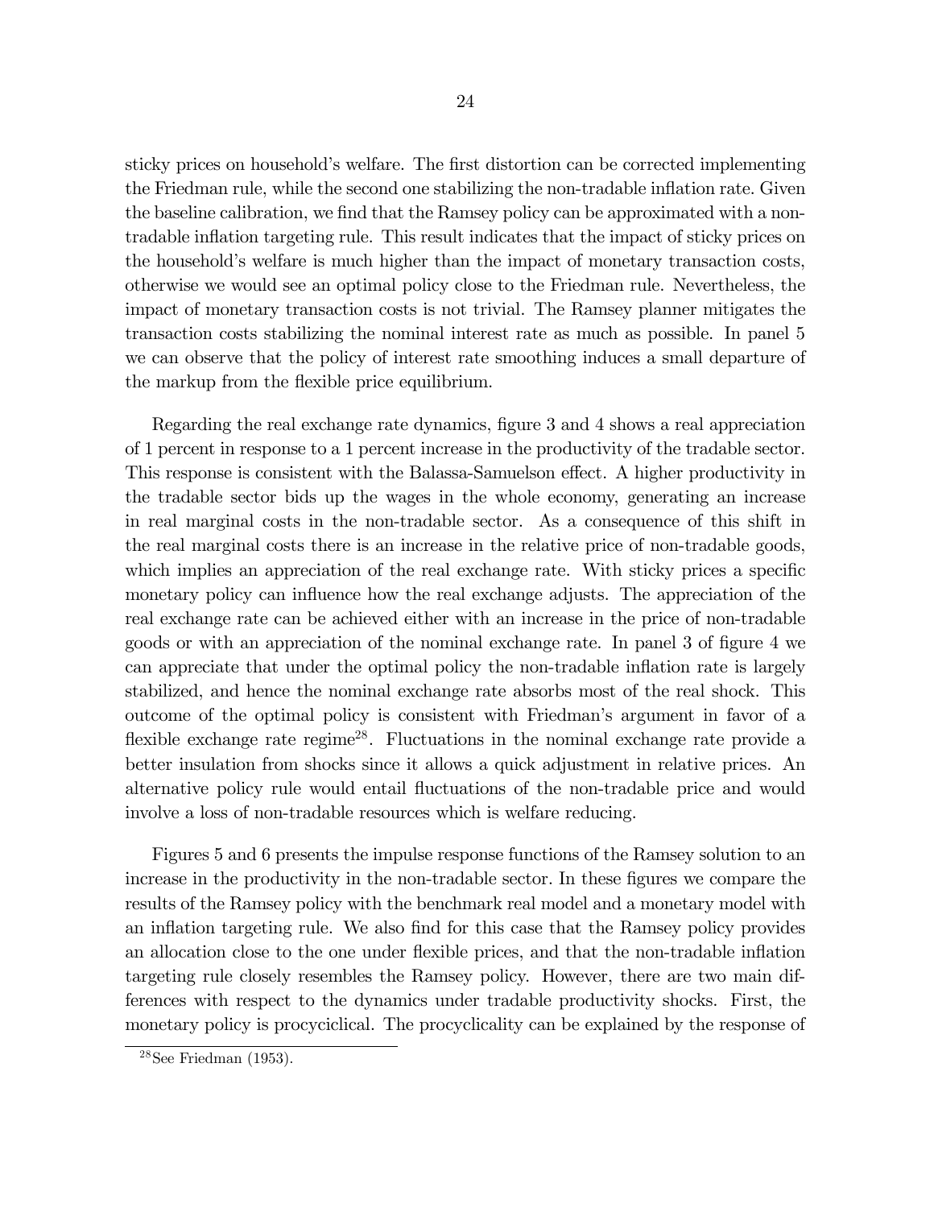sticky prices on household's welfare. The first distortion can be corrected implementing the Friedman rule, while the second one stabilizing the non-tradable inflation rate. Given the baseline calibration, we find that the Ramsey policy can be approximated with a non-tradable inflation targeting rule. This result indicates that the impact of sticky prices on the household's welfare is much higher than the impact of monetary transaction costs, otherwise we would see an optimal policy close to the Friedman rule. Nevertheless, the impact of monetary transaction costs is not trivial. The Ramsey planner mitigates the transaction costs stabilizing the nominal interest rate as much as possible. In panel 5 we can observe that the policy of interest rate smoothing induces a small departure of the markup from the flexible price equilibrium.

Regarding the real exchange rate dynamics, figure 3 and 4 shows a real appreciation of 1 percent in response to a 1 percent increase in the productivity of the tradable sector. This response is consistent with the Balassa-Samuelson effect. A higher productivity in the tradable sector bids up the wages in the whole economy, generating an increase in real marginal costs in the non-tradable sector. As a consequence of this shift in the real marginal costs there is an increase in the relative price of non-tradable goods, which implies an appreciation of the real exchange rate. With sticky prices a specific monetary policy can influence how the real exchange adjusts. The appreciation of the real exchange rate can be achieved either with an increase in the price of non-tradable goods or with an appreciation of the nominal exchange rate. In panel 3 of figure 4 we can appreciate that under the optimal policy the non-tradable inflation rate is largely stabilized, and hence the nominal exchange rate absorbs most of the real shock. This outcome of the optimal policy is consistent with Friedman's argument in favor of a flexible exchange rate regime[28]. Fluctuations in the nominal exchange rate provide a better insulation from shocks since it allows a quick adjustment in relative prices. An alternative policy rule would entail fluctuations of the non-tradable price and would involve a loss of non-tradable resources which is welfare reducing.

Figures 5 and 6 presents the impulse response functions of the Ramsey solution to an increase in the productivity in the non-tradable sector. In these figures we compare the results of the Ramsey policy with the benchmark real model and a monetary model with an inflation targeting rule. We also find for this case that the Ramsey policy provides an allocation close to the one under flexible prices, and that the non-tradable inflation targeting rule closely resembles the Ramsey policy. However, there are two main differences with respect to the dynamics under tradable productivity shocks. First, the monetary policy is procyciclical. The procyclicality can be explained by the response of

[28] See Friedman (1953).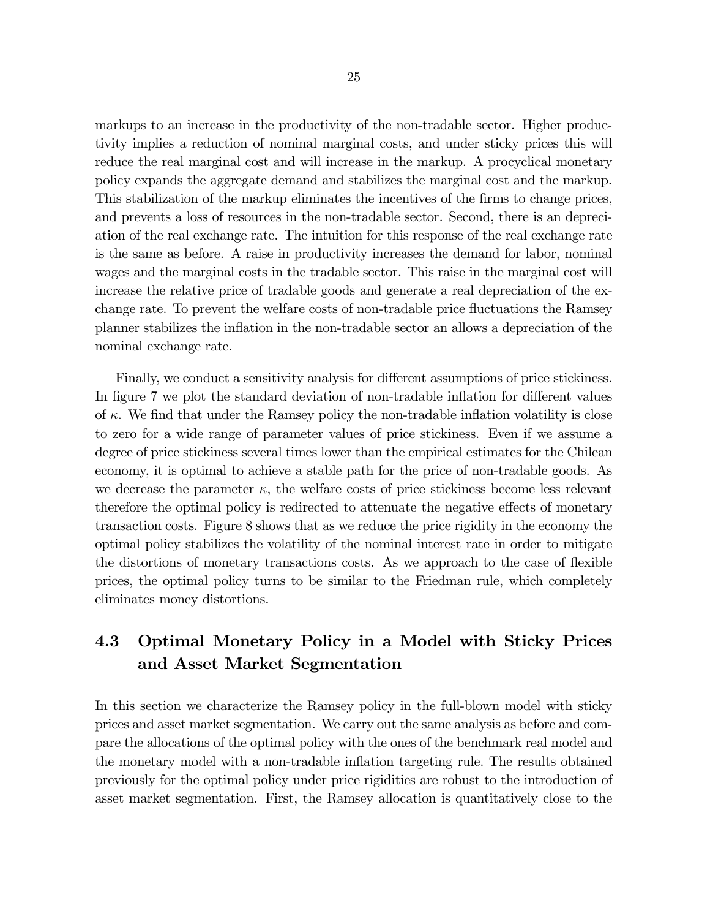markups to an increase in the productivity of the non-tradable sector. Higher productivity implies a reduction of nominal marginal costs, and under sticky prices this will reduce the real marginal cost and will increase in the markup. A procyclical monetary policy expands the aggregate demand and stabilizes the marginal cost and the markup. This stabilization of the markup eliminates the incentives of the firms to change prices, and prevents a loss of resources in the non-tradable sector. Second, there is an depreciation of the real exchange rate. The intuition for this response of the real exchange rate is the same as before. A raise in productivity increases the demand for labor, nominal wages and the marginal costs in the tradable sector. This raise in the marginal cost will increase the relative price of tradable goods and generate a real depreciation of the exchange rate. To prevent the welfare costs of non-tradable price fluctuations the Ramsey planner stabilizes the inflation in the non-tradable sector an allows a depreciation of the nominal exchange rate.

Finally, we conduct a sensitivity analysis for different assumptions of price stickiness. In figure 7 we plot the standard deviation of non-tradable inflation for different values of $\kappa$. We find that under the Ramsey policy the non-tradable inflation volatility is close to zero for a wide range of parameter values of price stickiness. Even if we assume a degree of price stickiness several times lower than the empirical estimates for the Chilean economy, it is optimal to achieve a stable path for the price of non-tradable goods. As we decrease the parameter $\kappa$, the welfare costs of price stickiness become less relevant therefore the optimal policy is redirected to attenuate the negative effects of monetary transaction costs. Figure 8 shows that as we reduce the price rigidity in the economy the optimal policy stabilizes the volatility of the nominal interest rate in order to mitigate the distortions of monetary transactions costs. As we approach to the case of flexible prices, the optimal policy turns to be similar to the Friedman rule, which completely eliminates money distortions.

## 4.3 Optimal Monetary Policy in a Model with Sticky Prices and Asset Market Segmentation

In this section we characterize the Ramsey policy in the full-blown model with sticky prices and asset market segmentation. We carry out the same analysis as before and compare the allocations of the optimal policy with the ones of the benchmark real model and the monetary model with a non-tradable inflation targeting rule. The results obtained previously for the optimal policy under price rigidities are robust to the introduction of asset market segmentation. First, the Ramsey allocation is quantitatively close to the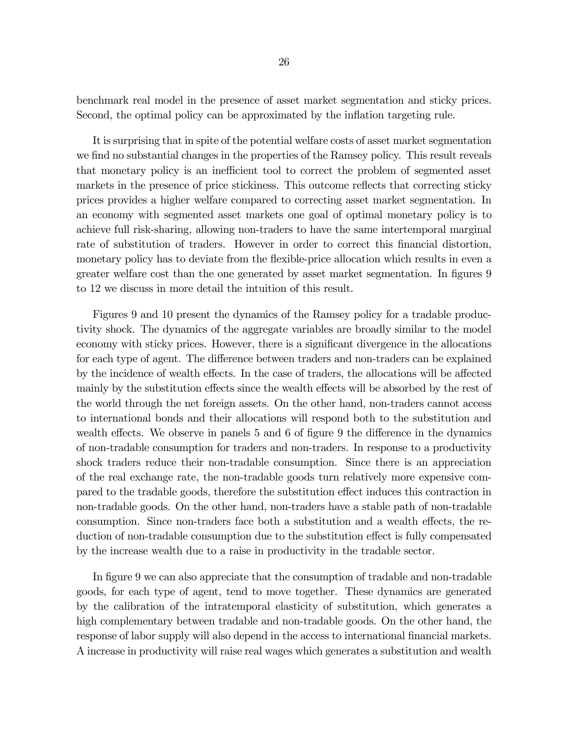benchmark real model in the presence of asset market segmentation and sticky prices. Second, the optimal policy can be approximated by the inflation targeting rule.

It is surprising that in spite of the potential welfare costs of asset market segmentation we find no substantial changes in the properties of the Ramsey policy. This result reveals that monetary policy is an inefficient tool to correct the problem of segmented asset markets in the presence of price stickiness. This outcome reflects that correcting sticky prices provides a higher welfare compared to correcting asset market segmentation. In an economy with segmented asset markets one goal of optimal monetary policy is to achieve full risk-sharing, allowing non-traders to have the same intertemporal marginal rate of substitution of traders. However in order to correct this financial distortion, monetary policy has to deviate from the flexible-price allocation which results in even a greater welfare cost than the one generated by asset market segmentation. In figures 9 to 12 we discuss in more detail the intuition of this result.

Figures 9 and 10 present the dynamics of the Ramsey policy for a tradable productivity shock. The dynamics of the aggregate variables are broadly similar to the model economy with sticky prices. However, there is a significant divergence in the allocations for each type of agent. The difference between traders and non-traders can be explained by the incidence of wealth effects. In the case of traders, the allocations will be affected mainly by the substitution effects since the wealth effects will be absorbed by the rest of the world through the net foreign assets. On the other hand, non-traders cannot access to international bonds and their allocations will respond both to the substitution and wealth effects. We observe in panels 5 and 6 of figure 9 the difference in the dynamics of non-tradable consumption for traders and non-traders. In response to a productivity shock traders reduce their non-tradable consumption. Since there is an appreciation of the real exchange rate, the non-tradable goods turn relatively more expensive compared to the tradable goods, therefore the substitution effect induces this contraction in non-tradable goods. On the other hand, non-traders have a stable path of non-tradable consumption. Since non-traders face both a substitution and a wealth effects, the reduction of non-tradable consumption due to the substitution effect is fully compensated by the increase wealth due to a raise in productivity in the tradable sector.

In figure 9 we can also appreciate that the consumption of tradable and non-tradable goods, for each type of agent, tend to move together. These dynamics are generated by the calibration of the intratemporal elasticity of substitution, which generates a high complementary between tradable and non-tradable goods. On the other hand, the response of labor supply will also depend in the access to international financial markets. A increase in productivity will raise real wages which generates a substitution and wealth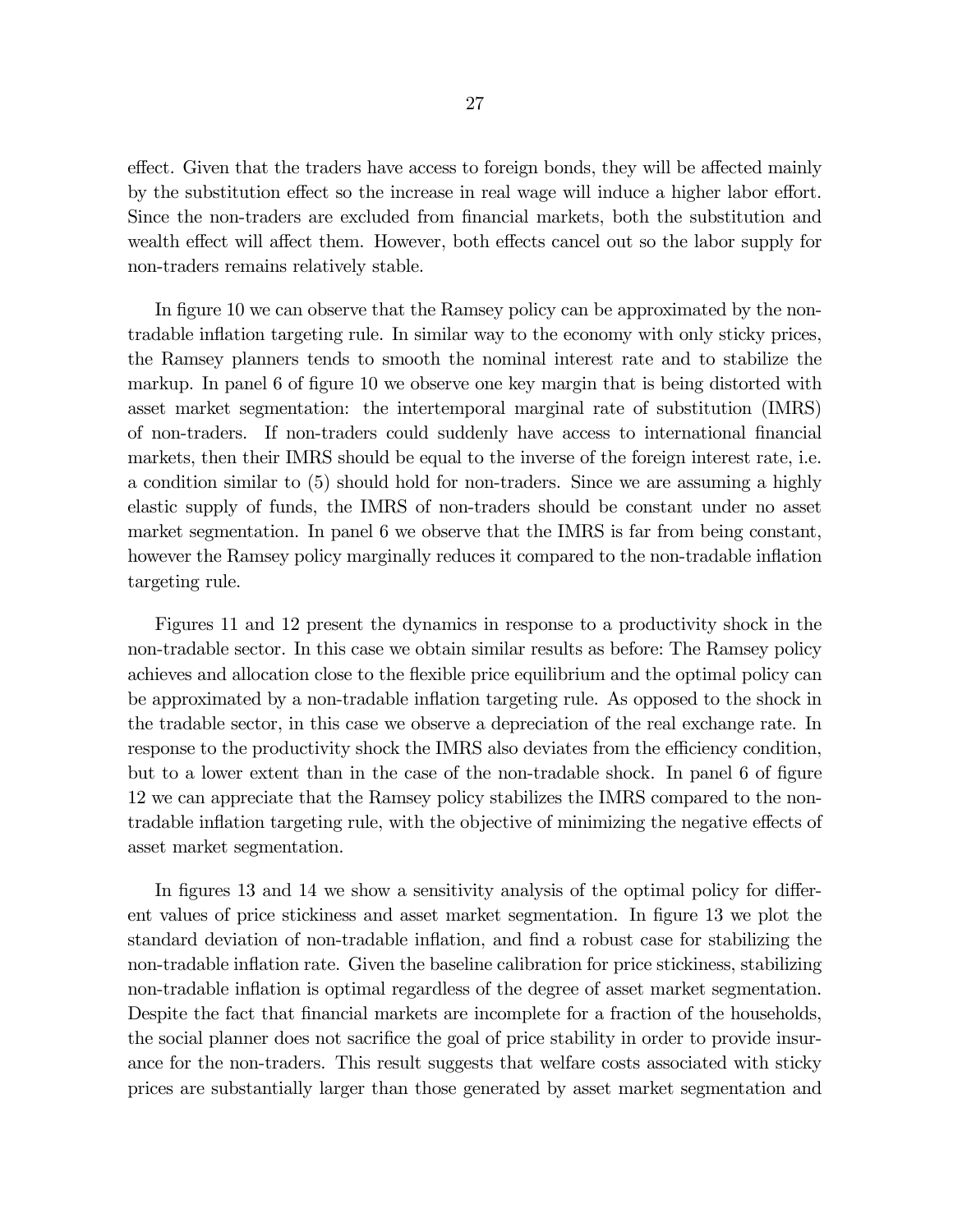effect. Given that the traders have access to foreign bonds, they will be affected mainly by the substitution effect so the increase in real wage will induce a higher labor effort. Since the non-traders are excluded from financial markets, both the substitution and wealth effect will affect them. However, both effects cancel out so the labor supply for non-traders remains relatively stable.

In figure 10 we can observe that the Ramsey policy can be approximated by the non-tradable inflation targeting rule. In similar way to the economy with only sticky prices, the Ramsey planners tends to smooth the nominal interest rate and to stabilize the markup. In panel 6 of figure 10 we observe one key margin that is being distorted with asset market segmentation: the intertemporal marginal rate of substitution (IMRS) of non-traders. If non-traders could suddenly have access to international financial markets, then their IMRS should be equal to the inverse of the foreign interest rate, i.e. a condition similar to (5) should hold for non-traders. Since we are assuming a highly elastic supply of funds, the IMRS of non-traders should be constant under no asset market segmentation. In panel 6 we observe that the IMRS is far from being constant, however the Ramsey policy marginally reduces it compared to the non-tradable inflation targeting rule.

Figures 11 and 12 present the dynamics in response to a productivity shock in the non-tradable sector. In this case we obtain similar results as before: The Ramsey policy achieves and allocation close to the flexible price equilibrium and the optimal policy can be approximated by a non-tradable inflation targeting rule. As opposed to the shock in the tradable sector, in this case we observe a depreciation of the real exchange rate. In response to the productivity shock the IMRS also deviates from the efficiency condition, but to a lower extent than in the case of the non-tradable shock. In panel 6 of figure 12 we can appreciate that the Ramsey policy stabilizes the IMRS compared to the non-tradable inflation targeting rule, with the objective of minimizing the negative effects of asset market segmentation.

In figures 13 and 14 we show a sensitivity analysis of the optimal policy for different values of price stickiness and asset market segmentation. In figure 13 we plot the standard deviation of non-tradable inflation, and find a robust case for stabilizing the non-tradable inflation rate. Given the baseline calibration for price stickiness, stabilizing non-tradable inflation is optimal regardless of the degree of asset market segmentation. Despite the fact that financial markets are incomplete for a fraction of the households, the social planner does not sacrifice the goal of price stability in order to provide insurance for the non-traders. This result suggests that welfare costs associated with sticky prices are substantially larger than those generated by asset market segmentation and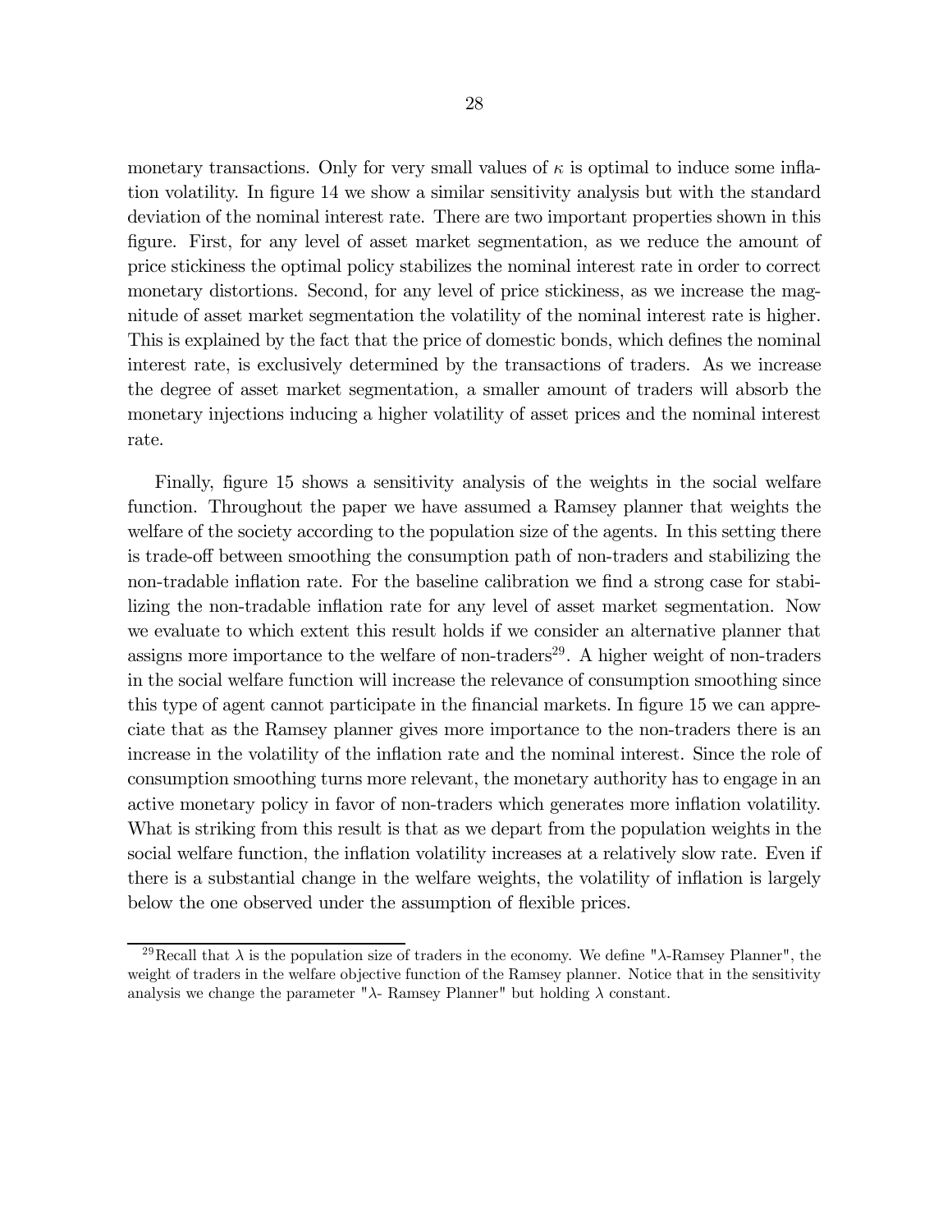monetary transactions. Only for very small values of $\kappa$ is optimal to induce some inflation volatility. In figure 14 we show a similar sensitivity analysis but with the standard deviation of the nominal interest rate. There are two important properties shown in this figure. First, for any level of asset market segmentation, as we reduce the amount of price stickiness the optimal policy stabilizes the nominal interest rate in order to correct monetary distortions. Second, for any level of price stickiness, as we increase the magnitude of asset market segmentation the volatility of the nominal interest rate is higher. This is explained by the fact that the price of domestic bonds, which defines the nominal interest rate, is exclusively determined by the transactions of traders. As we increase the degree of asset market segmentation, a smaller amount of traders will absorb the monetary injections inducing a higher volatility of asset prices and the nominal interest rate.

Finally, figure 15 shows a sensitivity analysis of the weights in the social welfare function. Throughout the paper we have assumed a Ramsey planner that weights the welfare of the society according to the population size of the agents. In this setting there is trade-off between smoothing the consumption path of non-traders and stabilizing the non-tradable inflation rate. For the baseline calibration we find a strong case for stabilizing the non-tradable inflation rate for any level of asset market segmentation. Now we evaluate to which extent this result holds if we consider an alternative planner that assigns more importance to the welfare of non-traders[29]. A higher weight of non-traders in the social welfare function will increase the relevance of consumption smoothing since this type of agent cannot participate in the financial markets. In figure 15 we can appreciate that as the Ramsey planner gives more importance to the non-traders there is an increase in the volatility of the inflation rate and the nominal interest. Since the role of consumption smoothing turns more relevant, the monetary authority has to engage in an active monetary policy in favor of non-traders which generates more inflation volatility. What is striking from this result is that as we depart from the population weights in the social welfare function, the inflation volatility increases at a relatively slow rate. Even if there is a substantial change in the welfare weights, the volatility of inflation is largely below the one observed under the assumption of flexible prices.

[29] Recall that $\lambda$ is the population size of traders in the economy. We define "$\lambda$-Ramsey Planner", the weight of traders in the welfare objective function of the Ramsey planner. Notice that in the sensitivity analysis we change the parameter "$\lambda$- Ramsey Planner" but holding $\lambda$ constant.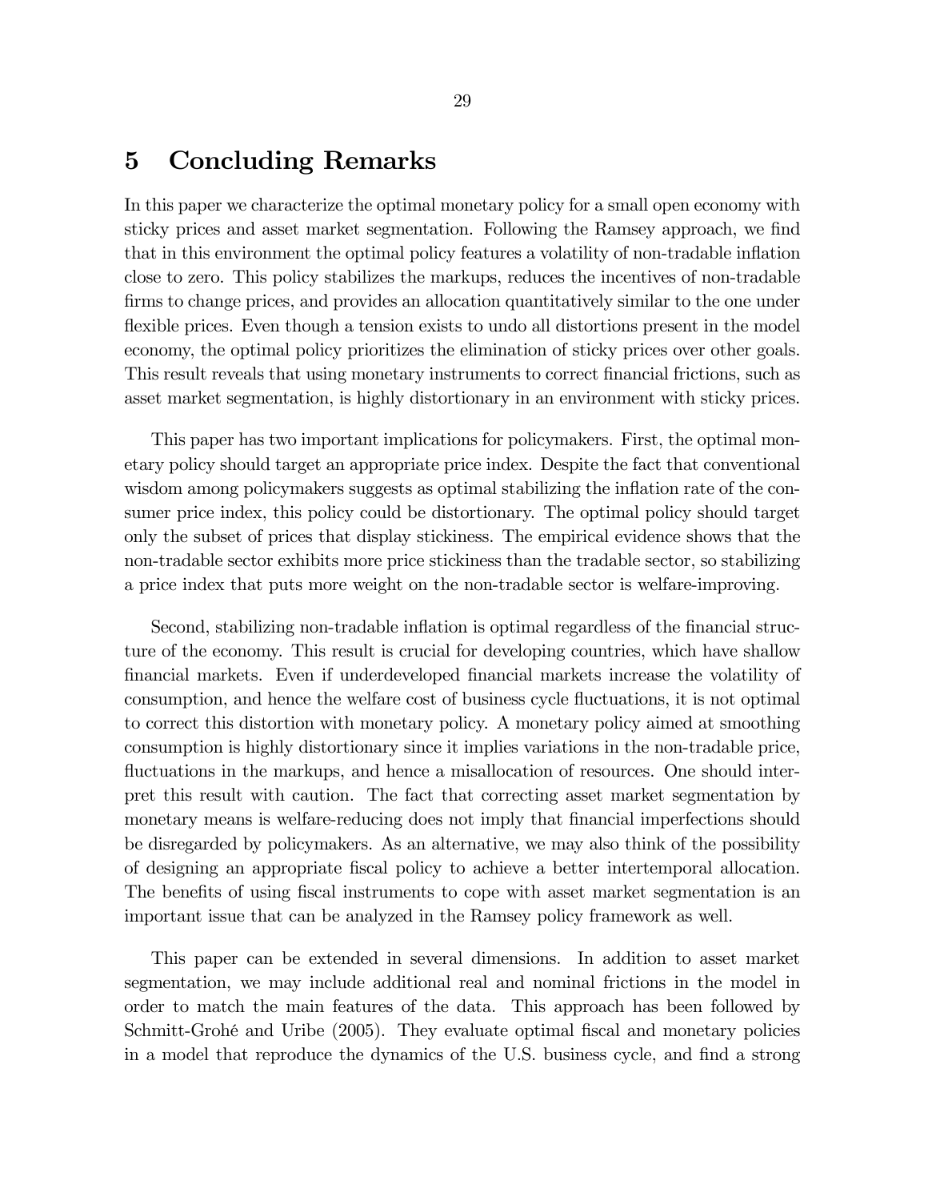# 5 Concluding Remarks

In this paper we characterize the optimal monetary policy for a small open economy with sticky prices and asset market segmentation. Following the Ramsey approach, we find that in this environment the optimal policy features a volatility of non-tradable inflation close to zero. This policy stabilizes the markups, reduces the incentives of non-tradable firms to change prices, and provides an allocation quantitatively similar to the one under flexible prices. Even though a tension exists to undo all distortions present in the model economy, the optimal policy prioritizes the elimination of sticky prices over other goals. This result reveals that using monetary instruments to correct financial frictions, such as asset market segmentation, is highly distortionary in an environment with sticky prices.

This paper has two important implications for policymakers. First, the optimal monetary policy should target an appropriate price index. Despite the fact that conventional wisdom among policymakers suggests as optimal stabilizing the inflation rate of the consumer price index, this policy could be distortionary. The optimal policy should target only the subset of prices that display stickiness. The empirical evidence shows that the non-tradable sector exhibits more price stickiness than the tradable sector, so stabilizing a price index that puts more weight on the non-tradable sector is welfare-improving.

Second, stabilizing non-tradable inflation is optimal regardless of the financial structure of the economy. This result is crucial for developing countries, which have shallow financial markets. Even if underdeveloped financial markets increase the volatility of consumption, and hence the welfare cost of business cycle fluctuations, it is not optimal to correct this distortion with monetary policy. A monetary policy aimed at smoothing consumption is highly distortionary since it implies variations in the non-tradable price, fluctuations in the markups, and hence a misallocation of resources. One should interpret this result with caution. The fact that correcting asset market segmentation by monetary means is welfare-reducing does not imply that financial imperfections should be disregarded by policymakers. As an alternative, we may also think of the possibility of designing an appropriate fiscal policy to achieve a better intertemporal allocation. The benefits of using fiscal instruments to cope with asset market segmentation is an important issue that can be analyzed in the Ramsey policy framework as well.

This paper can be extended in several dimensions. In addition to asset market segmentation, we may include additional real and nominal frictions in the model in order to match the main features of the data. This approach has been followed by Schmitt-Grohé and Uribe (2005). They evaluate optimal fiscal and monetary policies in a model that reproduce the dynamics of the U.S. business cycle, and find a strong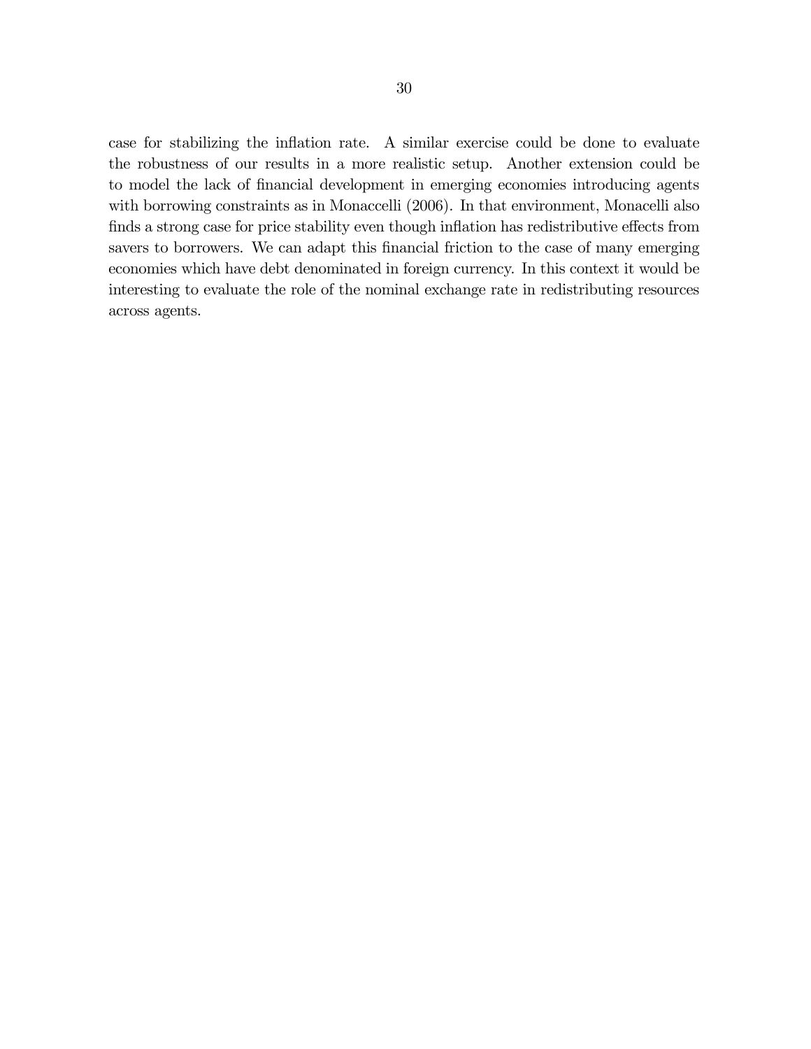case for stabilizing the inflation rate. A similar exercise could be done to evaluate the robustness of our results in a more realistic setup. Another extension could be to model the lack of financial development in emerging economies introducing agents with borrowing constraints as in Monaccelli (2006). In that environment, Monacelli also finds a strong case for price stability even though inflation has redistributive effects from savers to borrowers. We can adapt this financial friction to the case of many emerging economies which have debt denominated in foreign currency. In this context it would be interesting to evaluate the role of the nominal exchange rate in redistributing resources across agents.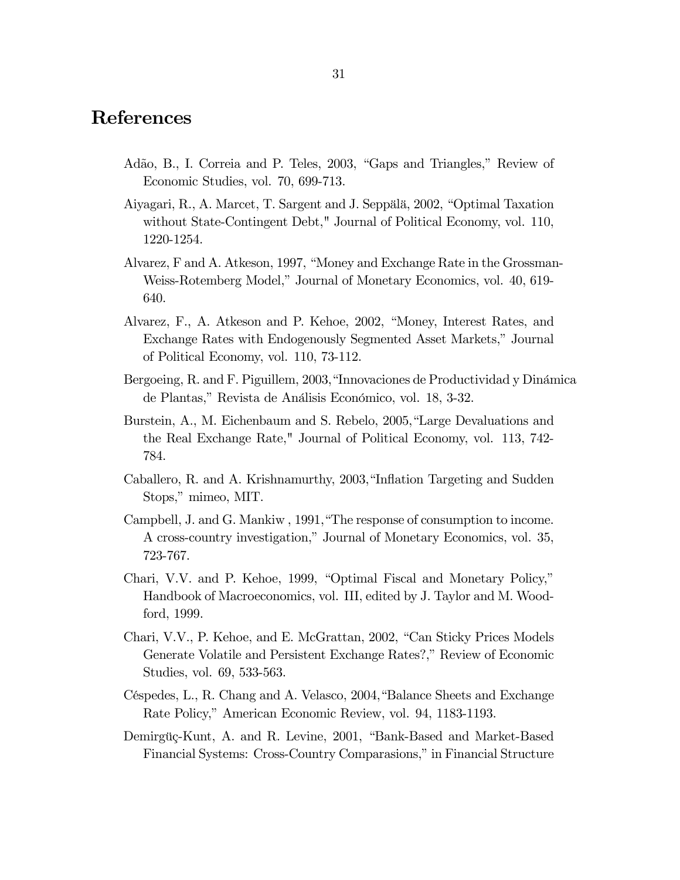# References

Adão, B., I. Correia and P. Teles, 2003, "Gaps and Triangles," Review of Economic Studies, vol. 70, 699-713.

Aiyagari, R., A. Marcet, T. Sargent and J. Seppälä, 2002, "Optimal Taxation without State-Contingent Debt," Journal of Political Economy, vol. 110, 1220-1254.

Alvarez, F and A. Atkeson, 1997, "Money and Exchange Rate in the Grossman-Weiss-Rotemberg Model," Journal of Monetary Economics, vol. 40, 619-640.

Alvarez, F., A. Atkeson and P. Kehoe, 2002, "Money, Interest Rates, and Exchange Rates with Endogenously Segmented Asset Markets," Journal of Political Economy, vol. 110, 73-112.

Bergoeing, R. and F. Piguillem, 2003, "Innovaciones de Productividad y Dinámica de Plantas," Revista de Análisis Económico, vol. 18, 3-32.

Burstein, A., M. Eichenbaum and S. Rebelo, 2005, "Large Devaluations and the Real Exchange Rate," Journal of Political Economy, vol. 113, 742-784.

Caballero, R. and A. Krishnamurthy, 2003, "Inflation Targeting and Sudden Stops," mimeo, MIT.

Campbell, J. and G. Mankiw , 1991, "The response of consumption to income. A cross-country investigation," Journal of Monetary Economics, vol. 35, 723-767.

Chari, V.V. and P. Kehoe, 1999, "Optimal Fiscal and Monetary Policy," Handbook of Macroeconomics, vol. III, edited by J. Taylor and M. Woodford, 1999.

Chari, V.V., P. Kehoe, and E. McGrattan, 2002, "Can Sticky Prices Models Generate Volatile and Persistent Exchange Rates?," Review of Economic Studies, vol. 69, 533-563.

Céspedes, L., R. Chang and A. Velasco, 2004, "Balance Sheets and Exchange Rate Policy," American Economic Review, vol. 94, 1183-1193.

Demirgüç-Kunt, A. and R. Levine, 2001, "Bank-Based and Market-Based Financial Systems: Cross-Country Comparasions," in Financial Structure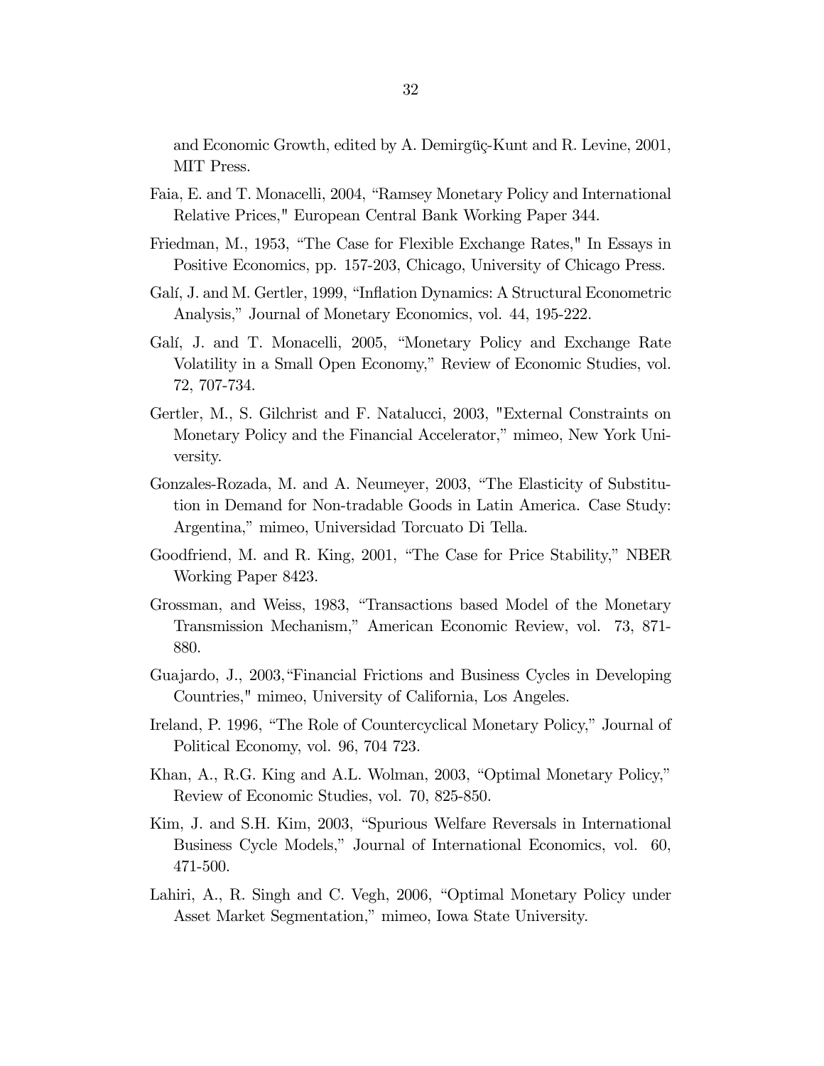and Economic Growth, edited by A. Demirgüç-Kunt and R. Levine, 2001, MIT Press.

Faia, E. and T. Monacelli, 2004, "Ramsey Monetary Policy and International Relative Prices," European Central Bank Working Paper 344.

Friedman, M., 1953, "The Case for Flexible Exchange Rates," In Essays in Positive Economics, pp. 157-203, Chicago, University of Chicago Press.

Galí, J. and M. Gertler, 1999, "Inflation Dynamics: A Structural Econometric Analysis," Journal of Monetary Economics, vol. 44, 195-222.

Galí, J. and T. Monacelli, 2005, "Monetary Policy and Exchange Rate Volatility in a Small Open Economy," Review of Economic Studies, vol. 72, 707-734.

Gertler, M., S. Gilchrist and F. Natalucci, 2003, "External Constraints on Monetary Policy and the Financial Accelerator," mimeo, New York University.

Gonzales-Rozada, M. and A. Neumeyer, 2003, "The Elasticity of Substitution in Demand for Non-tradable Goods in Latin America. Case Study: Argentina," mimeo, Universidad Torcuato Di Tella.

Goodfriend, M. and R. King, 2001, "The Case for Price Stability," NBER Working Paper 8423.

Grossman, and Weiss, 1983, "Transactions based Model of the Monetary Transmission Mechanism," American Economic Review, vol. 73, 871-880.

Guajardo, J., 2003,"Financial Frictions and Business Cycles in Developing Countries," mimeo, University of California, Los Angeles.

Ireland, P. 1996, "The Role of Countercyclical Monetary Policy," Journal of Political Economy, vol. 96, 704 723.

Khan, A., R.G. King and A.L. Wolman, 2003, "Optimal Monetary Policy," Review of Economic Studies, vol. 70, 825-850.

Kim, J. and S.H. Kim, 2003, "Spurious Welfare Reversals in International Business Cycle Models," Journal of International Economics, vol. 60, 471-500.

Lahiri, A., R. Singh and C. Vegh, 2006, "Optimal Monetary Policy under Asset Market Segmentation," mimeo, Iowa State University.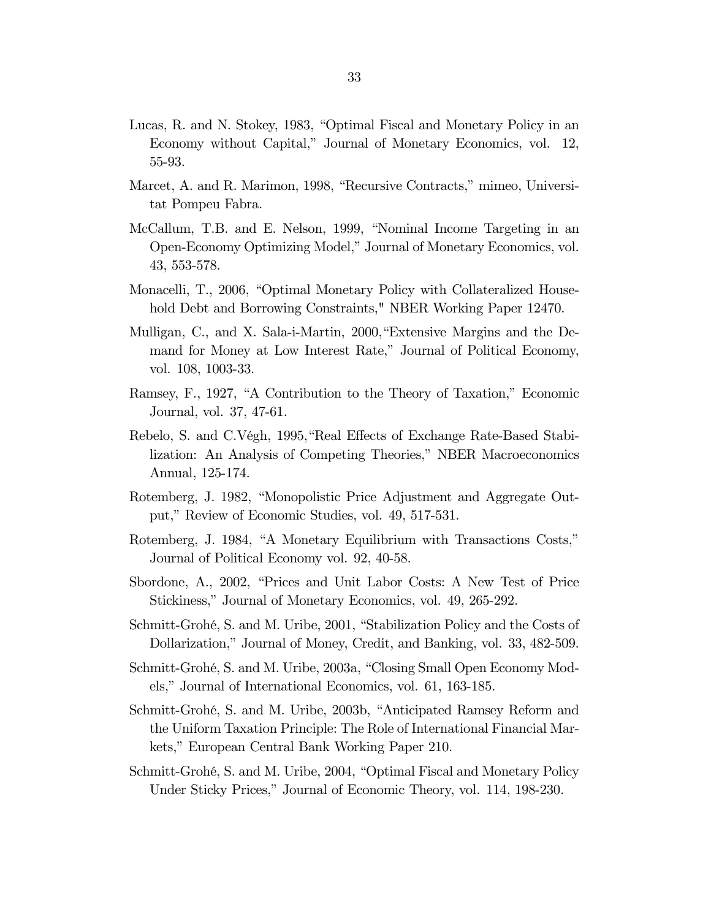Lucas, R. and N. Stokey, 1983, "Optimal Fiscal and Monetary Policy in an Economy without Capital," Journal of Monetary Economics, vol. 12, 55-93.

Marcet, A. and R. Marimon, 1998, "Recursive Contracts," mimeo, Universitat Pompeu Fabra.

McCallum, T.B. and E. Nelson, 1999, "Nominal Income Targeting in an Open-Economy Optimizing Model," Journal of Monetary Economics, vol. 43, 553-578.

Monacelli, T., 2006, "Optimal Monetary Policy with Collateralized Household Debt and Borrowing Constraints," NBER Working Paper 12470.

Mulligan, C., and X. Sala-i-Martin, 2000, "Extensive Margins and the Demand for Money at Low Interest Rate," Journal of Political Economy, vol. 108, 1003-33.

Ramsey, F., 1927, "A Contribution to the Theory of Taxation," Economic Journal, vol. 37, 47-61.

Rebelo, S. and C.Végh, 1995, "Real Effects of Exchange Rate-Based Stabilization: An Analysis of Competing Theories," NBER Macroeconomics Annual, 125-174.

Rotemberg, J. 1982, "Monopolistic Price Adjustment and Aggregate Output," Review of Economic Studies, vol. 49, 517-531.

Rotemberg, J. 1984, "A Monetary Equilibrium with Transactions Costs," Journal of Political Economy vol. 92, 40-58.

Sbordone, A., 2002, "Prices and Unit Labor Costs: A New Test of Price Stickiness," Journal of Monetary Economics, vol. 49, 265-292.

Schmitt-Grohé, S. and M. Uribe, 2001, "Stabilization Policy and the Costs of Dollarization," Journal of Money, Credit, and Banking, vol. 33, 482-509.

Schmitt-Grohé, S. and M. Uribe, 2003a, "Closing Small Open Economy Models," Journal of International Economics, vol. 61, 163-185.

Schmitt-Grohé, S. and M. Uribe, 2003b, "Anticipated Ramsey Reform and the Uniform Taxation Principle: The Role of International Financial Markets," European Central Bank Working Paper 210.

Schmitt-Grohé, S. and M. Uribe, 2004, "Optimal Fiscal and Monetary Policy Under Sticky Prices," Journal of Economic Theory, vol. 114, 198-230.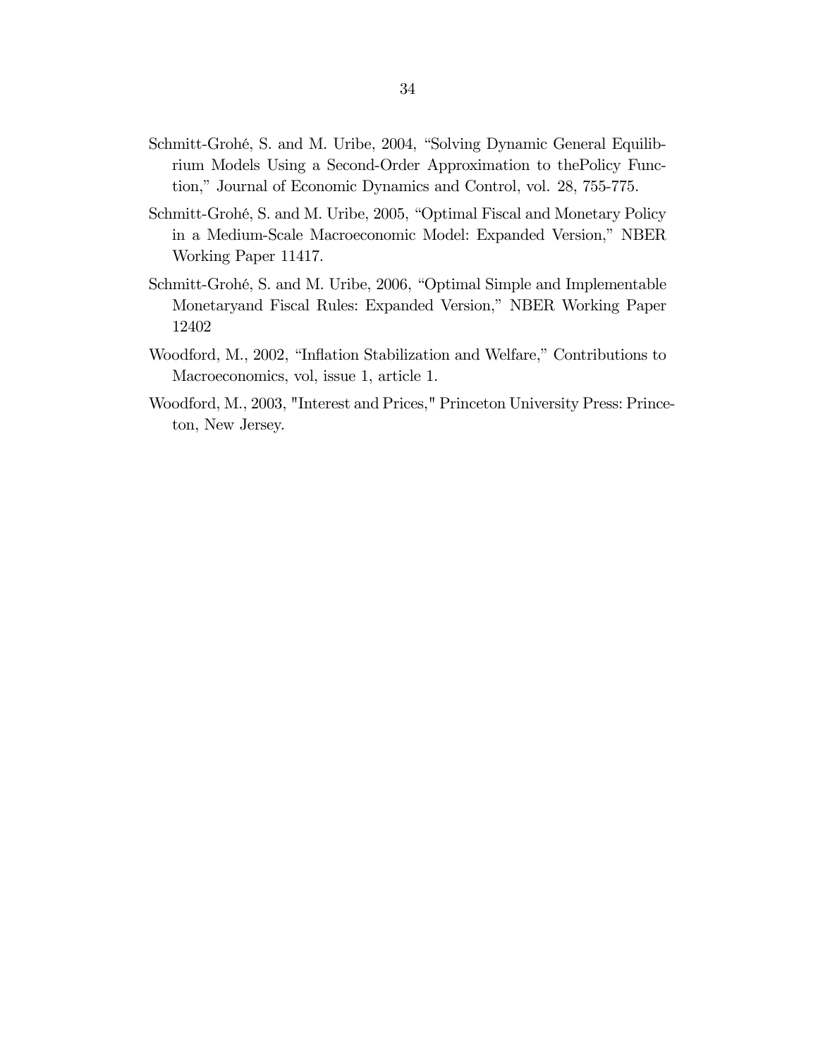Schmitt-Grohé, S. and M. Uribe, 2004, "Solving Dynamic General Equilibrium Models Using a Second-Order Approximation to thePolicy Function," Journal of Economic Dynamics and Control, vol. 28, 755-775.

Schmitt-Grohé, S. and M. Uribe, 2005, "Optimal Fiscal and Monetary Policy in a Medium-Scale Macroeconomic Model: Expanded Version," NBER Working Paper 11417.

Schmitt-Grohé, S. and M. Uribe, 2006, "Optimal Simple and Implementable Monetaryand Fiscal Rules: Expanded Version," NBER Working Paper 12402

Woodford, M., 2002, "Inflation Stabilization and Welfare," Contributions to Macroeconomics, vol, issue 1, article 1.

Woodford, M., 2003, "Interest and Prices," Princeton University Press: Princeton, New Jersey.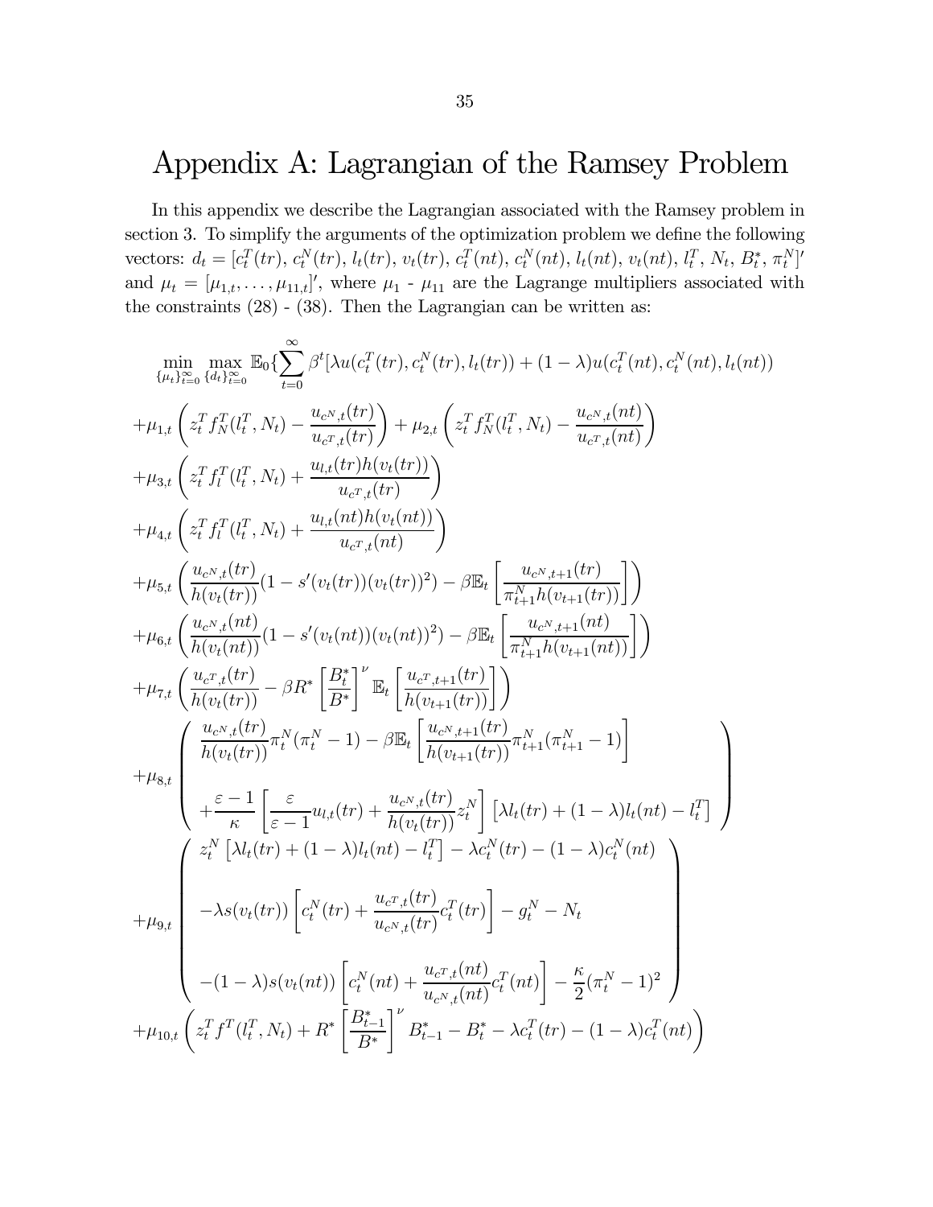# Appendix A: Lagrangian of the Ramsey Problem

In this appendix we describe the Lagrangian associated with the Ramsey problem in section 3. To simplify the arguments of the optimization problem we define the following vectors: $d_t = [c_t^T(tr), c_t^N(tr), l_t(tr), v_t(tr), c_t^T(nt), c_t^N(nt), l_t(nt), v_t(nt), l_t^T, N_t, B_t^*, \pi_t^N]'$ and $\mu_t = [\mu_{1,t}, \ldots, \mu_{11,t}]'$, where $\mu_1$ - $\mu_{11}$ are the Lagrange multipliers associated with the constraints (28) - (38). Then the Lagrangian can be written as:

$$
\min_{\{\mu_t\}_{t=0}^{\infty}} \max_{\{d_t\}_{t=0}^{\infty}} \mathbb{E}_0 \{ \sum_{t=0}^{\infty} \beta^t [\lambda u(c_t^T(tr), c_t^N(tr), l_t(tr)) + (1-\lambda) u(c_t^T(nt), c_t^N(nt), l_t(nt))
$$

$$
+\mu_{1,t}\left( z_t^T f_N^T(l_t^T, N_t) - \frac{u_{c^N,t}(tr)}{u_{c^T,t}(tr)} \right) + \mu_{2,t}\left( z_t^T f_N^T(l_t^T, N_t) - \frac{u_{c^N,t}(nt)}{u_{c^T,t}(nt)} \right)
$$

$$
+\mu_{3,t}\left( z_t^T f_l^T(l_t^T, N_t) + \frac{u_{l,t}(tr) h(v_t(tr))}{u_{c^T,t}(tr)} \right)
$$

$$
+\mu_{4,t}\left( z_t^T f_l^T(l_t^T, N_t) + \frac{u_{l,t}(nt) h(v_t(nt))}{u_{c^T,t}(nt)} \right)
$$

$$
+\mu_{5,t}\left( \frac{u_{c^N,t}(tr)}{h(v_t(tr))}(1 - s'(v_t(tr))(v_t(tr))^2) - \beta \mathbb{E}_t \left[ \frac{u_{c^N,t+1}(tr)}{\pi_{t+1}^N h(v_{t+1}(tr))} \right] \right)
$$

$$
+\mu_{6,t}\left( \frac{u_{c^N,t}(nt)}{h(v_t(nt))}(1 - s'(v_t(nt))(v_t(nt))^2) - \beta \mathbb{E}_t \left[ \frac{u_{c^N,t+1}(nt)}{\pi_{t+1}^N h(v_{t+1}(nt))} \right] \right)
$$

$$
+\mu_{7,t}\left( \frac{u_{c^T,t}(tr)}{h(v_t(tr))} - \beta R^* \left[ \frac{B_t^*}{B^*} \right]^{\nu} \mathbb{E}_t \left[ \frac{u_{c^T,t+1}(tr)}{h(v_{t+1}(tr))} \right] \right)
$$

$$
+\mu_{8,t}\left( \begin{array}{l} \dfrac{u_{c^N,t}(tr)}{h(v_t(tr))} \pi_t^N (\pi_t^N - 1) - \beta \mathbb{E}_t \left[ \dfrac{u_{c^N,t+1}(tr)}{h(v_{t+1}(tr))} \pi_{t+1}^N (\pi_{t+1}^N - 1) \right] \\ + \dfrac{\varepsilon - 1}{\kappa} \left[ \dfrac{\varepsilon}{\varepsilon - 1} u_{l,t}(tr) + \dfrac{u_{c^N,t}(tr)}{h(v_t(tr))} z_t^N \right] \left[ \lambda l_t(tr) + (1-\lambda) l_t(nt) - l_t^T \right] \end{array} \right)
$$

$$
+\mu_{9,t}\left( \begin{array}{l} z_t^N \left[ \lambda l_t(tr) + (1-\lambda) l_t(nt) - l_t^T \right] - \lambda c_t^N(tr) - (1-\lambda) c_t^N(nt) \\ -\lambda s(v_t(tr)) \left[ c_t^N(tr) + \dfrac{u_{c^T,t}(tr)}{u_{c^N,t}(tr)} c_t^T(tr) \right] - g_t^N - N_t \\ -(1-\lambda) s(v_t(nt)) \left[ c_t^N(nt) + \dfrac{u_{c^T,t}(nt)}{u_{c^N,t}(nt)} c_t^T(nt) \right] - \dfrac{\kappa}{2} (\pi_t^N - 1)^2 \end{array} \right)
$$

$$
+\mu_{10,t}\left( z_t^T f^T(l_t^T, N_t) + R^* \left[ \frac{B_{t-1}^*}{B^*} \right]^{\nu} B_{t-1}^* - B_t^* - \lambda c_t^T(tr) - (1-\lambda) c_t^T(nt) \right)
$$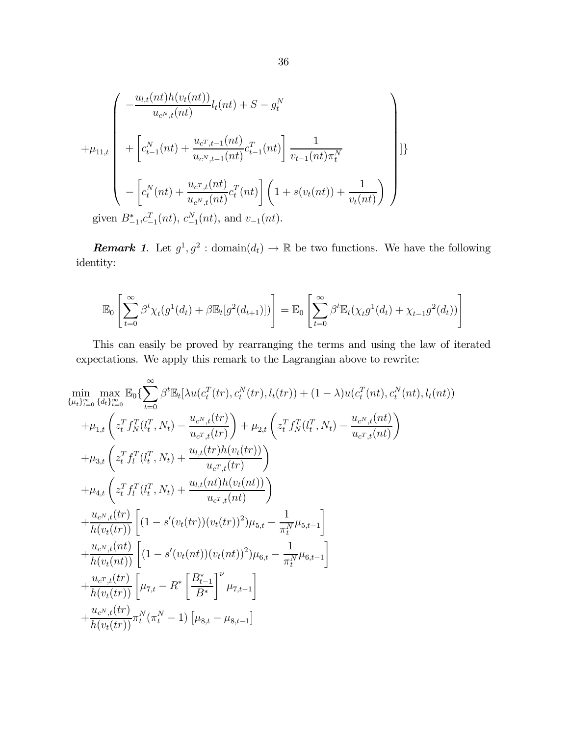$$
+\mu_{11,t}\left(\begin{array}{l}
-\dfrac{u_{l,t}(nt)h(v_t(nt))}{u_{c^N,t}(nt)}l_t(nt)+S-g_t^N \\[2ex]
+\left[c_{t-1}^N(nt)+\dfrac{u_{c^T,t-1}(nt)}{u_{c^N,t-1}(nt)}c_{t-1}^T(nt)\right]\dfrac{1}{v_{t-1}(nt)\pi_t^N} \\[2ex]
-\left[c_t^N(nt)+\dfrac{u_{c^T,t}(nt)}{u_{c^N,t}(nt)}c_t^T(nt)\right]\left(1+s(v_t(nt))+\dfrac{1}{v_t(nt)}\right)
\end{array}\right)]\}
$$

given $B_{-1}^*$,$c_{-1}^T(nt)$, $c_{-1}^N(nt)$, and $v_{-1}(nt)$.

***Remark 1***. Let $g^1, g^2 : \text{domain}(d_t) \to \mathbb{R}$ be two functions. We have the following identity:

$$
\mathbb{E}_0\left[\sum_{t=0}^{\infty}\beta^t\chi_t(g^1(d_t)+\beta\mathbb{E}_t[g^2(d_{t+1})])\right]=\mathbb{E}_0\left[\sum_{t=0}^{\infty}\beta^t\mathbb{E}_t(\chi_t g^1(d_t)+\chi_{t-1}g^2(d_t))\right]
$$

This can easily be proved by rearranging the terms and using the law of iterated expectations. We apply this remark to the Lagrangian above to rewrite:

$$
\begin{aligned}
\min_{\{\mu_t\}_{t=0}^{\infty}}\max_{\{d_t\}_{t=0}^{\infty}}\ &\mathbb{E}_0\{\sum_{t=0}^{\infty}\beta^t\mathbb{E}_t[\lambda u(c_t^T(tr),c_t^N(tr),l_t(tr))+(1-\lambda)u(c_t^T(nt),c_t^N(nt),l_t(nt)) \\
&+\mu_{1,t}\left(z_t^T f_N^T(l_t^T,N_t)-\frac{u_{c^N,t}(tr)}{u_{c^T,t}(tr)}\right)+\mu_{2,t}\left(z_t^T f_N^T(l_t^T,N_t)-\frac{u_{c^N,t}(nt)}{u_{c^T,t}(nt)}\right) \\
&+\mu_{3,t}\left(z_t^T f_l^T(l_t^T,N_t)+\frac{u_{l,t}(tr)h(v_t(tr))}{u_{c^T,t}(tr)}\right) \\
&+\mu_{4,t}\left(z_t^T f_l^T(l_t^T,N_t)+\frac{u_{l,t}(nt)h(v_t(nt))}{u_{c^T,t}(nt)}\right) \\
&+\frac{u_{c^N,t}(tr)}{h(v_t(tr))}\left[(1-s'(v_t(tr))(v_t(tr))^2)\mu_{5,t}-\frac{1}{\pi_t^N}\mu_{5,t-1}\right] \\
&+\frac{u_{c^N,t}(nt)}{h(v_t(nt))}\left[(1-s'(v_t(nt))(v_t(nt))^2)\mu_{6,t}-\frac{1}{\pi_t^N}\mu_{6,t-1}\right] \\
&+\frac{u_{c^T,t}(tr)}{h(v_t(tr))}\left[\mu_{7,t}-R^*\left[\frac{B_{t-1}^*}{B^*}\right]^{\nu}\mu_{7,t-1}\right] \\
&+\frac{u_{c^N,t}(tr)}{h(v_t(tr))}\pi_t^N(\pi_t^N-1)\left[\mu_{8,t}-\mu_{8,t-1}\right]
\end{aligned}
$$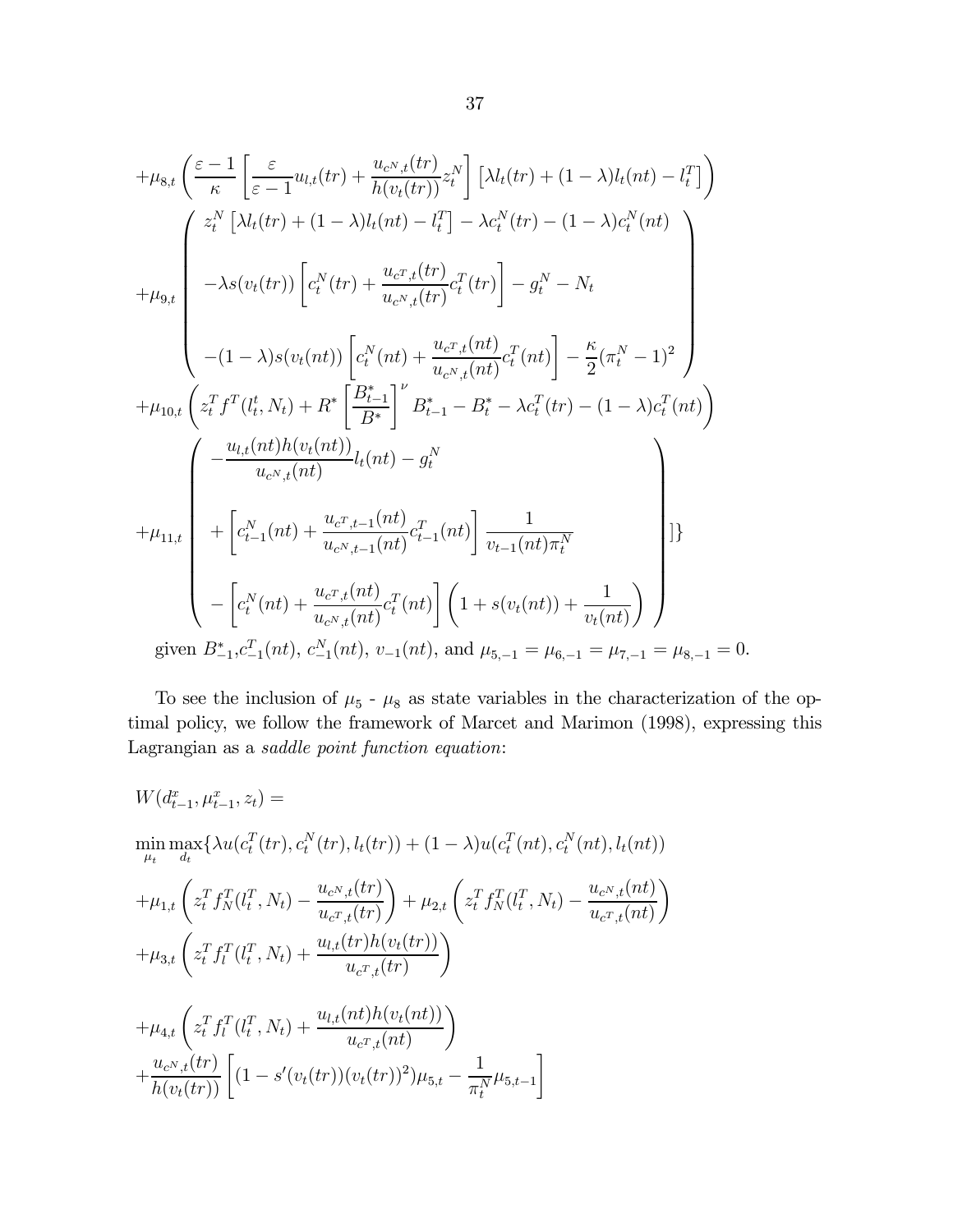$$
\begin{aligned}
&+\mu_{8,t}\left(\frac{\varepsilon-1}{\kappa}\left[\frac{\varepsilon}{\varepsilon-1}u_{l,t}(tr)+\frac{u_{c^N,t}(tr)}{h(v_t(tr))}z_t^N\right]\left[\lambda l_t(tr)+(1-\lambda)l_t(nt)-l_t^T\right]\right) \\
&+\mu_{9,t}\left(\begin{array}{l}
z_t^N\left[\lambda l_t(tr)+(1-\lambda)l_t(nt)-l_t^T\right]-\lambda c_t^N(tr)-(1-\lambda)c_t^N(nt) \\
\\
-\lambda s(v_t(tr))\left[c_t^N(tr)+\dfrac{u_{c^T,t}(tr)}{u_{c^N,t}(tr)}c_t^T(tr)\right]-g_t^N-N_t \\
\\
-(1-\lambda)s(v_t(nt))\left[c_t^N(nt)+\dfrac{u_{c^T,t}(nt)}{u_{c^N,t}(nt)}c_t^T(nt)\right]-\dfrac{\kappa}{2}(\pi_t^N-1)^2
\end{array}\right) \\
&+\mu_{10,t}\left(z_t^T f^T(l_t^t,N_t)+R^*\left[\frac{B_{t-1}^*}{B^*}\right]^{\nu}B_{t-1}^*-B_t^*-\lambda c_t^T(tr)-(1-\lambda)c_t^T(nt)\right) \\
&+\mu_{11,t}\left(\begin{array}{l}
-\dfrac{u_{l,t}(nt)h(v_t(nt))}{u_{c^N,t}(nt)}l_t(nt)-g_t^N \\
\\
+\left[c_{t-1}^N(nt)+\dfrac{u_{c^T,t-1}(nt)}{u_{c^N,t-1}(nt)}c_{t-1}^T(nt)\right]\dfrac{1}{v_{t-1}(nt)\pi_t^N} \\
\\
-\left[c_t^N(nt)+\dfrac{u_{c^T,t}(nt)}{u_{c^N,t}(nt)}c_t^T(nt)\right]\left(1+s(v_t(nt))+\dfrac{1}{v_t(nt)}\right)
\end{array}\right)]\}
\end{aligned}
$$

given $B_{-1}^*, c_{-1}^T(nt)$, $c_{-1}^N(nt)$, $v_{-1}(nt)$, and $\mu_{5,-1}=\mu_{6,-1}=\mu_{7,-1}=\mu_{8,-1}=0$.

To see the inclusion of $\mu_5$ - $\mu_8$ as state variables in the characterization of the optimal policy, we follow the framework of Marcet and Marimon (1998), expressing this Lagrangian as a *saddle point function equation*:

$$
\begin{aligned}
&W(d_{t-1}^x,\mu_{t-1}^x,z_t)= \\
&\min_{\mu_t}\max_{d_t}\{\lambda u(c_t^T(tr),c_t^N(tr),l_t(tr))+(1-\lambda)u(c_t^T(nt),c_t^N(nt),l_t(nt)) \\
&+\mu_{1,t}\left(z_t^T f_N^T(l_t^T,N_t)-\frac{u_{c^N,t}(tr)}{u_{c^T,t}(tr)}\right)+\mu_{2,t}\left(z_t^T f_N^T(l_t^T,N_t)-\frac{u_{c^N,t}(nt)}{u_{c^T,t}(nt)}\right) \\
&+\mu_{3,t}\left(z_t^T f_l^T(l_t^T,N_t)+\frac{u_{l,t}(tr)h(v_t(tr))}{u_{c^T,t}(tr)}\right) \\
&+\mu_{4,t}\left(z_t^T f_l^T(l_t^T,N_t)+\frac{u_{l,t}(nt)h(v_t(nt))}{u_{c^T,t}(nt)}\right) \\
&+\frac{u_{c^N,t}(tr)}{h(v_t(tr))}\left[(1-s'(v_t(tr))(v_t(tr))^2)\mu_{5,t}-\frac{1}{\pi_t^N}\mu_{5,t-1}\right]
\end{aligned}
$$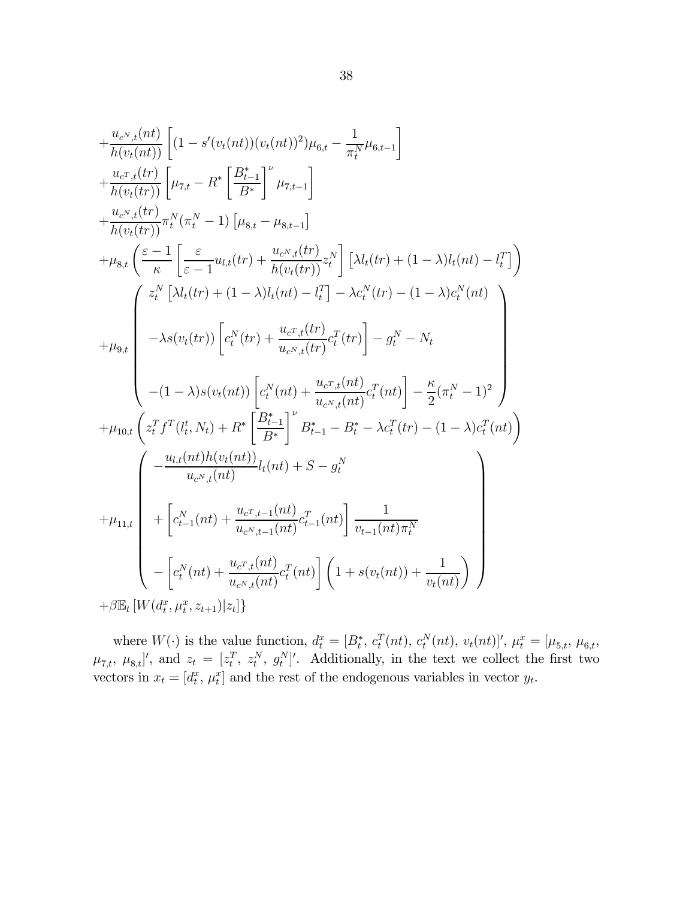$$
\begin{aligned}
&+\frac{u_{c^N,t}(nt)}{h(v_t(nt))}\left[(1-s'(v_t(nt))(v_t(nt))^2)\mu_{6,t}-\frac{1}{\pi_t^N}\mu_{6,t-1}\right] \\
&+\frac{u_{c^T,t}(tr)}{h(v_t(tr))}\left[\mu_{7,t}-R^*\left[\frac{B_{t-1}^*}{B^*}\right]^\nu \mu_{7,t-1}\right] \\
&+\frac{u_{c^N,t}(tr)}{h(v_t(tr))}\pi_t^N(\pi_t^N-1)\left[\mu_{8,t}-\mu_{8,t-1}\right] \\
&+\mu_{8,t}\left(\frac{\varepsilon-1}{\kappa}\left[\frac{\varepsilon}{\varepsilon-1}u_{l,t}(tr)+\frac{u_{c^N,t}(tr)}{h(v_t(tr))}z_t^N\right]\left[\lambda l_t(tr)+(1-\lambda)l_t(nt)-l_t^T\right]\right) \\
&+\mu_{9,t}\left(\begin{array}{c}
z_t^N\left[\lambda l_t(tr)+(1-\lambda)l_t(nt)-l_t^T\right]-\lambda c_t^N(tr)-(1-\lambda)c_t^N(nt) \\[2ex]
-\lambda s(v_t(tr))\left[c_t^N(tr)+\dfrac{u_{c^T,t}(tr)}{u_{c^N,t}(tr)}c_t^T(tr)\right]-g_t^N-N_t \\[2ex]
-(1-\lambda)s(v_t(nt))\left[c_t^N(nt)+\dfrac{u_{c^T,t}(nt)}{u_{c^N,t}(nt)}c_t^T(nt)\right]-\dfrac{\kappa}{2}(\pi_t^N-1)^2
\end{array}\right) \\
&+\mu_{10,t}\left(z_t^T f^T(l_t^t,N_t)+R^*\left[\frac{B_{t-1}^*}{B^*}\right]^\nu B_{t-1}^*-B_t^*-\lambda c_t^T(tr)-(1-\lambda)c_t^T(nt)\right) \\
&+\mu_{11,t}\left(\begin{array}{c}
-\dfrac{u_{l,t}(nt)h(v_t(nt))}{u_{c^N,t}(nt)}l_t(nt)+S-g_t^N \\[2ex]
+\left[c_{t-1}^N(nt)+\dfrac{u_{c^T,t-1}(nt)}{u_{c^N,t-1}(nt)}c_{t-1}^T(nt)\right]\dfrac{1}{v_{t-1}(nt)\pi_t^N} \\[2ex]
-\left[c_t^N(nt)+\dfrac{u_{c^T,t}(nt)}{u_{c^N,t}(nt)}c_t^T(nt)\right]\left(1+s(v_t(nt))+\dfrac{1}{v_t(nt)}\right)
\end{array}\right) \\
&+\beta\mathbb{E}_t\left[W(d_t^x,\mu_t^x,z_{t+1})|z_t\right]\}
\end{aligned}
$$

where $W(\cdot)$ is the value function, $d_t^x=[B_t^*,\ c_t^T(nt),\ c_t^N(nt),\ v_t(nt)]'$, $\mu_t^x=[\mu_{5,t},\ \mu_{6,t},\ \mu_{7,t},\ \mu_{8,t}]'$, and $z_t=[z_t^T,\ z_t^N,\ g_t^N]'$. Additionally, in the text we collect the first two vectors in $x_t=[d_t^x,\ \mu_t^x]$ and the rest of the endogenous variables in vector $y_t$.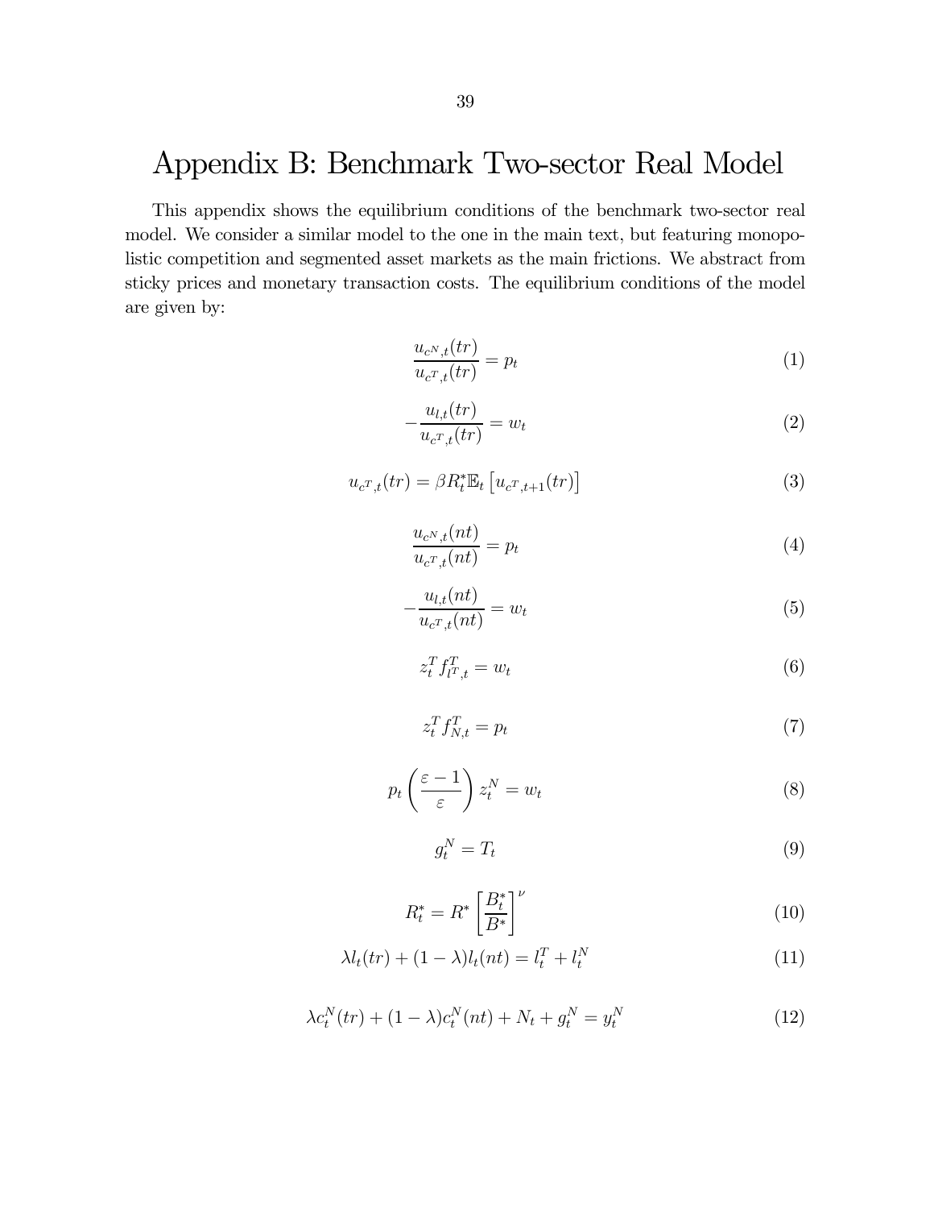# Appendix B: Benchmark Two-sector Real Model

This appendix shows the equilibrium conditions of the benchmark two-sector real model. We consider a similar model to the one in the main text, but featuring monopolistic competition and segmented asset markets as the main frictions. We abstract from sticky prices and monetary transaction costs. The equilibrium conditions of the model are given by:

$$\frac{u_{c^N,t}(tr)}{u_{c^T,t}(tr)} = p_t \tag{1}$$

$$-\frac{u_{l,t}(tr)}{u_{c^T,t}(tr)} = w_t \tag{2}$$

$$u_{c^T,t}(tr) = \beta R_t^* \mathbb{E}_t \left[ u_{c^T,t+1}(tr) \right] \tag{3}$$

$$\frac{u_{c^N,t}(nt)}{u_{c^T,t}(nt)} = p_t \tag{4}$$

$$-\frac{u_{l,t}(nt)}{u_{c^T,t}(nt)} = w_t \tag{5}$$

$$z_t^T f_{l^T,t}^T = w_t \tag{6}$$

$$z_t^T f_{N,t}^T = p_t \tag{7}$$

$$p_t \left( \frac{\varepsilon - 1}{\varepsilon} \right) z_t^N = w_t \tag{8}$$

$$g_t^N = T_t \tag{9}$$

$$R_t^* = R^* \left[ \frac{B_t^*}{B^*} \right]^{\nu} \tag{10}$$

$$\lambda l_t(tr) + (1-\lambda) l_t(nt) = l_t^T + l_t^N \tag{11}$$

$$\lambda c_t^N(tr) + (1-\lambda) c_t^N(nt) + N_t + g_t^N = y_t^N \tag{12}$$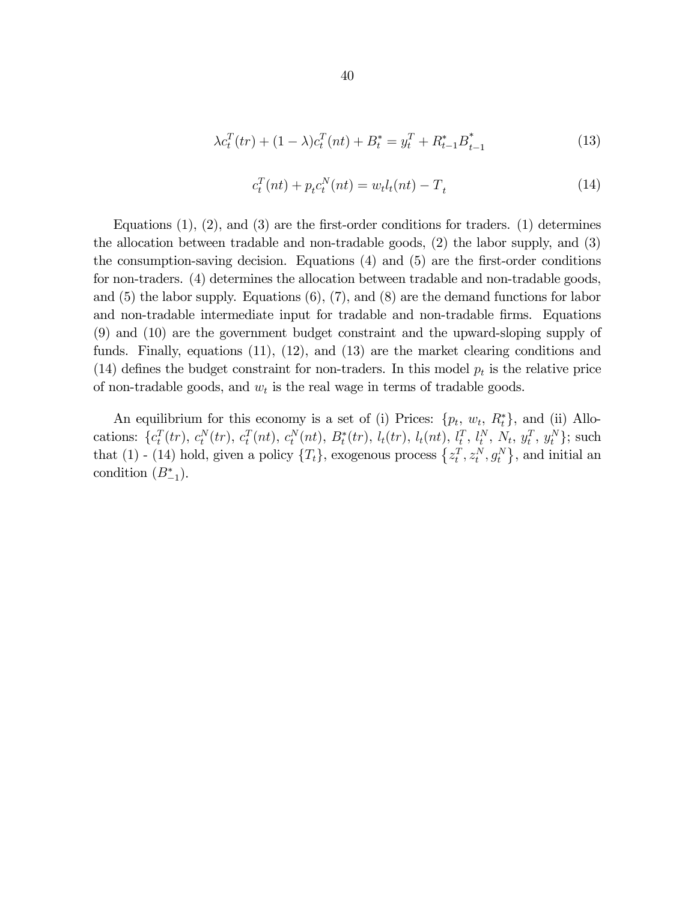$$\lambda c_t^T(tr) + (1-\lambda)c_t^T(nt) + B_t^* = y_t^T + R_{t-1}^* B_{t-1}^* \tag{13}$$

$$c_t^T(nt) + p_t c_t^N(nt) = w_t l_t(nt) - T_t \tag{14}$$

Equations (1), (2), and (3) are the first-order conditions for traders. (1) determines the allocation between tradable and non-tradable goods, (2) the labor supply, and (3) the consumption-saving decision. Equations (4) and (5) are the first-order conditions for non-traders. (4) determines the allocation between tradable and non-tradable goods, and (5) the labor supply. Equations (6), (7), and (8) are the demand functions for labor and non-tradable intermediate input for tradable and non-tradable firms. Equations (9) and (10) are the government budget constraint and the upward-sloping supply of funds. Finally, equations (11), (12), and (13) are the market clearing conditions and (14) defines the budget constraint for non-traders. In this model $p_t$ is the relative price of non-tradable goods, and $w_t$ is the real wage in terms of tradable goods.

An equilibrium for this economy is a set of (i) Prices: $\{p_t,\, w_t,\, R_t^*\}$, and (ii) Allocations: $\{c_t^T(tr),\, c_t^N(tr),\, c_t^T(nt),\, c_t^N(nt),\, B_t^*(tr),\, l_t(tr),\, l_t(nt),\, l_t^T,\, l_t^N,\, N_t,\, y_t^T,\, y_t^N\}$; such that (1) - (14) hold, given a policy $\{T_t\}$, exogenous process $\{z_t^T, z_t^N, g_t^N\}$, and initial an condition $(B_{-1}^*)$.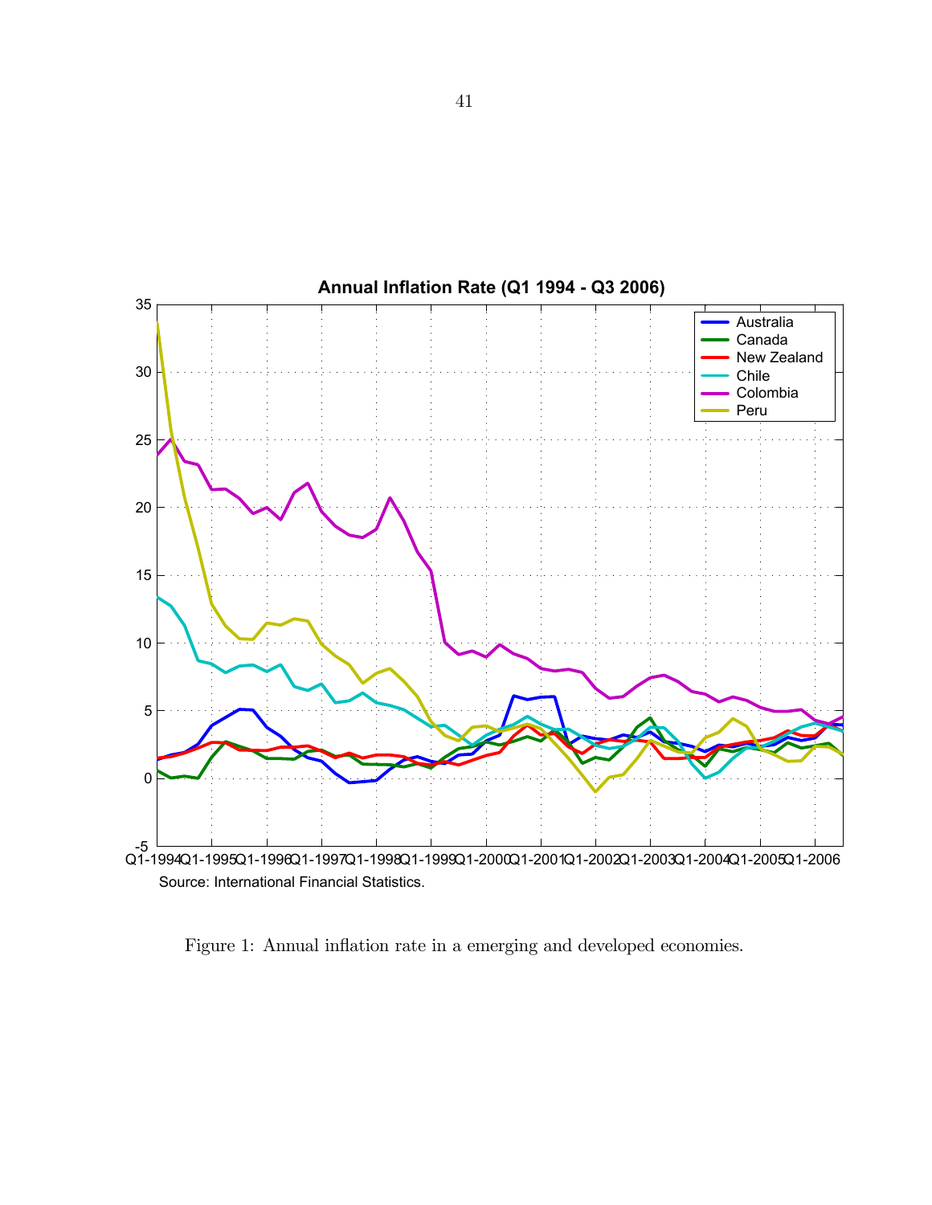Figure 1: Annual inflation rate in a emerging and developed economies.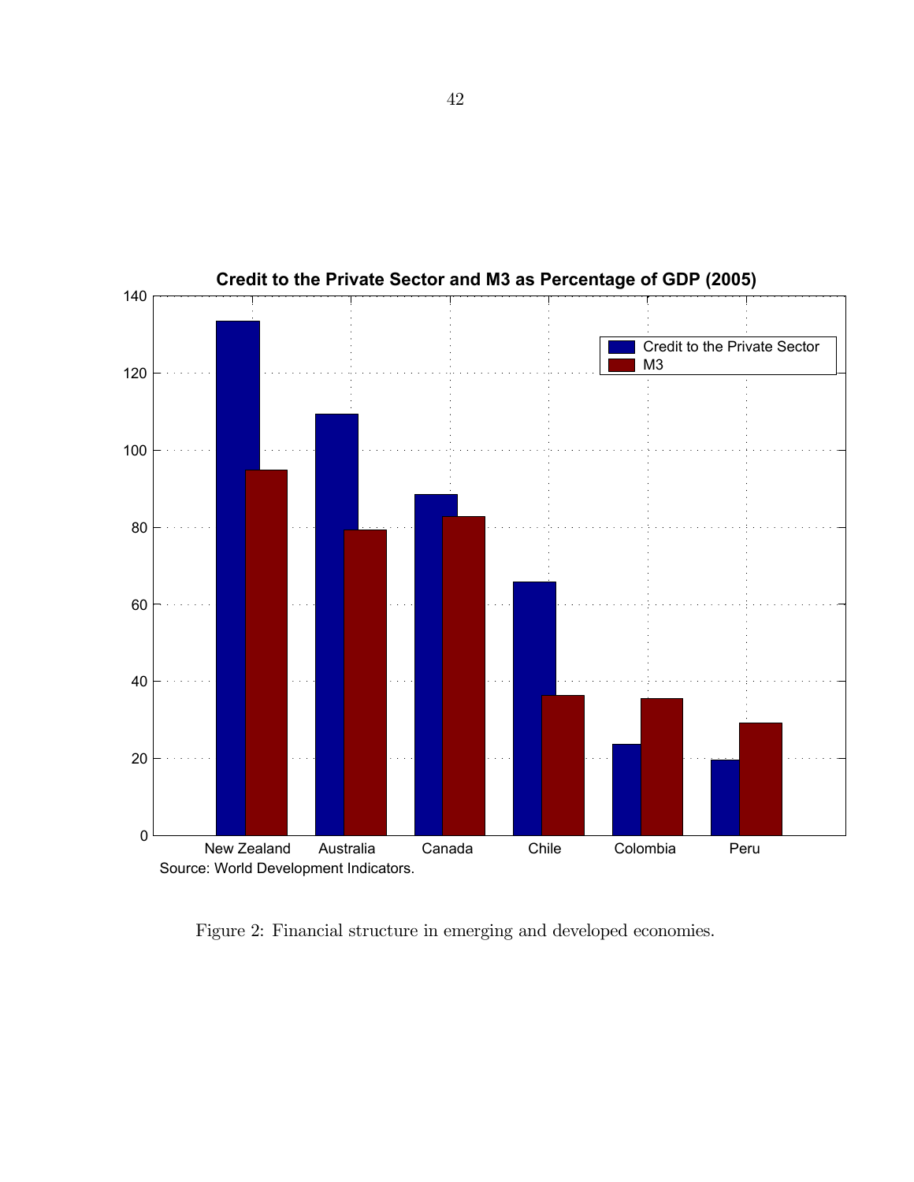Figure 2: Financial structure in emerging and developed economies.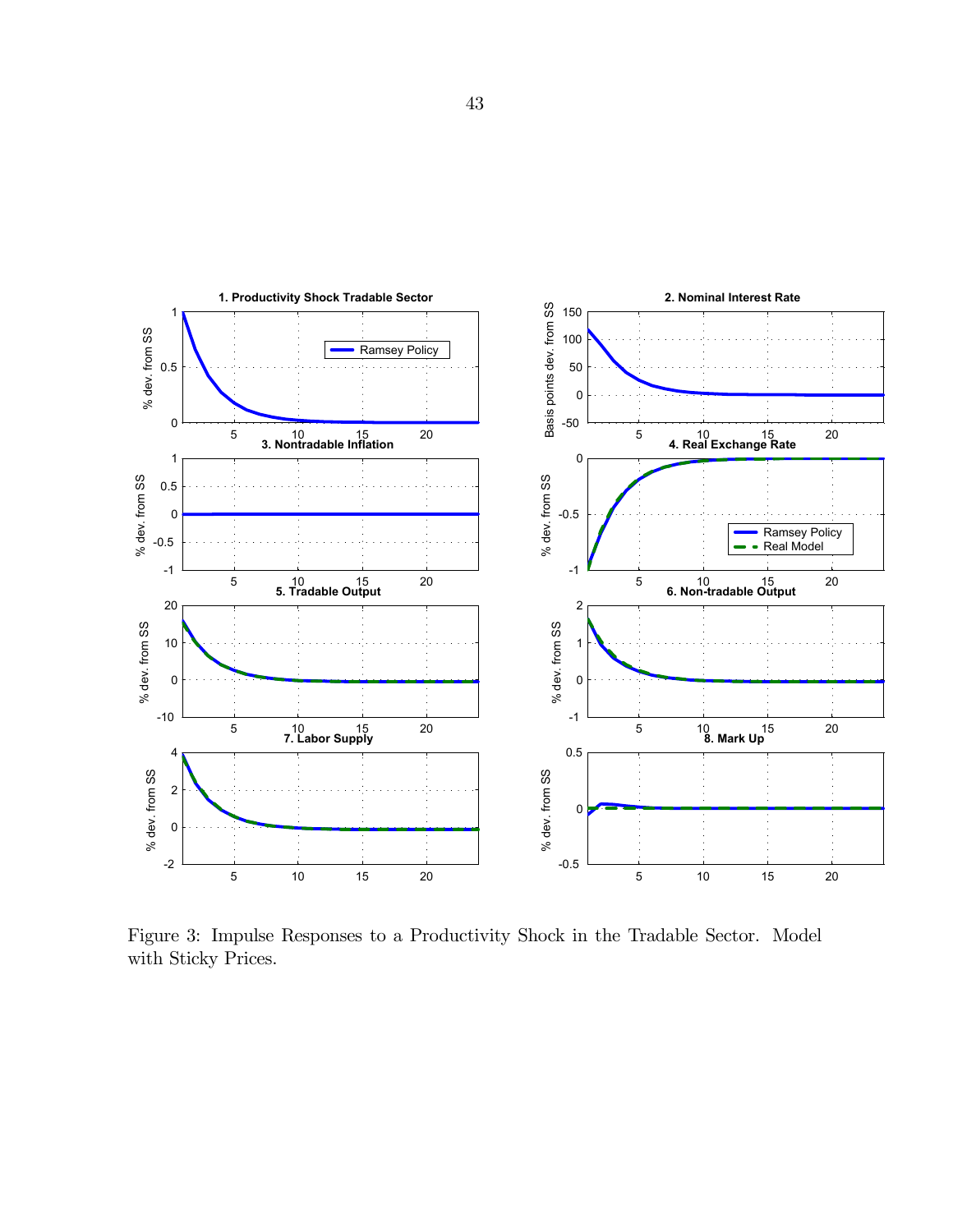Figure 3: Impulse Responses to a Productivity Shock in the Tradable Sector. Model with Sticky Prices.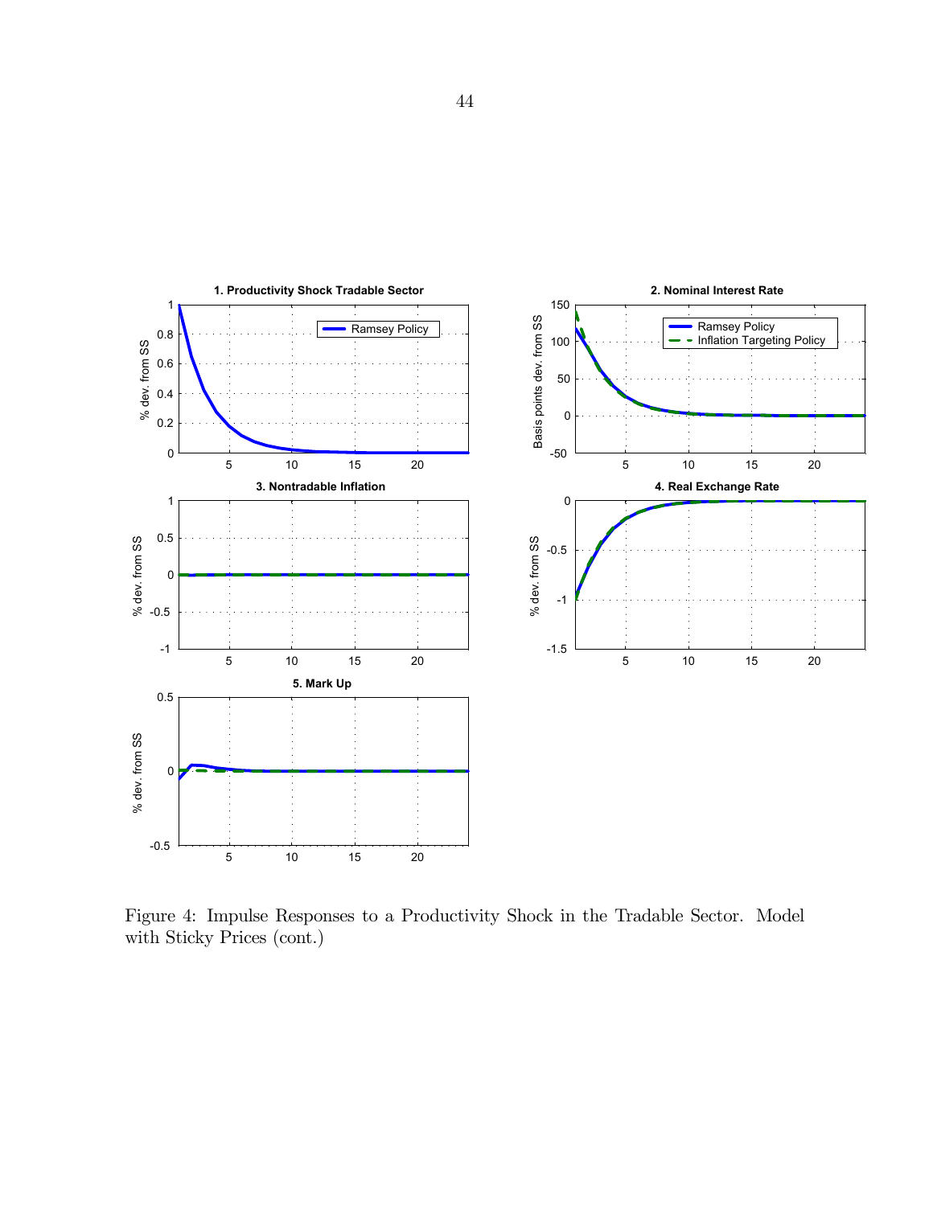Figure 4: Impulse Responses to a Productivity Shock in the Tradable Sector. Model with Sticky Prices (cont.)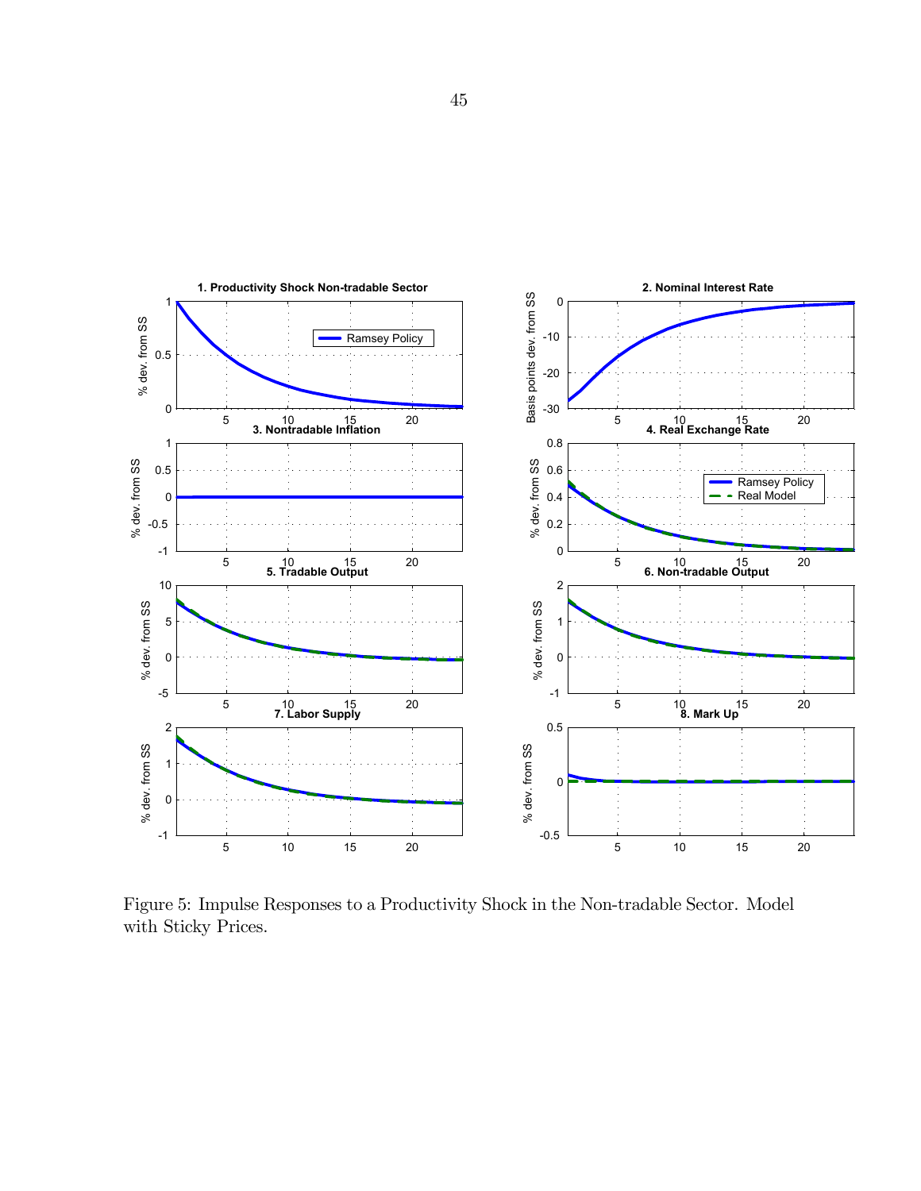Figure 5: Impulse Responses to a Productivity Shock in the Non-tradable Sector. Model with Sticky Prices.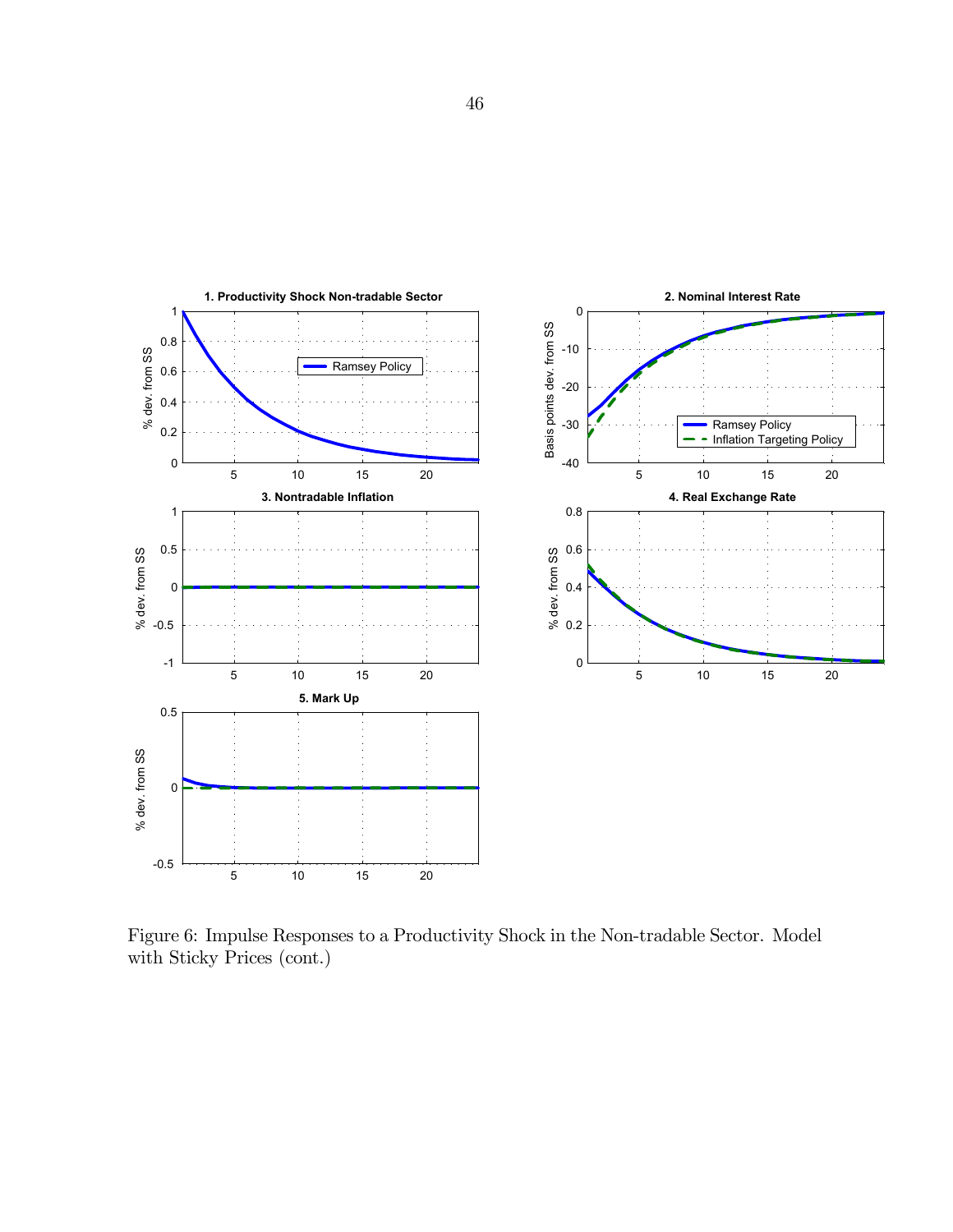Figure 6: Impulse Responses to a Productivity Shock in the Non-tradable Sector. Model with Sticky Prices (cont.)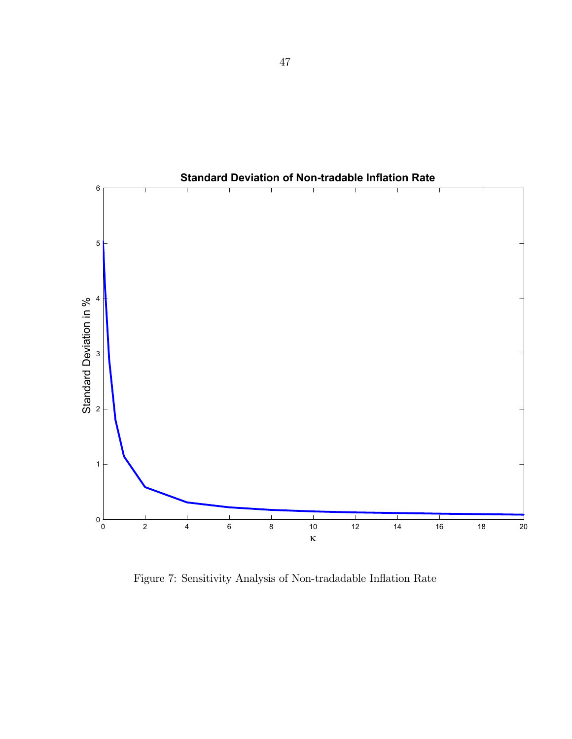Figure 7: Sensitivity Analysis of Non-tradadable Inflation Rate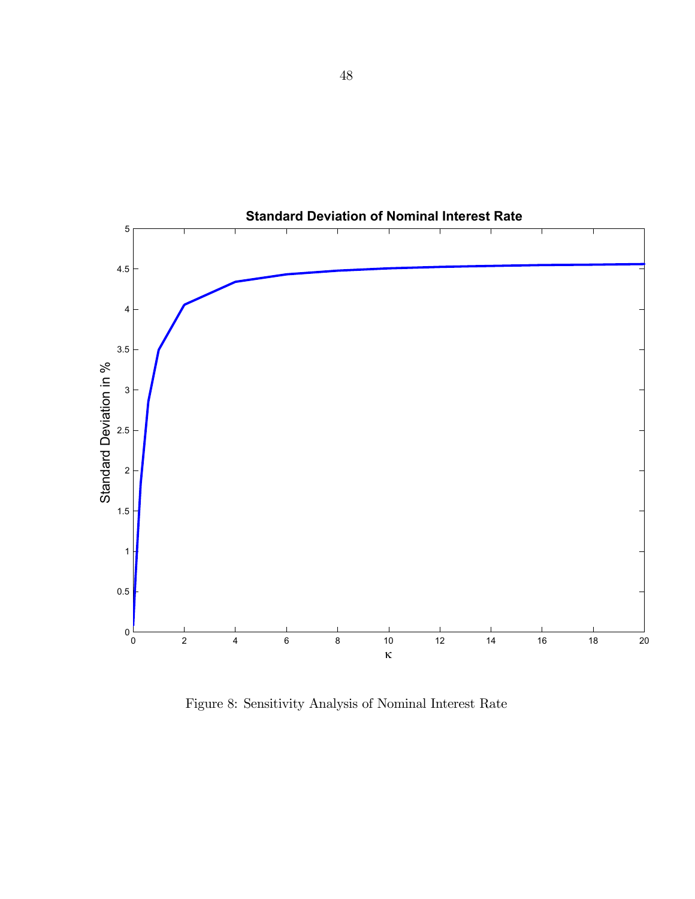Figure 8: Sensitivity Analysis of Nominal Interest Rate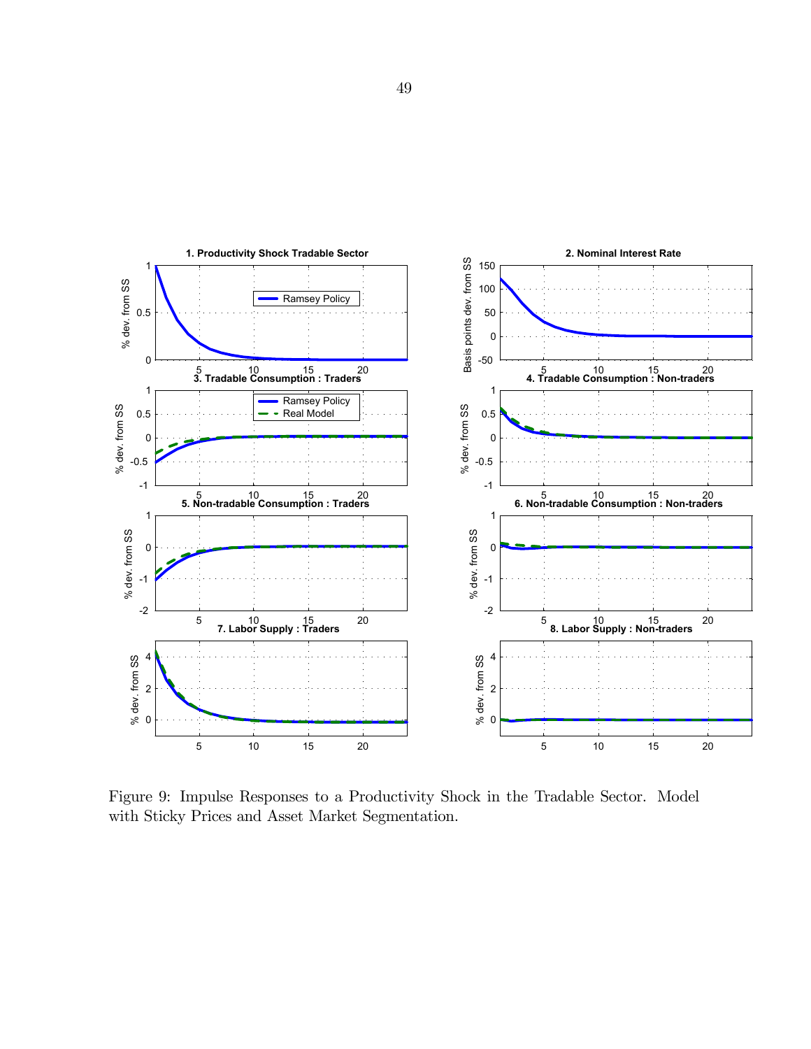Figure 9: Impulse Responses to a Productivity Shock in the Tradable Sector. Model with Sticky Prices and Asset Market Segmentation.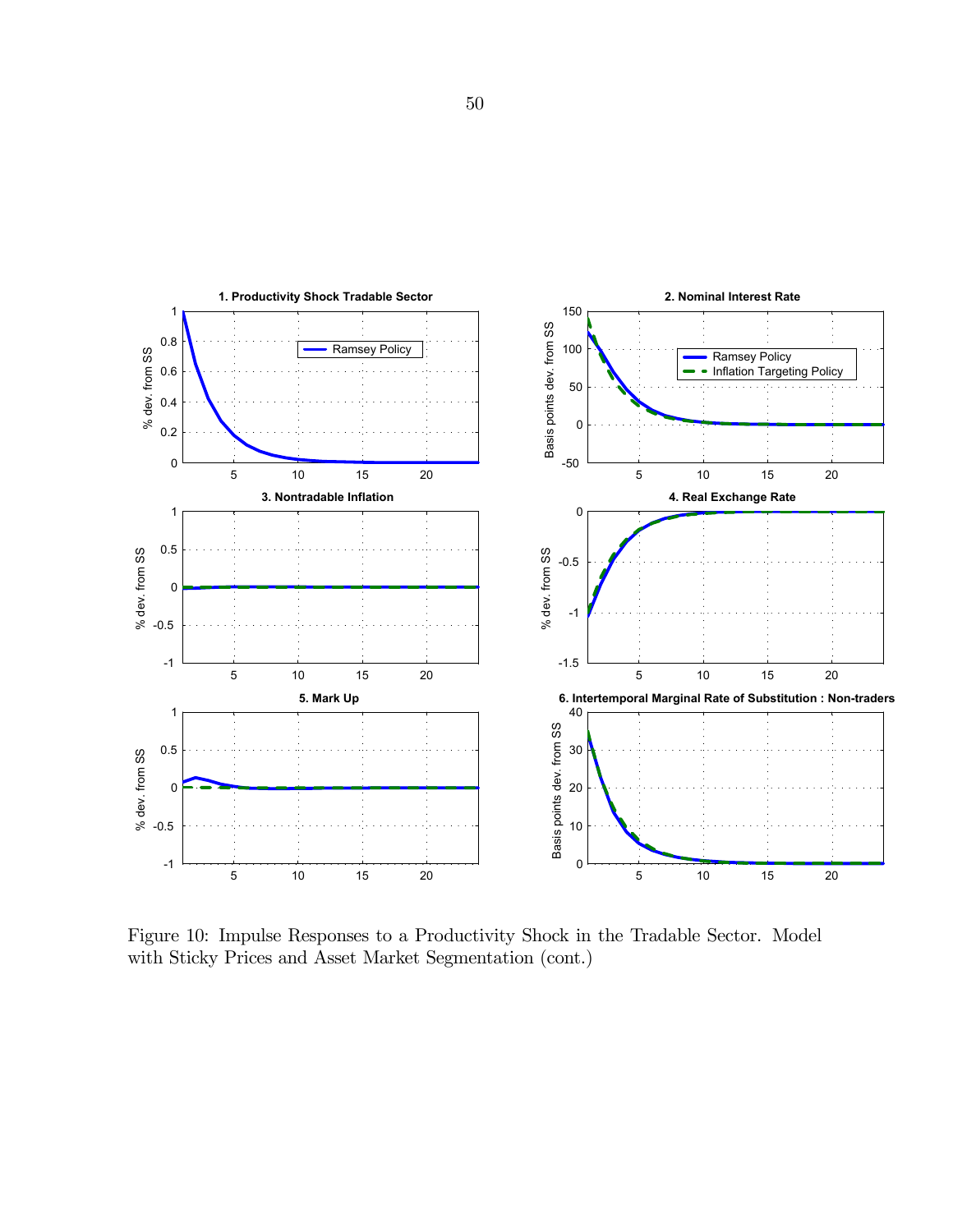Figure 10: Impulse Responses to a Productivity Shock in the Tradable Sector. Model with Sticky Prices and Asset Market Segmentation (cont.)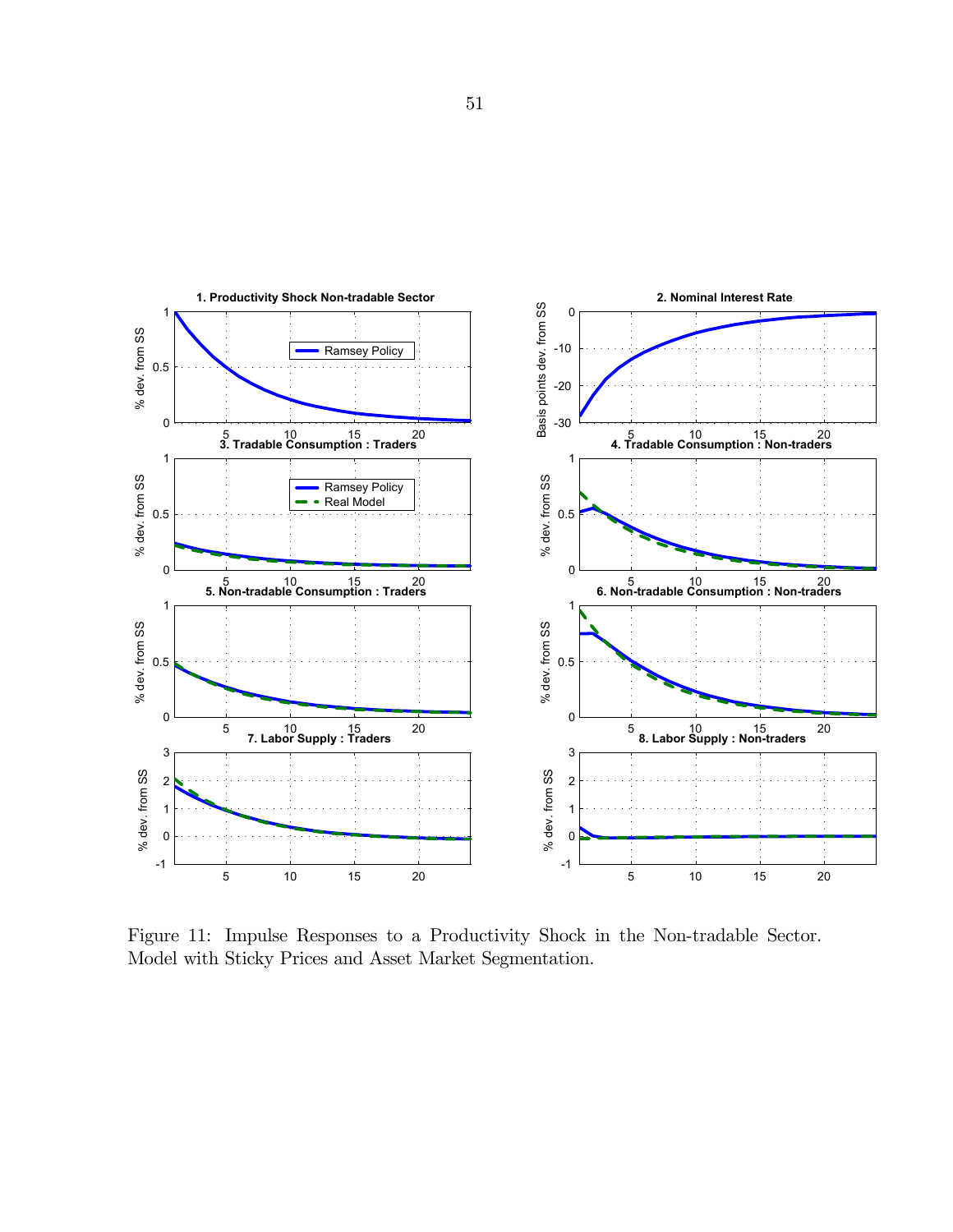Figure 11: Impulse Responses to a Productivity Shock in the Non-tradable Sector. Model with Sticky Prices and Asset Market Segmentation.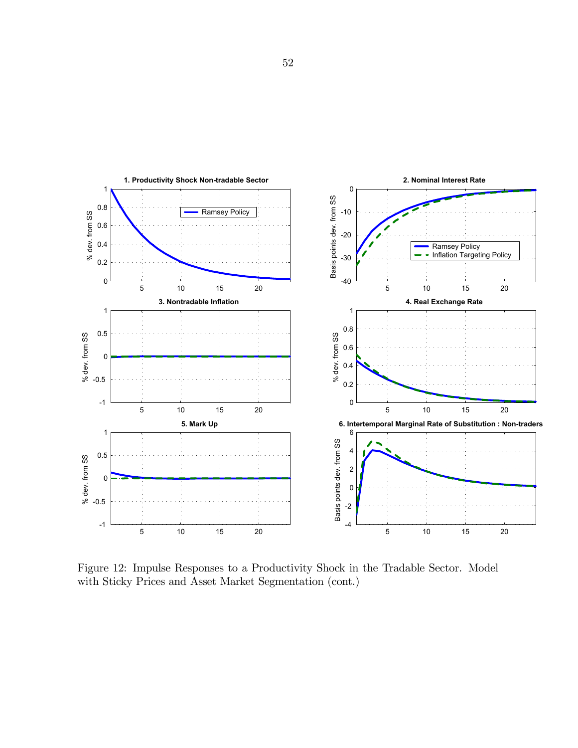Figure 12: Impulse Responses to a Productivity Shock in the Tradable Sector. Model with Sticky Prices and Asset Market Segmentation (cont.)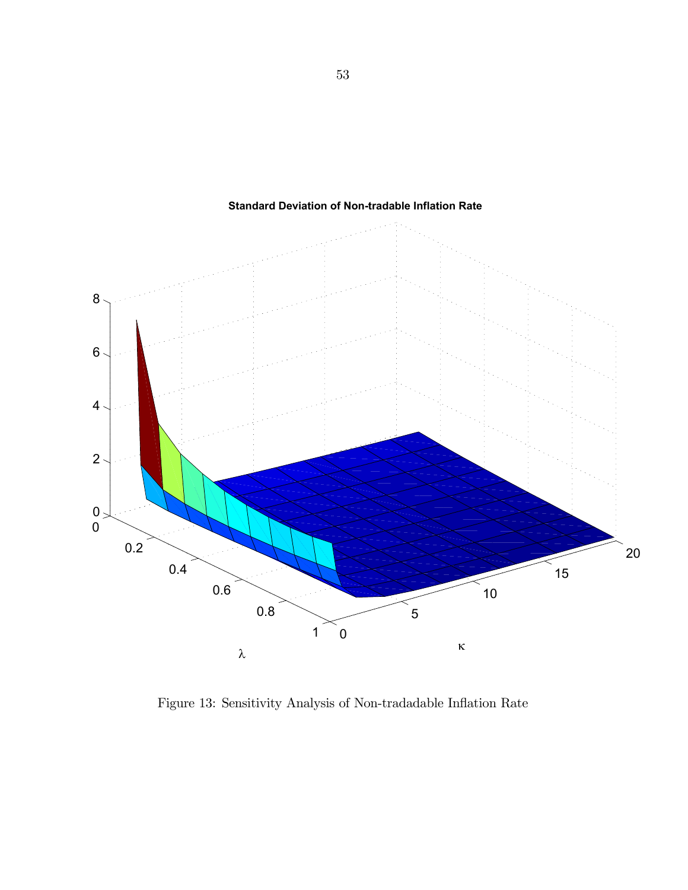Figure 13: Sensitivity Analysis of Non-tradadable Inflation Rate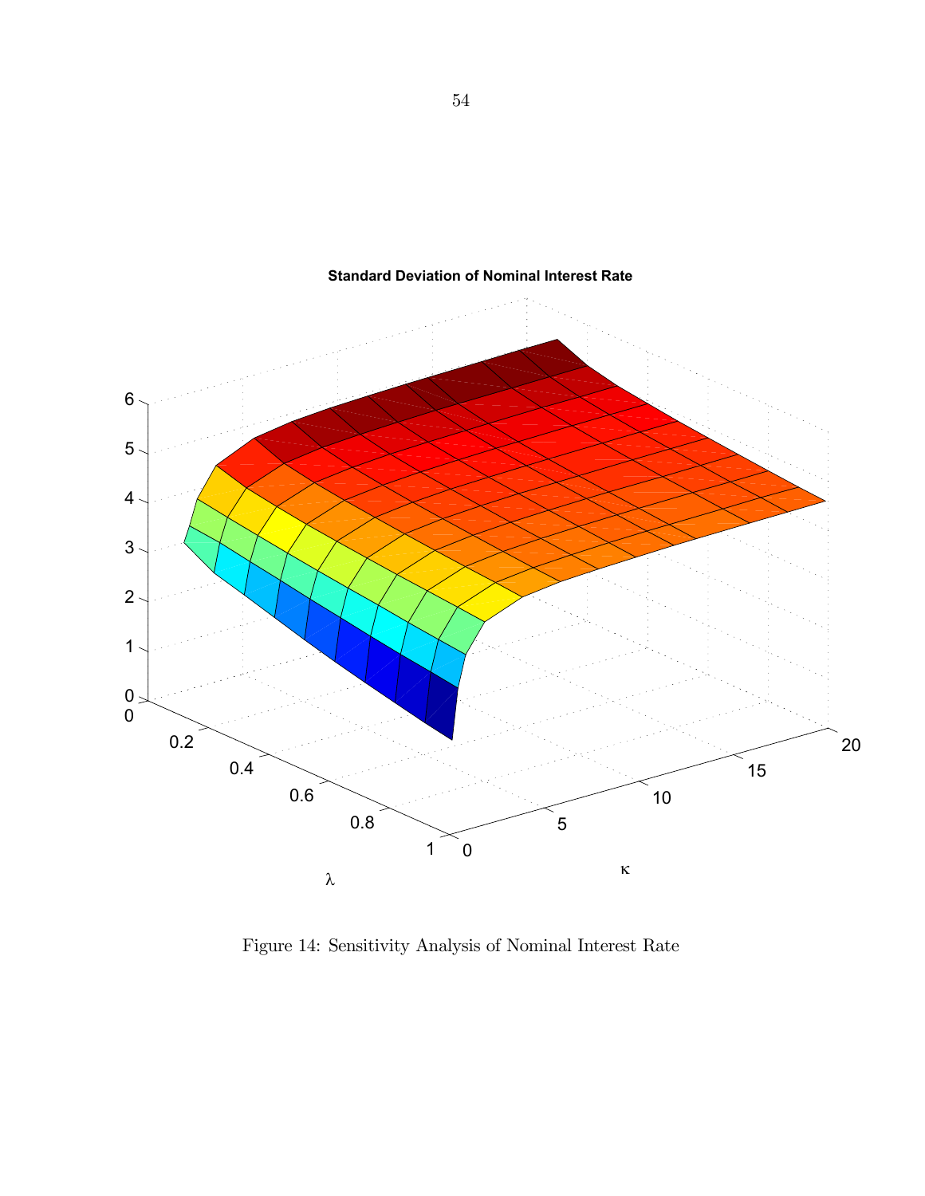Figure 14: Sensitivity Analysis of Nominal Interest Rate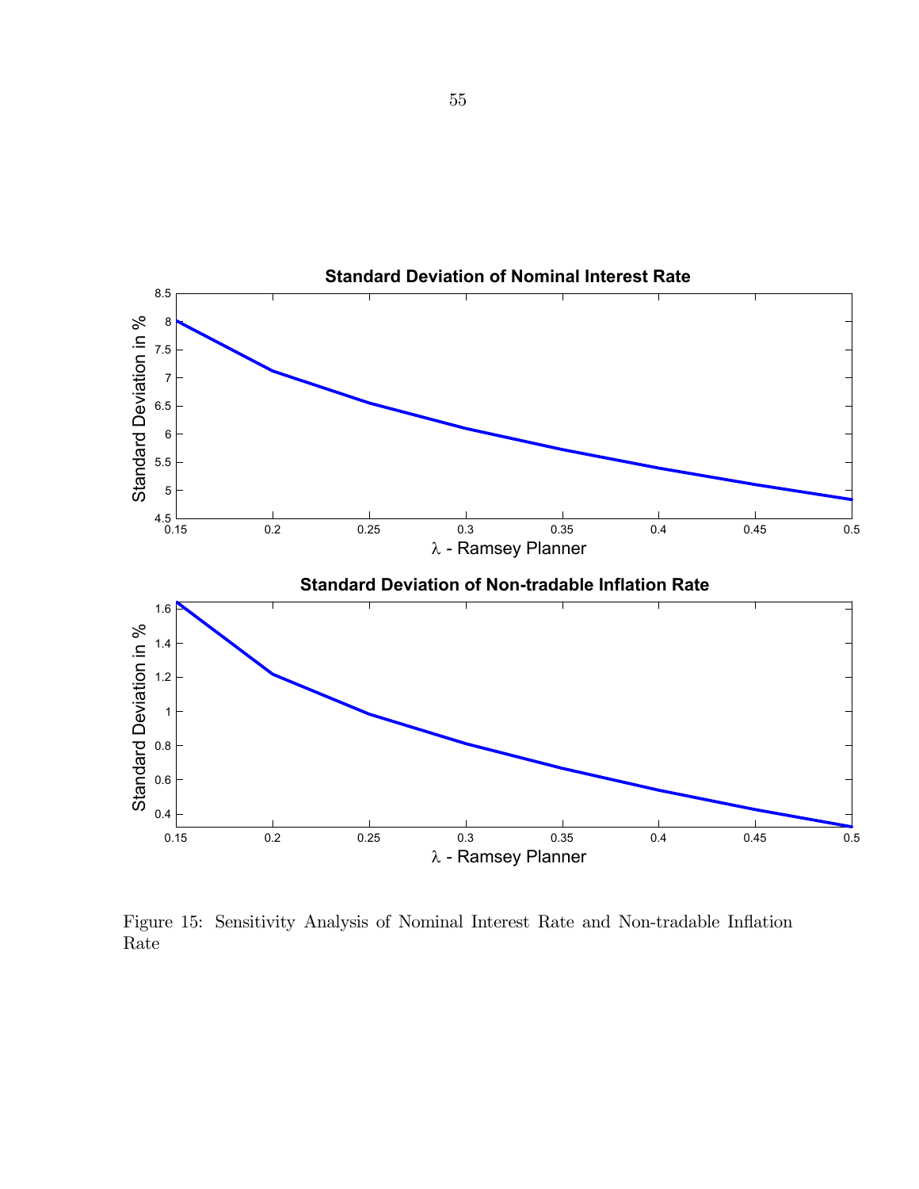Standard Deviation of Nominal Interest Rate

Standard Deviation in %

8.5
8
7.5
7
6.5
6
5.5
5
4.5

0.15 0.2 0.25 0.3 0.35 0.4 0.45 0.5

λ - Ramsey Planner

Standard Deviation of Non-tradable Inflation Rate

Standard Deviation in %

1.6
1.4
1.2
1
0.8
0.6
0.4

0.15 0.2 0.25 0.3 0.35 0.4 0.45 0.5

λ - Ramsey Planner

Figure 15: Sensitivity Analysis of Nominal Interest Rate and Non-tradable Inflation Rate